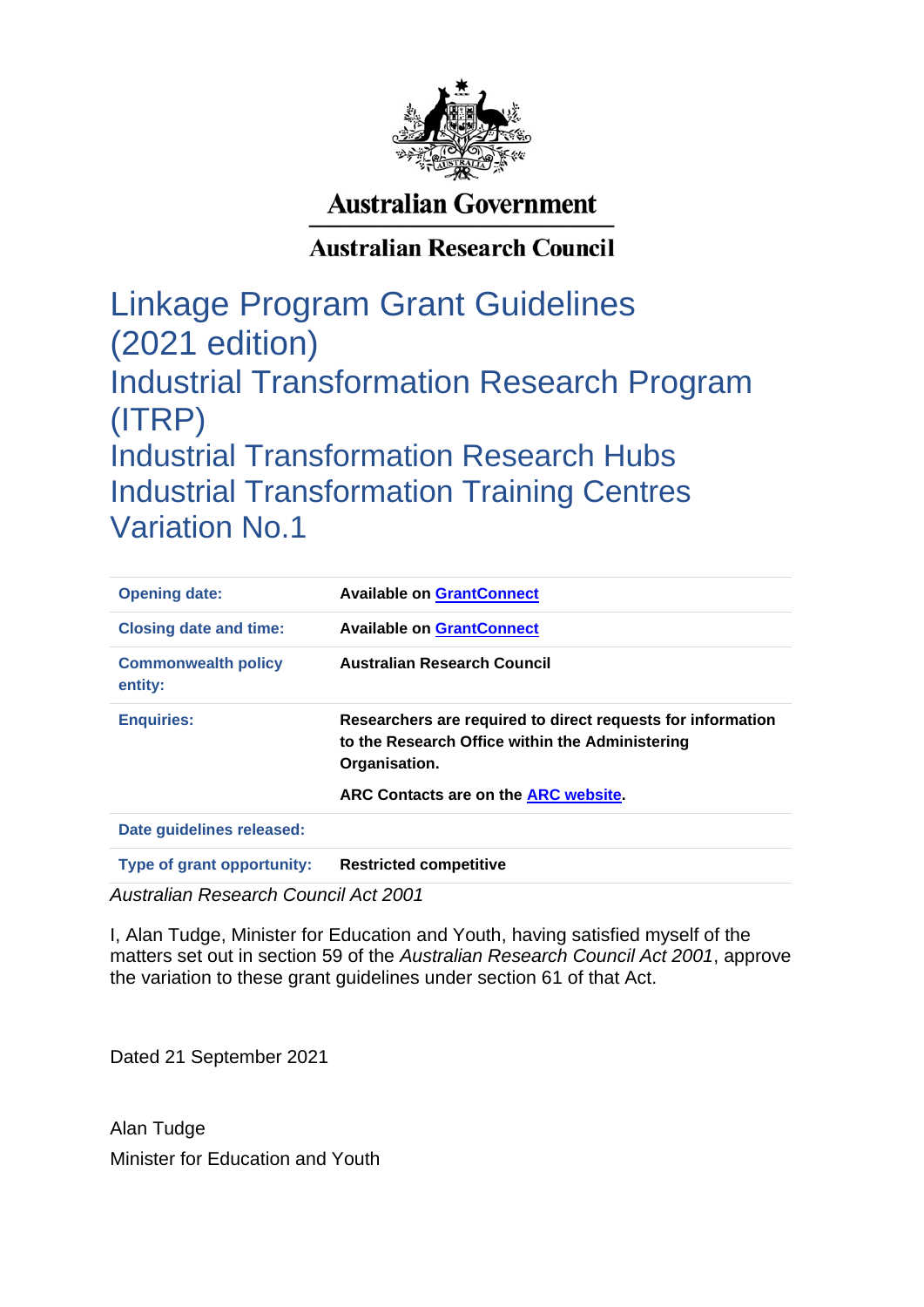Australian Government

Australian Research Council

# Linkage Program Grant Guidelines (2021 edition)
# Industrial Transformation Research Program (ITRP)
# Industrial Transformation Research Hubs
# Industrial Transformation Training Centres
# Variation No.1

| | |
|---|---|
| **Opening date:** | **Available on GrantConnect** |
| **Closing date and time:** | **Available on GrantConnect** |
| **Commonwealth policy entity:** | **Australian Research Council** |
| **Enquiries:** | **Researchers are required to direct requests for information to the Research Office within the Administering Organisation.**<br>**ARC Contacts are on the ARC website.** |
| **Date guidelines released:** | |
| **Type of grant opportunity:** | **Restricted competitive** |

*Australian Research Council Act 2001*

I, Alan Tudge, Minister for Education and Youth, having satisfied myself of the matters set out in section 59 of the *Australian Research Council Act 2001*, approve the variation to these grant guidelines under section 61 of that Act.

Dated 21 September 2021

Alan Tudge
Minister for Education and Youth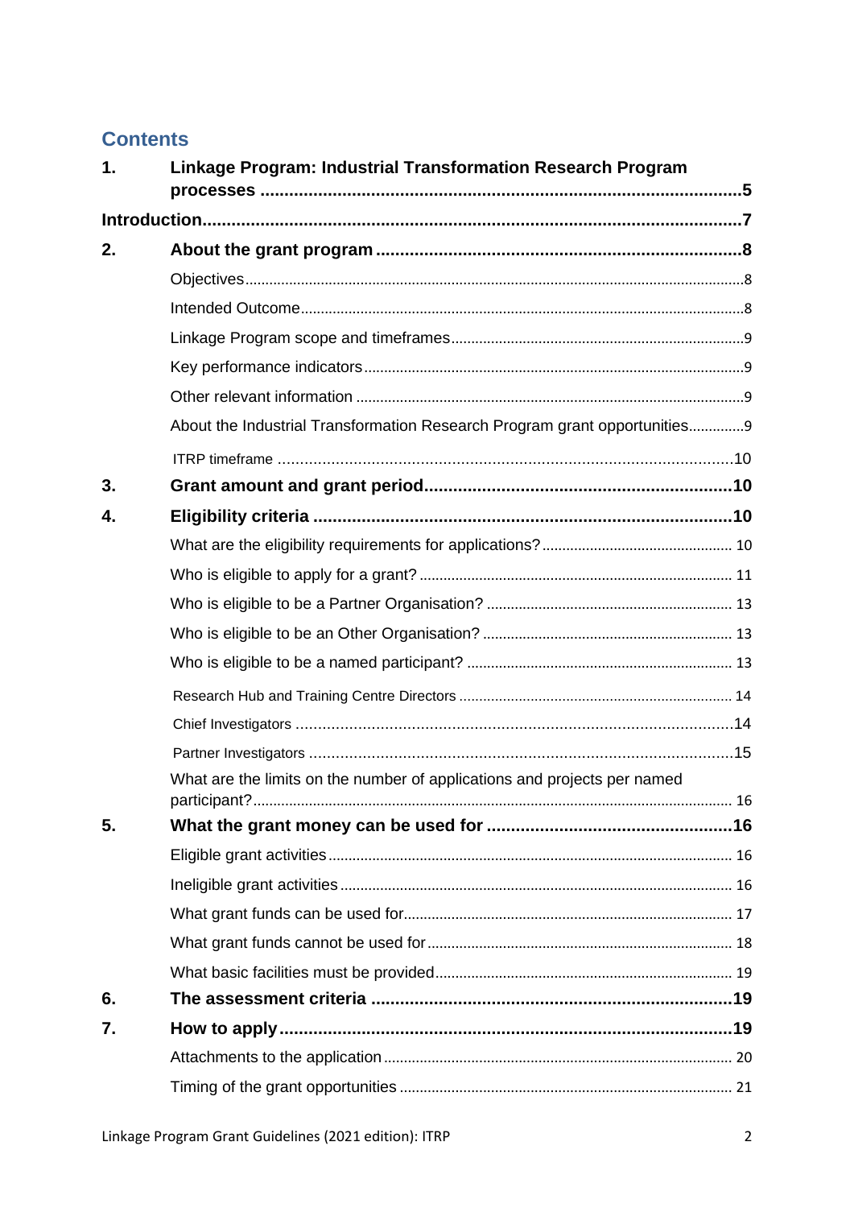## Contents

**1. Linkage Program: Industrial Transformation Research Program processes ........ 5**

**Introduction ........ 7**

**2. About the grant program ........ 8**

- Objectives ........ 8
- Intended Outcome ........ 8
- Linkage Program scope and timeframes ........ 9
- Key performance indicators ........ 9
- Other relevant information ........ 9
- About the Industrial Transformation Research Program grant opportunities ........ 9
  - ITRP timeframe ........ 10

**3. Grant amount and grant period ........ 10**

**4. Eligibility criteria ........ 10**

- What are the eligibility requirements for applications? ........ 10
- Who is eligible to apply for a grant? ........ 11
- Who is eligible to be a Partner Organisation? ........ 13
- Who is eligible to be an Other Organisation? ........ 13
- Who is eligible to be a named participant? ........ 13
  - Research Hub and Training Centre Directors ........ 14
  - Chief Investigators ........ 14
  - Partner Investigators ........ 15
- What are the limits on the number of applications and projects per named participant? ........ 16

**5. What the grant money can be used for ........ 16**

- Eligible grant activities ........ 16
- Ineligible grant activities ........ 16
- What grant funds can be used for ........ 17
- What grant funds cannot be used for ........ 18
- What basic facilities must be provided ........ 19

**6. The assessment criteria ........ 19**

**7. How to apply ........ 19**

- Attachments to the application ........ 20
- Timing of the grant opportunities ........ 21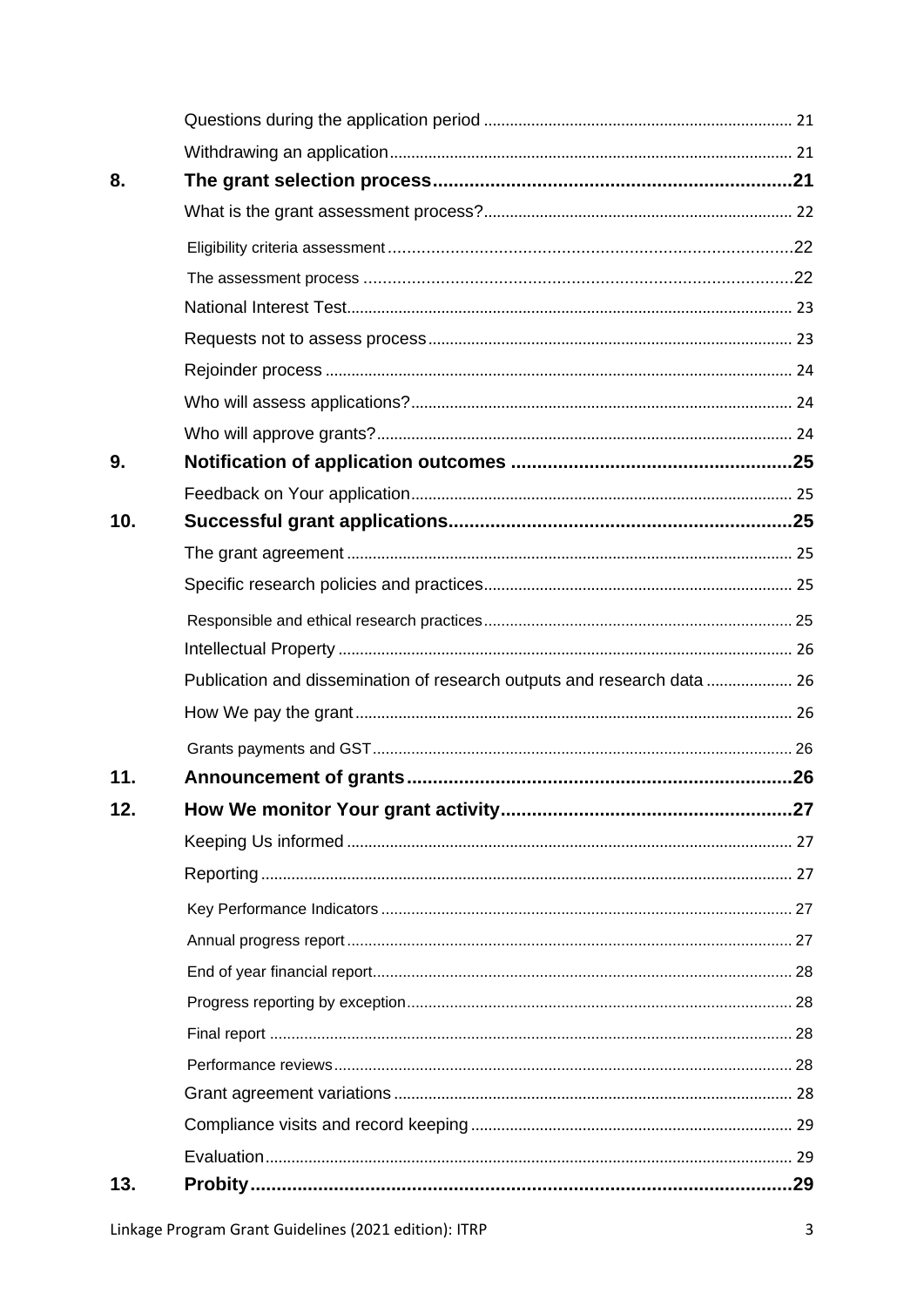| | | |
|---|---|---|
| | Questions during the application period | 21 |
| | Withdrawing an application | 21 |
| **8.** | **The grant selection process** | **21** |
| | What is the grant assessment process? | 22 |
| | Eligibility criteria assessment | 22 |
| | The assessment process | 22 |
| | National Interest Test | 23 |
| | Requests not to assess process | 23 |
| | Rejoinder process | 24 |
| | Who will assess applications? | 24 |
| | Who will approve grants? | 24 |
| **9.** | **Notification of application outcomes** | **25** |
| | Feedback on Your application | 25 |
| **10.** | **Successful grant applications** | **25** |
| | The grant agreement | 25 |
| | Specific research policies and practices | 25 |
| | Responsible and ethical research practices | 25 |
| | Intellectual Property | 26 |
| | Publication and dissemination of research outputs and research data | 26 |
| | How We pay the grant | 26 |
| | Grants payments and GST | 26 |
| **11.** | **Announcement of grants** | **26** |
| **12.** | **How We monitor Your grant activity** | **27** |
| | Keeping Us informed | 27 |
| | Reporting | 27 |
| | Key Performance Indicators | 27 |
| | Annual progress report | 27 |
| | End of year financial report | 28 |
| | Progress reporting by exception | 28 |
| | Final report | 28 |
| | Performance reviews | 28 |
| | Grant agreement variations | 28 |
| | Compliance visits and record keeping | 29 |
| | Evaluation | 29 |
| **13.** | **Probity** | **29** |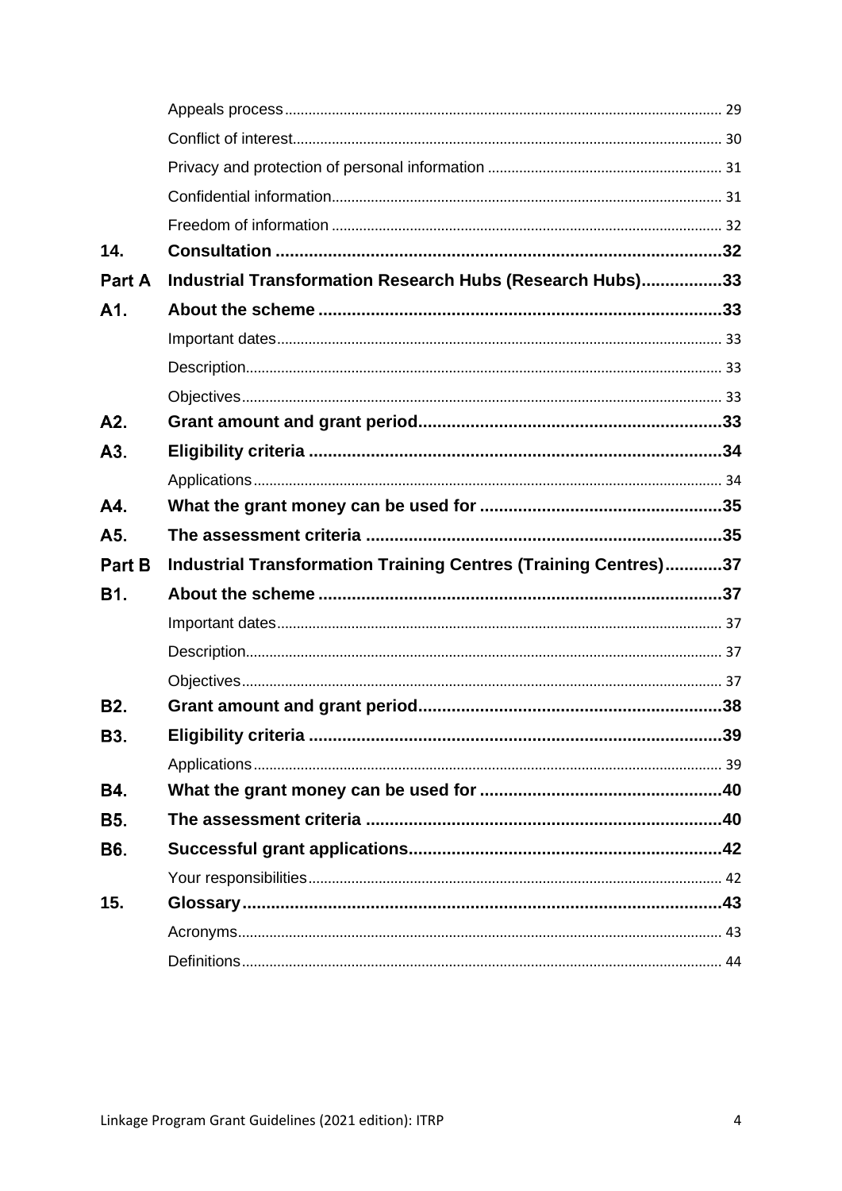| | | |
|---|---|---|
| | Appeals process | 29 |
| | Conflict of interest | 30 |
| | Privacy and protection of personal information | 31 |
| | Confidential information | 31 |
| | Freedom of information | 32 |
| **14.** | **Consultation** | **32** |
| **Part A** | **Industrial Transformation Research Hubs (Research Hubs)** | **33** |
| **A1.** | **About the scheme** | **33** |
| | Important dates | 33 |
| | Description | 33 |
| | Objectives | 33 |
| **A2.** | **Grant amount and grant period** | **33** |
| **A3.** | **Eligibility criteria** | **34** |
| | Applications | 34 |
| **A4.** | **What the grant money can be used for** | **35** |
| **A5.** | **The assessment criteria** | **35** |
| **Part B** | **Industrial Transformation Training Centres (Training Centres)** | **37** |
| **B1.** | **About the scheme** | **37** |
| | Important dates | 37 |
| | Description | 37 |
| | Objectives | 37 |
| **B2.** | **Grant amount and grant period** | **38** |
| **B3.** | **Eligibility criteria** | **39** |
| | Applications | 39 |
| **B4.** | **What the grant money can be used for** | **40** |
| **B5.** | **The assessment criteria** | **40** |
| **B6.** | **Successful grant applications** | **42** |
| | Your responsibilities | 42 |
| **15.** | **Glossary** | **43** |
| | Acronyms | 43 |
| | Definitions | 44 |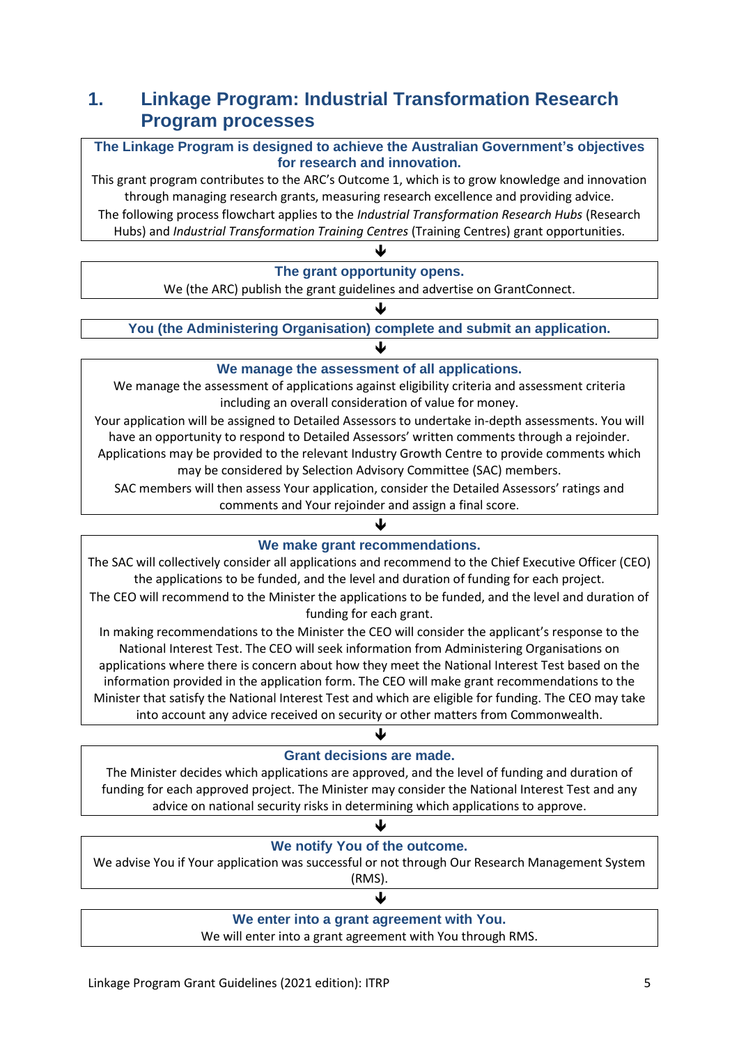# 1. Linkage Program: Industrial Transformation Research Program processes

**The Linkage Program is designed to achieve the Australian Government's objectives for research and innovation.**

This grant program contributes to the ARC's Outcome 1, which is to grow knowledge and innovation through managing research grants, measuring research excellence and providing advice.

The following process flowchart applies to the *Industrial Transformation Research Hubs* (Research Hubs) and *Industrial Transformation Training Centres* (Training Centres) grant opportunities.

↓

**The grant opportunity opens.**

We (the ARC) publish the grant guidelines and advertise on GrantConnect.

↓

**You (the Administering Organisation) complete and submit an application.**

↓

**We manage the assessment of all applications.**

We manage the assessment of applications against eligibility criteria and assessment criteria including an overall consideration of value for money.

Your application will be assigned to Detailed Assessors to undertake in-depth assessments. You will have an opportunity to respond to Detailed Assessors' written comments through a rejoinder. Applications may be provided to the relevant Industry Growth Centre to provide comments which may be considered by Selection Advisory Committee (SAC) members.

SAC members will then assess Your application, consider the Detailed Assessors' ratings and comments and Your rejoinder and assign a final score.

↓

**We make grant recommendations.**

The SAC will collectively consider all applications and recommend to the Chief Executive Officer (CEO) the applications to be funded, and the level and duration of funding for each project.

The CEO will recommend to the Minister the applications to be funded, and the level and duration of funding for each grant.

In making recommendations to the Minister the CEO will consider the applicant's response to the National Interest Test. The CEO will seek information from Administering Organisations on applications where there is concern about how they meet the National Interest Test based on the information provided in the application form. The CEO will make grant recommendations to the Minister that satisfy the National Interest Test and which are eligible for funding. The CEO may take into account any advice received on security or other matters from Commonwealth.

↓

**Grant decisions are made.**

The Minister decides which applications are approved, and the level of funding and duration of funding for each approved project. The Minister may consider the National Interest Test and any advice on national security risks in determining which applications to approve.

↓

**We notify You of the outcome.**

We advise You if Your application was successful or not through Our Research Management System (RMS).

↓

**We enter into a grant agreement with You.**

We will enter into a grant agreement with You through RMS.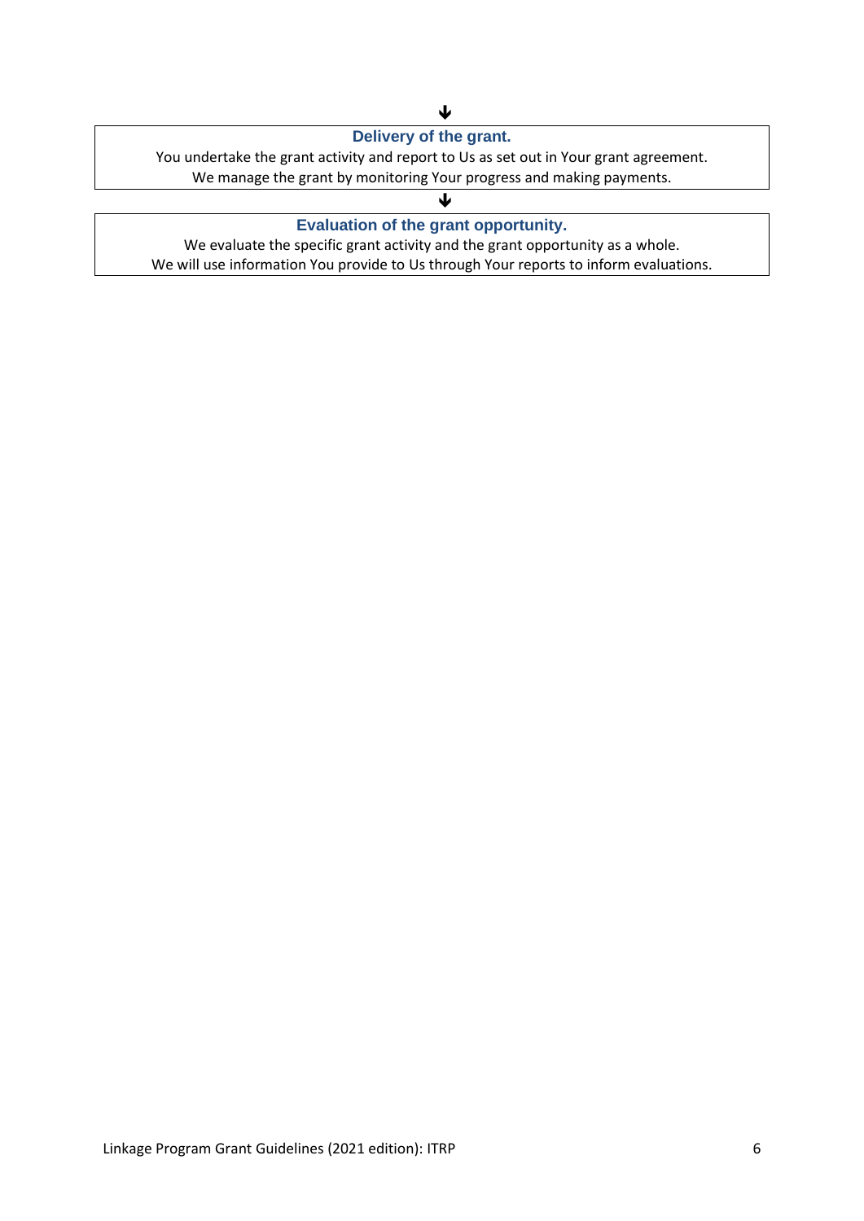↓

**Delivery of the grant.**

You undertake the grant activity and report to Us as set out in Your grant agreement.
We manage the grant by monitoring Your progress and making payments.

↓

**Evaluation of the grant opportunity.**

We evaluate the specific grant activity and the grant opportunity as a whole.
We will use information You provide to Us through Your reports to inform evaluations.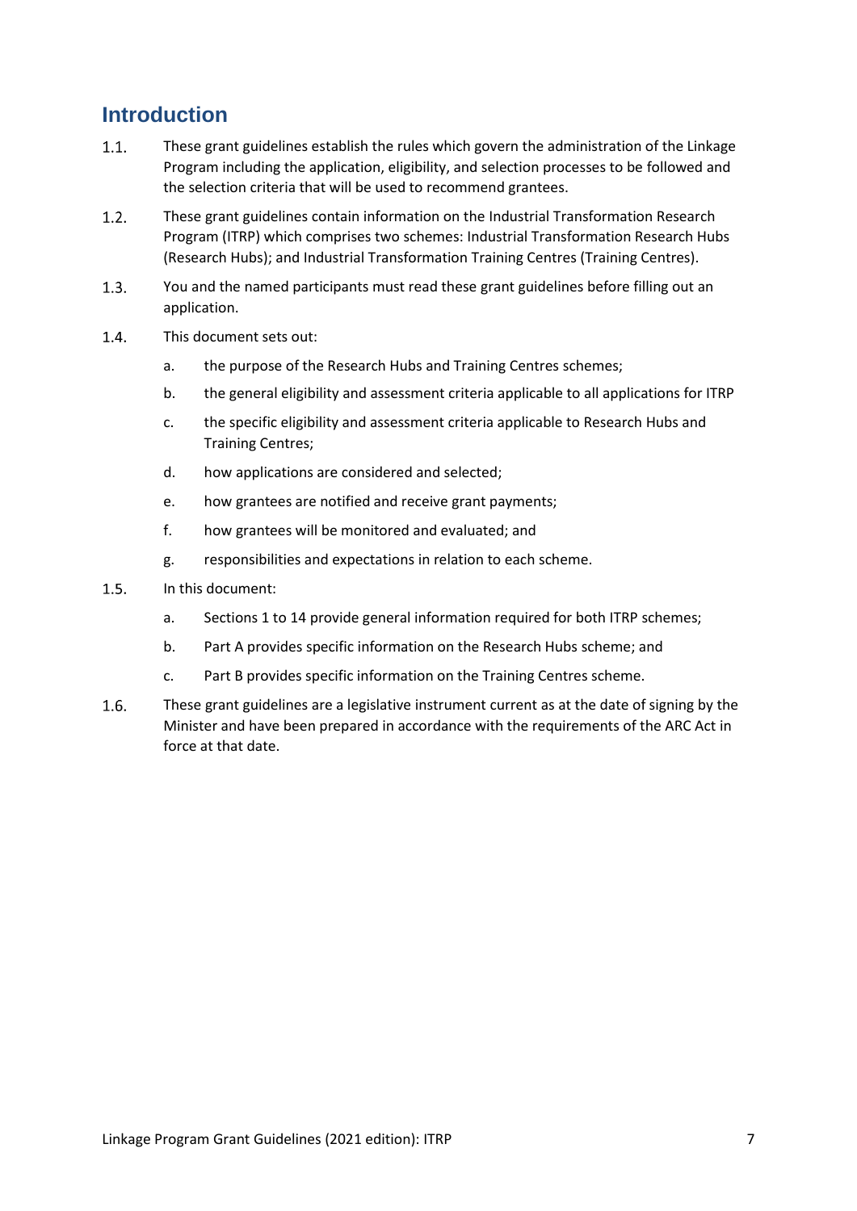# Introduction

1.1. These grant guidelines establish the rules which govern the administration of the Linkage Program including the application, eligibility, and selection processes to be followed and the selection criteria that will be used to recommend grantees.

1.2. These grant guidelines contain information on the Industrial Transformation Research Program (ITRP) which comprises two schemes: Industrial Transformation Research Hubs (Research Hubs); and Industrial Transformation Training Centres (Training Centres).

1.3. You and the named participants must read these grant guidelines before filling out an application.

1.4. This document sets out:

  a. the purpose of the Research Hubs and Training Centres schemes;

  b. the general eligibility and assessment criteria applicable to all applications for ITRP

  c. the specific eligibility and assessment criteria applicable to Research Hubs and Training Centres;

  d. how applications are considered and selected;

  e. how grantees are notified and receive grant payments;

  f. how grantees will be monitored and evaluated; and

  g. responsibilities and expectations in relation to each scheme.

1.5. In this document:

  a. Sections 1 to 14 provide general information required for both ITRP schemes;

  b. Part A provides specific information on the Research Hubs scheme; and

  c. Part B provides specific information on the Training Centres scheme.

1.6. These grant guidelines are a legislative instrument current as at the date of signing by the Minister and have been prepared in accordance with the requirements of the ARC Act in force at that date.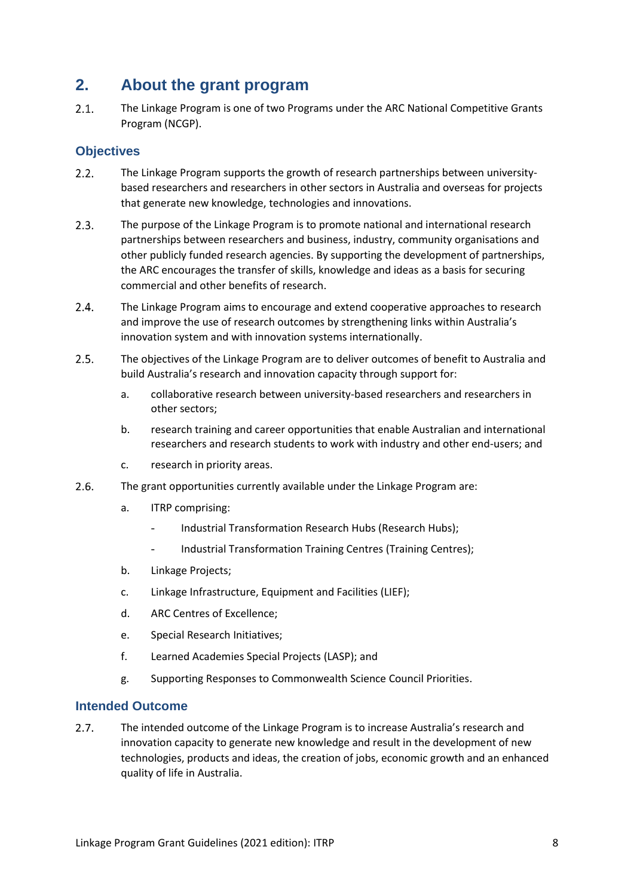## 2. About the grant program

2.1. The Linkage Program is one of two Programs under the ARC National Competitive Grants Program (NCGP).

### Objectives

2.2. The Linkage Program supports the growth of research partnerships between university-based researchers and researchers in other sectors in Australia and overseas for projects that generate new knowledge, technologies and innovations.

2.3. The purpose of the Linkage Program is to promote national and international research partnerships between researchers and business, industry, community organisations and other publicly funded research agencies. By supporting the development of partnerships, the ARC encourages the transfer of skills, knowledge and ideas as a basis for securing commercial and other benefits of research.

2.4. The Linkage Program aims to encourage and extend cooperative approaches to research and improve the use of research outcomes by strengthening links within Australia's innovation system and with innovation systems internationally.

2.5. The objectives of the Linkage Program are to deliver outcomes of benefit to Australia and build Australia's research and innovation capacity through support for:

a. collaborative research between university-based researchers and researchers in other sectors;

b. research training and career opportunities that enable Australian and international researchers and research students to work with industry and other end-users; and

c. research in priority areas.

2.6. The grant opportunities currently available under the Linkage Program are:

a. ITRP comprising:
   - Industrial Transformation Research Hubs (Research Hubs);
   - Industrial Transformation Training Centres (Training Centres);

b. Linkage Projects;

c. Linkage Infrastructure, Equipment and Facilities (LIEF);

d. ARC Centres of Excellence;

e. Special Research Initiatives;

f. Learned Academies Special Projects (LASP); and

g. Supporting Responses to Commonwealth Science Council Priorities.

### Intended Outcome

2.7. The intended outcome of the Linkage Program is to increase Australia's research and innovation capacity to generate new knowledge and result in the development of new technologies, products and ideas, the creation of jobs, economic growth and an enhanced quality of life in Australia.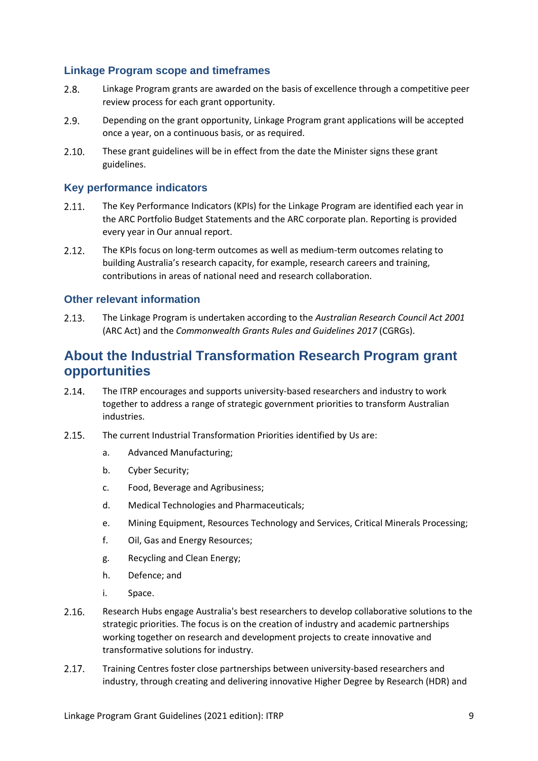### Linkage Program scope and timeframes

2.8. Linkage Program grants are awarded on the basis of excellence through a competitive peer review process for each grant opportunity.

2.9. Depending on the grant opportunity, Linkage Program grant applications will be accepted once a year, on a continuous basis, or as required.

2.10. These grant guidelines will be in effect from the date the Minister signs these grant guidelines.

### Key performance indicators

2.11. The Key Performance Indicators (KPIs) for the Linkage Program are identified each year in the ARC Portfolio Budget Statements and the ARC corporate plan. Reporting is provided every year in Our annual report.

2.12. The KPIs focus on long-term outcomes as well as medium-term outcomes relating to building Australia's research capacity, for example, research careers and training, contributions in areas of national need and research collaboration.

### Other relevant information

2.13. The Linkage Program is undertaken according to the *Australian Research Council Act 2001* (ARC Act) and the *Commonwealth Grants Rules and Guidelines 2017* (CGRGs).

## About the Industrial Transformation Research Program grant opportunities

2.14. The ITRP encourages and supports university-based researchers and industry to work together to address a range of strategic government priorities to transform Australian industries.

2.15. The current Industrial Transformation Priorities identified by Us are:

a. Advanced Manufacturing;

b. Cyber Security;

c. Food, Beverage and Agribusiness;

d. Medical Technologies and Pharmaceuticals;

e. Mining Equipment, Resources Technology and Services, Critical Minerals Processing;

f. Oil, Gas and Energy Resources;

g. Recycling and Clean Energy;

h. Defence; and

i. Space.

2.16. Research Hubs engage Australia's best researchers to develop collaborative solutions to the strategic priorities. The focus is on the creation of industry and academic partnerships working together on research and development projects to create innovative and transformative solutions for industry.

2.17. Training Centres foster close partnerships between university-based researchers and industry, through creating and delivering innovative Higher Degree by Research (HDR) and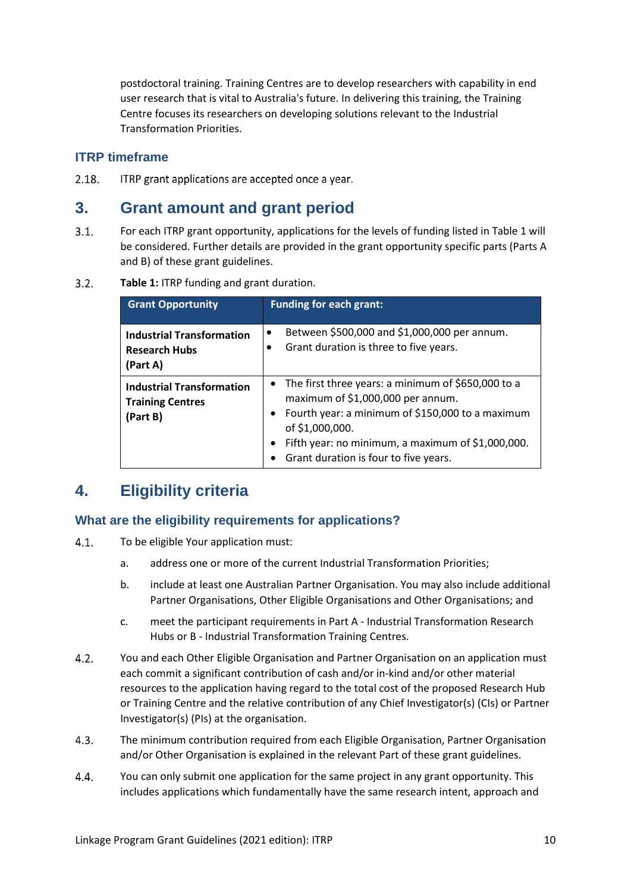postdoctoral training. Training Centres are to develop researchers with capability in end user research that is vital to Australia's future. In delivering this training, the Training Centre focuses its researchers on developing solutions relevant to the Industrial Transformation Priorities.

### ITRP timeframe

2.18. ITRP grant applications are accepted once a year.

## 3. Grant amount and grant period

3.1. For each ITRP grant opportunity, applications for the levels of funding listed in Table 1 will be considered. Further details are provided in the grant opportunity specific parts (Parts A and B) of these grant guidelines.

3.2. **Table 1:** ITRP funding and grant duration.

| Grant Opportunity | Funding for each grant: |
|---|---|
| **Industrial Transformation Research Hubs (Part A)** | • Between $500,000 and $1,000,000 per annum.<br>• Grant duration is three to five years. |
| **Industrial Transformation Training Centres (Part B)** | • The first three years: a minimum of $650,000 to a maximum of $1,000,000 per annum.<br>• Fourth year: a minimum of $150,000 to a maximum of $1,000,000.<br>• Fifth year: no minimum, a maximum of $1,000,000.<br>• Grant duration is four to five years. |

## 4. Eligibility criteria

### What are the eligibility requirements for applications?

4.1. To be eligible Your application must:

a. address one or more of the current Industrial Transformation Priorities;

b. include at least one Australian Partner Organisation. You may also include additional Partner Organisations, Other Eligible Organisations and Other Organisations; and

c. meet the participant requirements in Part A - Industrial Transformation Research Hubs or B - Industrial Transformation Training Centres.

4.2. You and each Other Eligible Organisation and Partner Organisation on an application must each commit a significant contribution of cash and/or in-kind and/or other material resources to the application having regard to the total cost of the proposed Research Hub or Training Centre and the relative contribution of any Chief Investigator(s) (CIs) or Partner Investigator(s) (PIs) at the organisation.

4.3. The minimum contribution required from each Eligible Organisation, Partner Organisation and/or Other Organisation is explained in the relevant Part of these grant guidelines.

4.4. You can only submit one application for the same project in any grant opportunity. This includes applications which fundamentally have the same research intent, approach and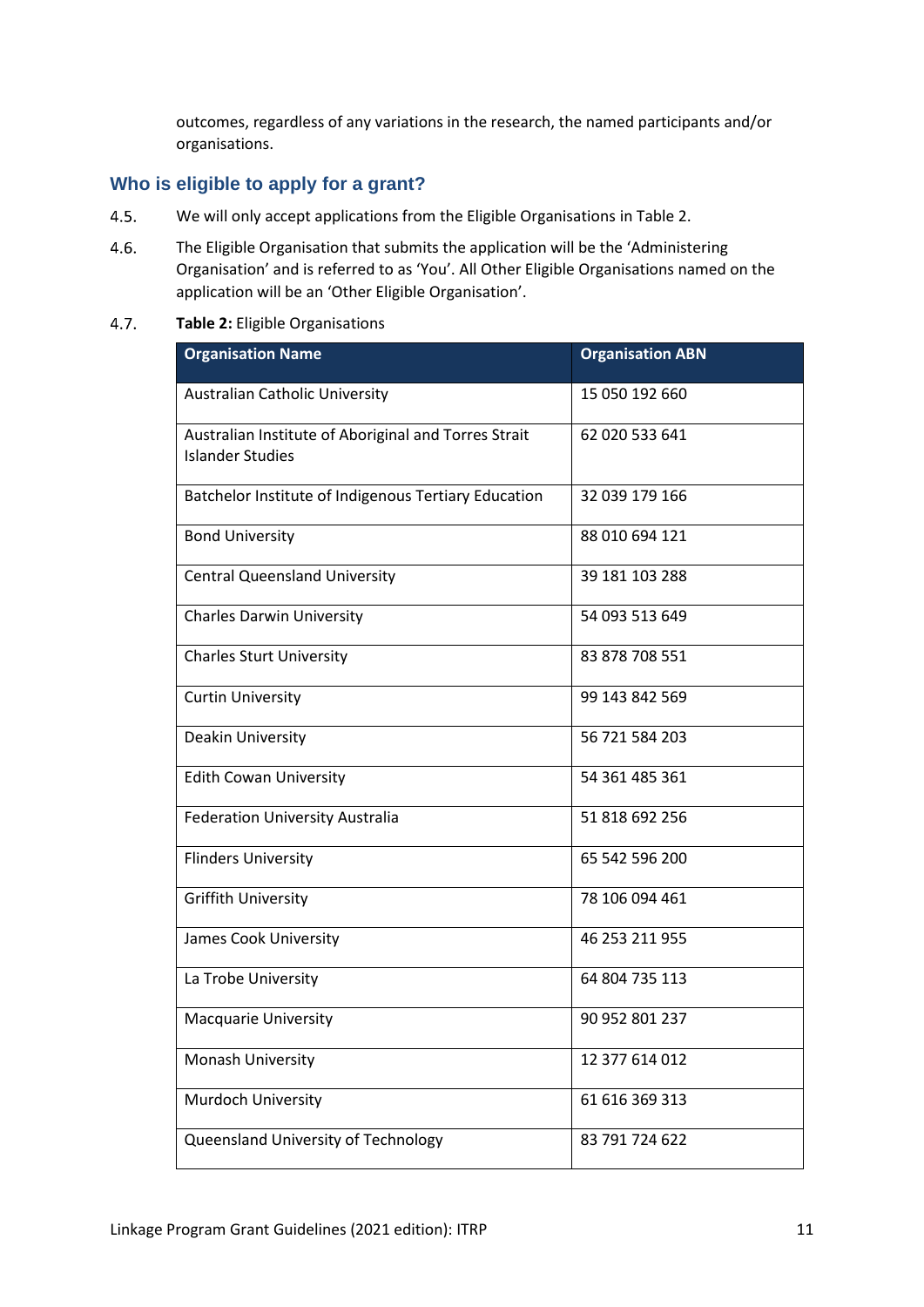outcomes, regardless of any variations in the research, the named participants and/or organisations.

## Who is eligible to apply for a grant?

4.5. We will only accept applications from the Eligible Organisations in Table 2.

4.6. The Eligible Organisation that submits the application will be the 'Administering Organisation' and is referred to as 'You'. All Other Eligible Organisations named on the application will be an 'Other Eligible Organisation'.

4.7. **Table 2:** Eligible Organisations

| Organisation Name | Organisation ABN |
|---|---|
| Australian Catholic University | 15 050 192 660 |
| Australian Institute of Aboriginal and Torres Strait Islander Studies | 62 020 533 641 |
| Batchelor Institute of Indigenous Tertiary Education | 32 039 179 166 |
| Bond University | 88 010 694 121 |
| Central Queensland University | 39 181 103 288 |
| Charles Darwin University | 54 093 513 649 |
| Charles Sturt University | 83 878 708 551 |
| Curtin University | 99 143 842 569 |
| Deakin University | 56 721 584 203 |
| Edith Cowan University | 54 361 485 361 |
| Federation University Australia | 51 818 692 256 |
| Flinders University | 65 542 596 200 |
| Griffith University | 78 106 094 461 |
| James Cook University | 46 253 211 955 |
| La Trobe University | 64 804 735 113 |
| Macquarie University | 90 952 801 237 |
| Monash University | 12 377 614 012 |
| Murdoch University | 61 616 369 313 |
| Queensland University of Technology | 83 791 724 622 |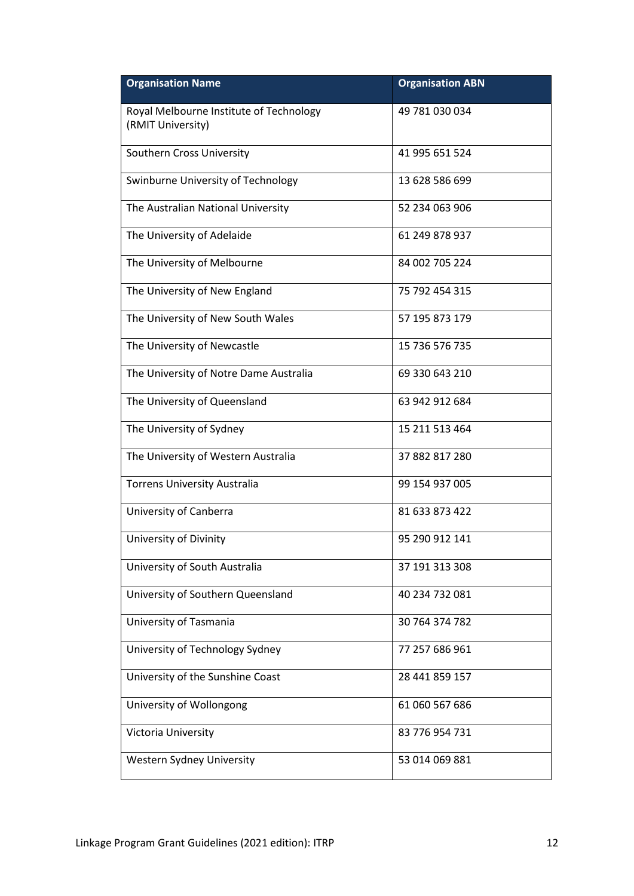| Organisation Name | Organisation ABN |
| --- | --- |
| Royal Melbourne Institute of Technology (RMIT University) | 49 781 030 034 |
| Southern Cross University | 41 995 651 524 |
| Swinburne University of Technology | 13 628 586 699 |
| The Australian National University | 52 234 063 906 |
| The University of Adelaide | 61 249 878 937 |
| The University of Melbourne | 84 002 705 224 |
| The University of New England | 75 792 454 315 |
| The University of New South Wales | 57 195 873 179 |
| The University of Newcastle | 15 736 576 735 |
| The University of Notre Dame Australia | 69 330 643 210 |
| The University of Queensland | 63 942 912 684 |
| The University of Sydney | 15 211 513 464 |
| The University of Western Australia | 37 882 817 280 |
| Torrens University Australia | 99 154 937 005 |
| University of Canberra | 81 633 873 422 |
| University of Divinity | 95 290 912 141 |
| University of South Australia | 37 191 313 308 |
| University of Southern Queensland | 40 234 732 081 |
| University of Tasmania | 30 764 374 782 |
| University of Technology Sydney | 77 257 686 961 |
| University of the Sunshine Coast | 28 441 859 157 |
| University of Wollongong | 61 060 567 686 |
| Victoria University | 83 776 954 731 |
| Western Sydney University | 53 014 069 881 |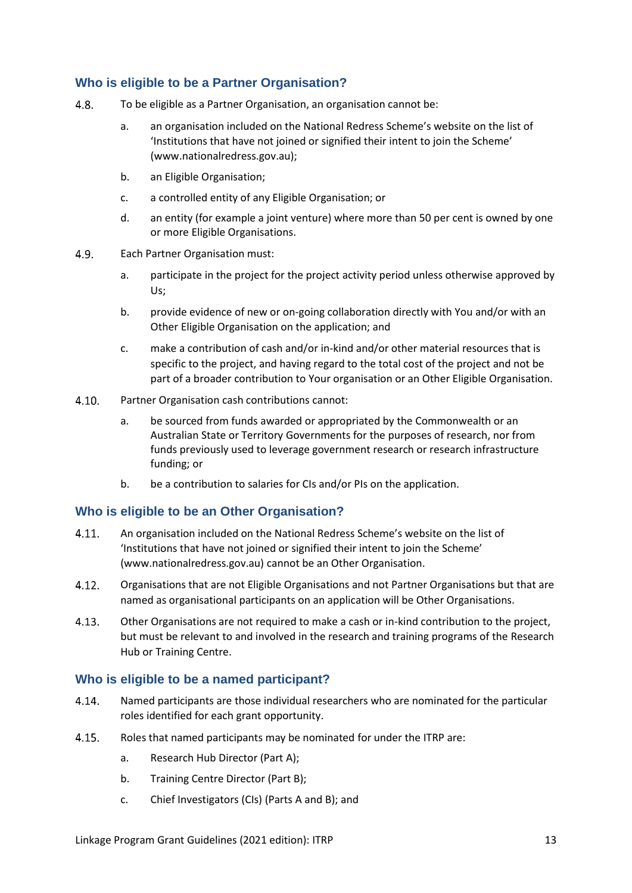### Who is eligible to be a Partner Organisation?

4.8. To be eligible as a Partner Organisation, an organisation cannot be:

   a. an organisation included on the National Redress Scheme's website on the list of 'Institutions that have not joined or signified their intent to join the Scheme' (www.nationalredress.gov.au);

   b. an Eligible Organisation;

   c. a controlled entity of any Eligible Organisation; or

   d. an entity (for example a joint venture) where more than 50 per cent is owned by one or more Eligible Organisations.

4.9. Each Partner Organisation must:

   a. participate in the project for the project activity period unless otherwise approved by Us;

   b. provide evidence of new or on-going collaboration directly with You and/or with an Other Eligible Organisation on the application; and

   c. make a contribution of cash and/or in-kind and/or other material resources that is specific to the project, and having regard to the total cost of the project and not be part of a broader contribution to Your organisation or an Other Eligible Organisation.

4.10. Partner Organisation cash contributions cannot:

   a. be sourced from funds awarded or appropriated by the Commonwealth or an Australian State or Territory Governments for the purposes of research, nor from funds previously used to leverage government research or research infrastructure funding; or

   b. be a contribution to salaries for CIs and/or PIs on the application.

### Who is eligible to be an Other Organisation?

4.11. An organisation included on the National Redress Scheme's website on the list of 'Institutions that have not joined or signified their intent to join the Scheme' (www.nationalredress.gov.au) cannot be an Other Organisation.

4.12. Organisations that are not Eligible Organisations and not Partner Organisations but that are named as organisational participants on an application will be Other Organisations.

4.13. Other Organisations are not required to make a cash or in-kind contribution to the project, but must be relevant to and involved in the research and training programs of the Research Hub or Training Centre.

### Who is eligible to be a named participant?

4.14. Named participants are those individual researchers who are nominated for the particular roles identified for each grant opportunity.

4.15. Roles that named participants may be nominated for under the ITRP are:

   a. Research Hub Director (Part A);

   b. Training Centre Director (Part B);

   c. Chief Investigators (CIs) (Parts A and B); and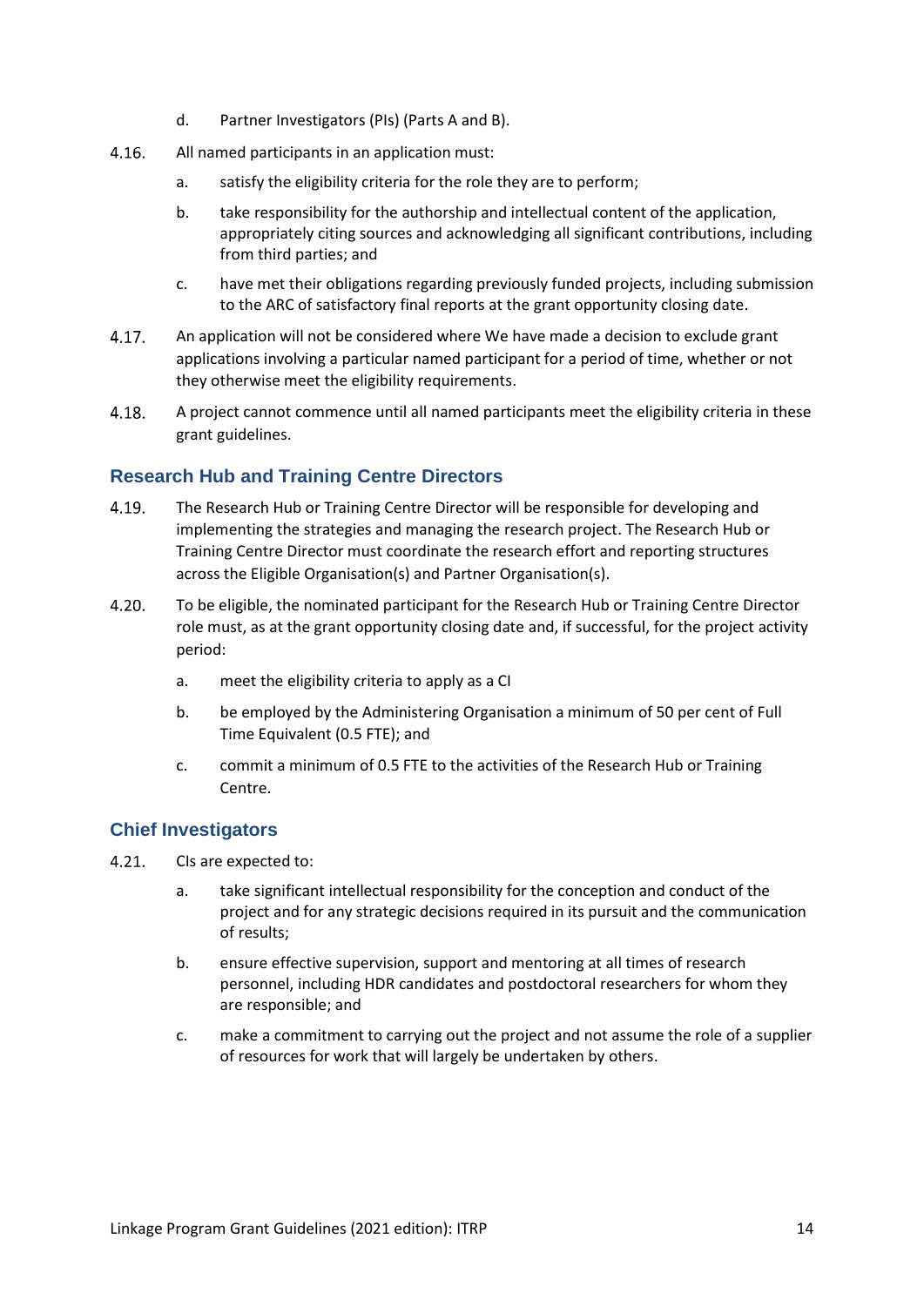d. Partner Investigators (PIs) (Parts A and B).

4.16. All named participants in an application must:

a. satisfy the eligibility criteria for the role they are to perform;

b. take responsibility for the authorship and intellectual content of the application, appropriately citing sources and acknowledging all significant contributions, including from third parties; and

c. have met their obligations regarding previously funded projects, including submission to the ARC of satisfactory final reports at the grant opportunity closing date.

4.17. An application will not be considered where We have made a decision to exclude grant applications involving a particular named participant for a period of time, whether or not they otherwise meet the eligibility requirements.

4.18. A project cannot commence until all named participants meet the eligibility criteria in these grant guidelines.

## Research Hub and Training Centre Directors

4.19. The Research Hub or Training Centre Director will be responsible for developing and implementing the strategies and managing the research project. The Research Hub or Training Centre Director must coordinate the research effort and reporting structures across the Eligible Organisation(s) and Partner Organisation(s).

4.20. To be eligible, the nominated participant for the Research Hub or Training Centre Director role must, as at the grant opportunity closing date and, if successful, for the project activity period:

a. meet the eligibility criteria to apply as a CI

b. be employed by the Administering Organisation a minimum of 50 per cent of Full Time Equivalent (0.5 FTE); and

c. commit a minimum of 0.5 FTE to the activities of the Research Hub or Training Centre.

## Chief Investigators

4.21. CIs are expected to:

a. take significant intellectual responsibility for the conception and conduct of the project and for any strategic decisions required in its pursuit and the communication of results;

b. ensure effective supervision, support and mentoring at all times of research personnel, including HDR candidates and postdoctoral researchers for whom they are responsible; and

c. make a commitment to carrying out the project and not assume the role of a supplier of resources for work that will largely be undertaken by others.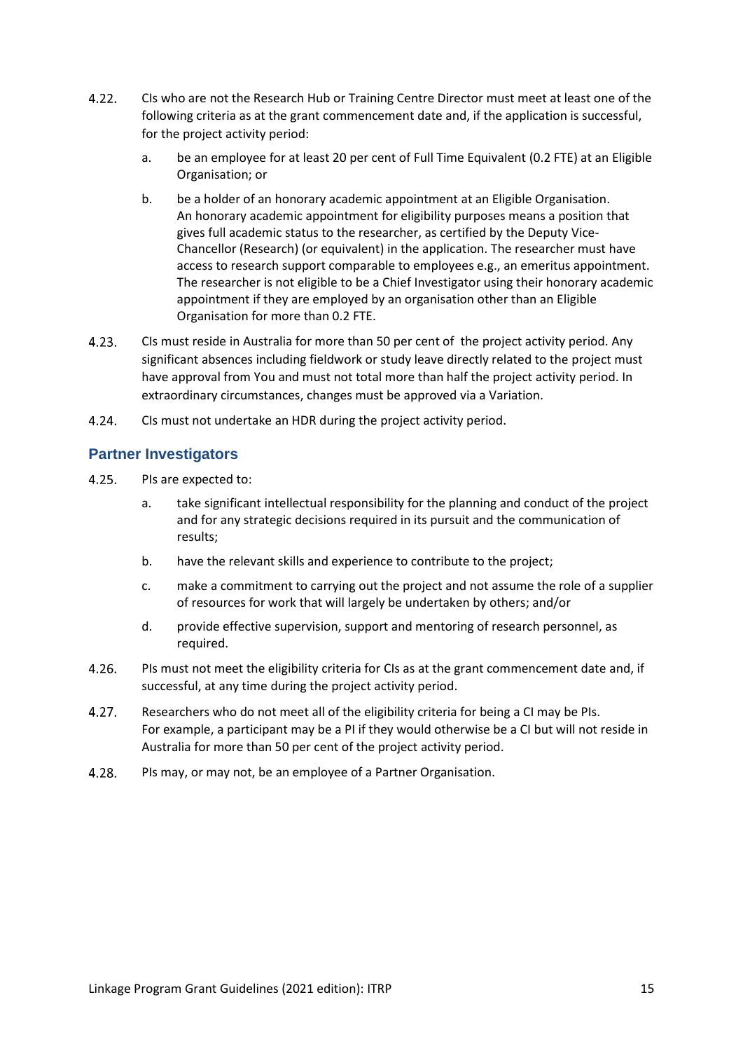4.22. CIs who are not the Research Hub or Training Centre Director must meet at least one of the following criteria as at the grant commencement date and, if the application is successful, for the project activity period:

  a. be an employee for at least 20 per cent of Full Time Equivalent (0.2 FTE) at an Eligible Organisation; or

  b. be a holder of an honorary academic appointment at an Eligible Organisation. An honorary academic appointment for eligibility purposes means a position that gives full academic status to the researcher, as certified by the Deputy Vice-Chancellor (Research) (or equivalent) in the application. The researcher must have access to research support comparable to employees e.g., an emeritus appointment. The researcher is not eligible to be a Chief Investigator using their honorary academic appointment if they are employed by an organisation other than an Eligible Organisation for more than 0.2 FTE.

4.23. CIs must reside in Australia for more than 50 per cent of the project activity period. Any significant absences including fieldwork or study leave directly related to the project must have approval from You and must not total more than half the project activity period. In extraordinary circumstances, changes must be approved via a Variation.

4.24. CIs must not undertake an HDR during the project activity period.

### Partner Investigators

4.25. PIs are expected to:

  a. take significant intellectual responsibility for the planning and conduct of the project and for any strategic decisions required in its pursuit and the communication of results;

  b. have the relevant skills and experience to contribute to the project;

  c. make a commitment to carrying out the project and not assume the role of a supplier of resources for work that will largely be undertaken by others; and/or

  d. provide effective supervision, support and mentoring of research personnel, as required.

4.26. PIs must not meet the eligibility criteria for CIs as at the grant commencement date and, if successful, at any time during the project activity period.

4.27. Researchers who do not meet all of the eligibility criteria for being a CI may be PIs. For example, a participant may be a PI if they would otherwise be a CI but will not reside in Australia for more than 50 per cent of the project activity period.

4.28. PIs may, or may not, be an employee of a Partner Organisation.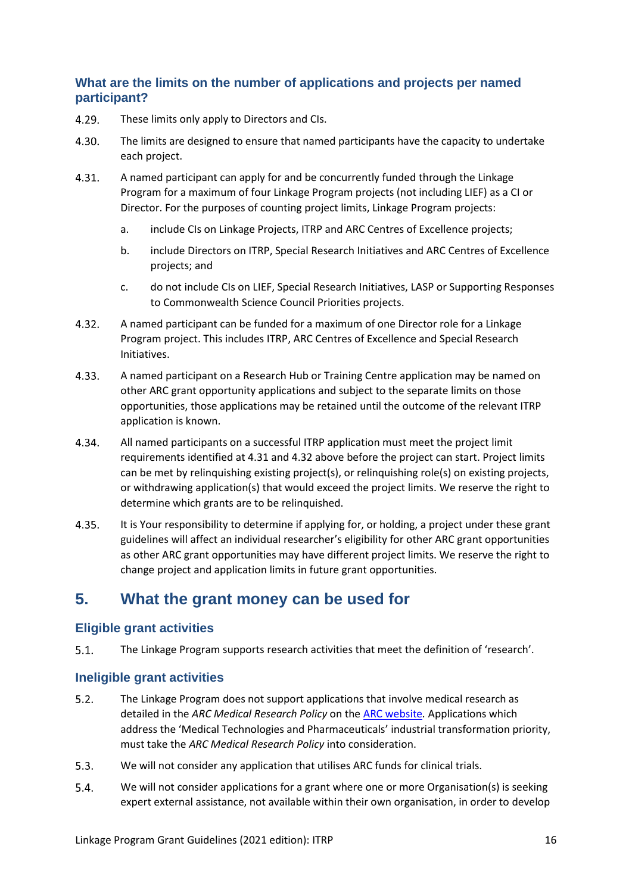### What are the limits on the number of applications and projects per named participant?

4.29. These limits only apply to Directors and CIs.

4.30. The limits are designed to ensure that named participants have the capacity to undertake each project.

4.31. A named participant can apply for and be concurrently funded through the Linkage Program for a maximum of four Linkage Program projects (not including LIEF) as a CI or Director. For the purposes of counting project limits, Linkage Program projects:

   a. include CIs on Linkage Projects, ITRP and ARC Centres of Excellence projects;

   b. include Directors on ITRP, Special Research Initiatives and ARC Centres of Excellence projects; and

   c. do not include CIs on LIEF, Special Research Initiatives, LASP or Supporting Responses to Commonwealth Science Council Priorities projects.

4.32. A named participant can be funded for a maximum of one Director role for a Linkage Program project. This includes ITRP, ARC Centres of Excellence and Special Research Initiatives.

4.33. A named participant on a Research Hub or Training Centre application may be named on other ARC grant opportunity applications and subject to the separate limits on those opportunities, those applications may be retained until the outcome of the relevant ITRP application is known.

4.34. All named participants on a successful ITRP application must meet the project limit requirements identified at 4.31 and 4.32 above before the project can start. Project limits can be met by relinquishing existing project(s), or relinquishing role(s) on existing projects, or withdrawing application(s) that would exceed the project limits. We reserve the right to determine which grants are to be relinquished.

4.35. It is Your responsibility to determine if applying for, or holding, a project under these grant guidelines will affect an individual researcher's eligibility for other ARC grant opportunities as other ARC grant opportunities may have different project limits. We reserve the right to change project and application limits in future grant opportunities.

## 5. What the grant money can be used for

### Eligible grant activities

5.1. The Linkage Program supports research activities that meet the definition of 'research'.

### Ineligible grant activities

5.2. The Linkage Program does not support applications that involve medical research as detailed in the *ARC Medical Research Policy* on the [ARC website](). Applications which address the 'Medical Technologies and Pharmaceuticals' industrial transformation priority, must take the *ARC Medical Research Policy* into consideration.

5.3. We will not consider any application that utilises ARC funds for clinical trials.

5.4. We will not consider applications for a grant where one or more Organisation(s) is seeking expert external assistance, not available within their own organisation, in order to develop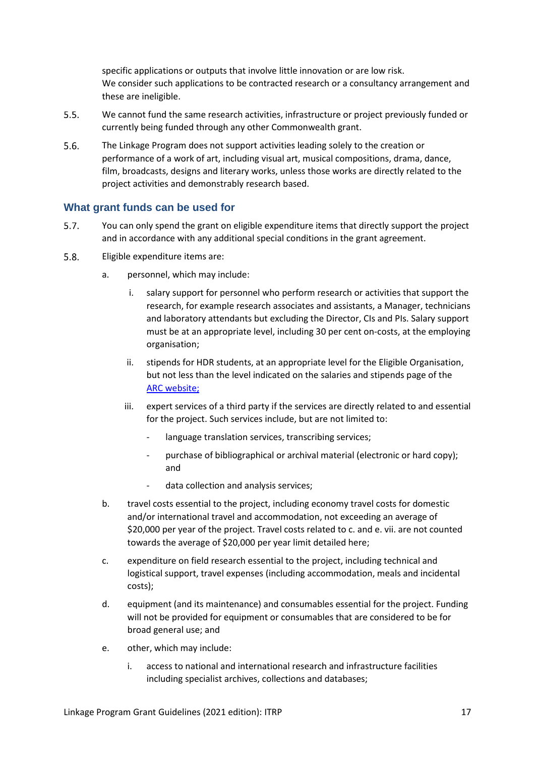specific applications or outputs that involve little innovation or are low risk. We consider such applications to be contracted research or a consultancy arrangement and these are ineligible.

5.5. We cannot fund the same research activities, infrastructure or project previously funded or currently being funded through any other Commonwealth grant.

5.6. The Linkage Program does not support activities leading solely to the creation or performance of a work of art, including visual art, musical compositions, drama, dance, film, broadcasts, designs and literary works, unless those works are directly related to the project activities and demonstrably research based.

### What grant funds can be used for

5.7. You can only spend the grant on eligible expenditure items that directly support the project and in accordance with any additional special conditions in the grant agreement.

5.8. Eligible expenditure items are:

a. personnel, which may include:

   i. salary support for personnel who perform research or activities that support the research, for example research associates and assistants, a Manager, technicians and laboratory attendants but excluding the Director, CIs and PIs. Salary support must be at an appropriate level, including 30 per cent on-costs, at the employing organisation;

   ii. stipends for HDR students, at an appropriate level for the Eligible Organisation, but not less than the level indicated on the salaries and stipends page of the [ARC website;](#)

   iii. expert services of a third party if the services are directly related to and essential for the project. Such services include, but are not limited to:

   - language translation services, transcribing services;
   - purchase of bibliographical or archival material (electronic or hard copy); and
   - data collection and analysis services;

b. travel costs essential to the project, including economy travel costs for domestic and/or international travel and accommodation, not exceeding an average of $20,000 per year of the project. Travel costs related to c. and e. vii. are not counted towards the average of $20,000 per year limit detailed here;

c. expenditure on field research essential to the project, including technical and logistical support, travel expenses (including accommodation, meals and incidental costs);

d. equipment (and its maintenance) and consumables essential for the project. Funding will not be provided for equipment or consumables that are considered to be for broad general use; and

e. other, which may include:

   i. access to national and international research and infrastructure facilities including specialist archives, collections and databases;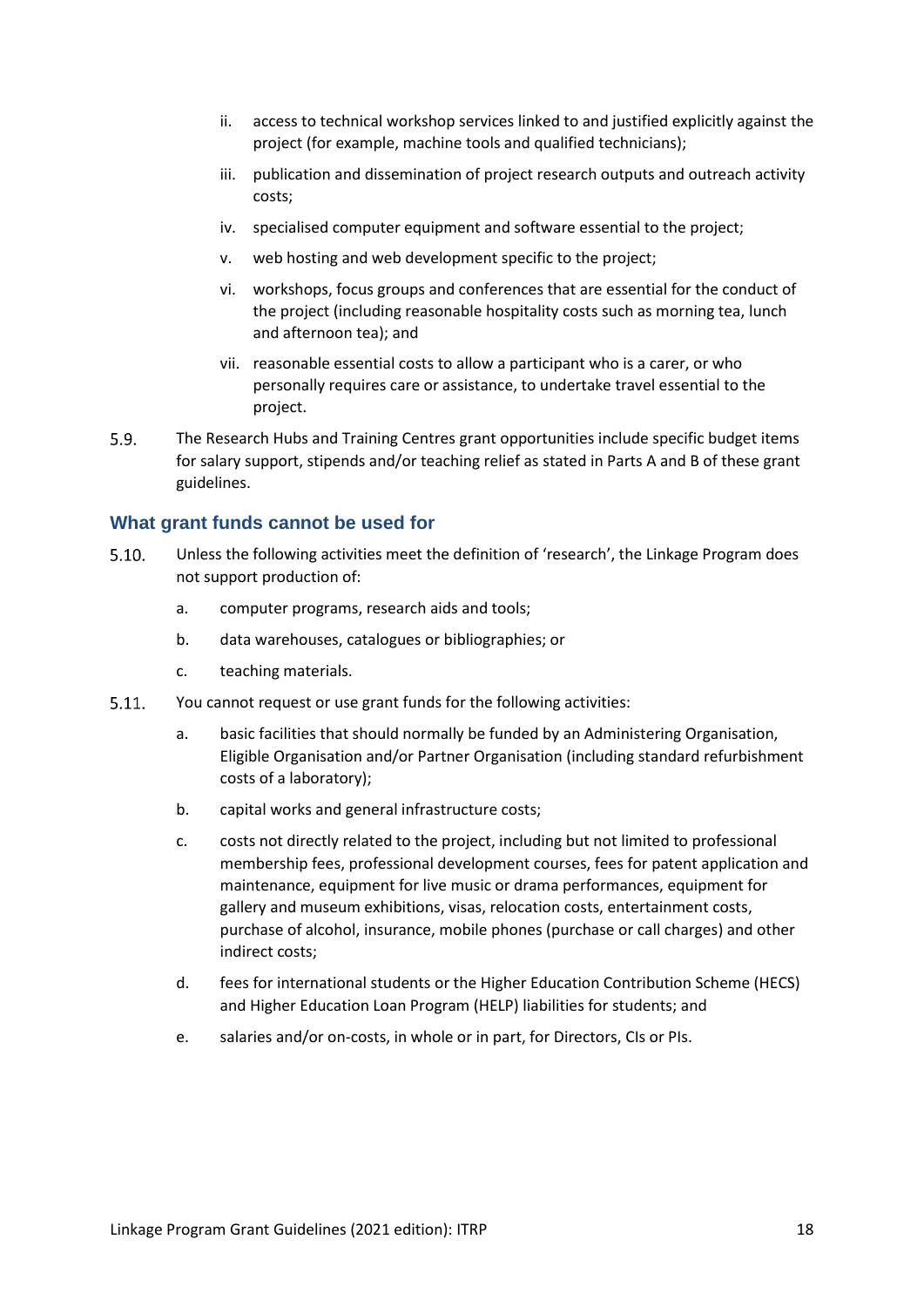ii. access to technical workshop services linked to and justified explicitly against the project (for example, machine tools and qualified technicians);

iii. publication and dissemination of project research outputs and outreach activity costs;

iv. specialised computer equipment and software essential to the project;

v. web hosting and web development specific to the project;

vi. workshops, focus groups and conferences that are essential for the conduct of the project (including reasonable hospitality costs such as morning tea, lunch and afternoon tea); and

vii. reasonable essential costs to allow a participant who is a carer, or who personally requires care or assistance, to undertake travel essential to the project.

5.9. The Research Hubs and Training Centres grant opportunities include specific budget items for salary support, stipends and/or teaching relief as stated in Parts A and B of these grant guidelines.

### What grant funds cannot be used for

5.10. Unless the following activities meet the definition of 'research', the Linkage Program does not support production of:

a. computer programs, research aids and tools;

b. data warehouses, catalogues or bibliographies; or

c. teaching materials.

5.11. You cannot request or use grant funds for the following activities:

a. basic facilities that should normally be funded by an Administering Organisation, Eligible Organisation and/or Partner Organisation (including standard refurbishment costs of a laboratory);

b. capital works and general infrastructure costs;

c. costs not directly related to the project, including but not limited to professional membership fees, professional development courses, fees for patent application and maintenance, equipment for live music or drama performances, equipment for gallery and museum exhibitions, visas, relocation costs, entertainment costs, purchase of alcohol, insurance, mobile phones (purchase or call charges) and other indirect costs;

d. fees for international students or the Higher Education Contribution Scheme (HECS) and Higher Education Loan Program (HELP) liabilities for students; and

e. salaries and/or on-costs, in whole or in part, for Directors, CIs or PIs.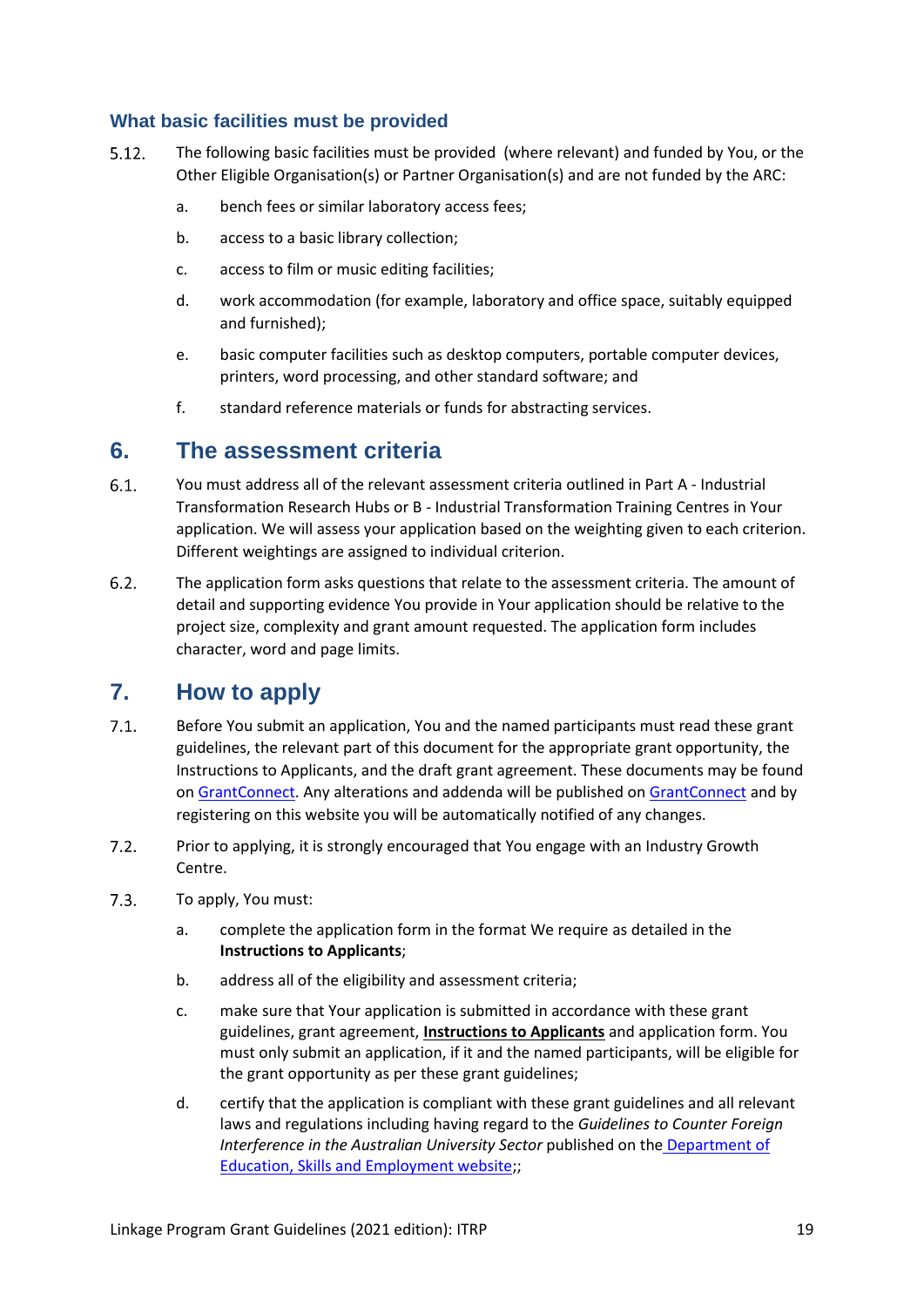### What basic facilities must be provided

5.12. The following basic facilities must be provided (where relevant) and funded by You, or the Other Eligible Organisation(s) or Partner Organisation(s) and are not funded by the ARC:

a. bench fees or similar laboratory access fees;

b. access to a basic library collection;

c. access to film or music editing facilities;

d. work accommodation (for example, laboratory and office space, suitably equipped and furnished);

e. basic computer facilities such as desktop computers, portable computer devices, printers, word processing, and other standard software; and

f. standard reference materials or funds for abstracting services.

## 6. The assessment criteria

6.1. You must address all of the relevant assessment criteria outlined in Part A - Industrial Transformation Research Hubs or B - Industrial Transformation Training Centres in Your application. We will assess your application based on the weighting given to each criterion. Different weightings are assigned to individual criterion.

6.2. The application form asks questions that relate to the assessment criteria. The amount of detail and supporting evidence You provide in Your application should be relative to the project size, complexity and grant amount requested. The application form includes character, word and page limits.

## 7. How to apply

7.1. Before You submit an application, You and the named participants must read these grant guidelines, the relevant part of this document for the appropriate grant opportunity, the Instructions to Applicants, and the draft grant agreement. These documents may be found on GrantConnect. Any alterations and addenda will be published on GrantConnect and by registering on this website you will be automatically notified of any changes.

7.2. Prior to applying, it is strongly encouraged that You engage with an Industry Growth Centre.

7.3. To apply, You must:

a. complete the application form in the format We require as detailed in the **Instructions to Applicants**;

b. address all of the eligibility and assessment criteria;

c. make sure that Your application is submitted in accordance with these grant guidelines, grant agreement, **Instructions to Applicants** and application form. You must only submit an application, if it and the named participants, will be eligible for the grant opportunity as per these grant guidelines;

d. certify that the application is compliant with these grant guidelines and all relevant laws and regulations including having regard to the *Guidelines to Counter Foreign Interference in the Australian University Sector* published on the Department of Education, Skills and Employment website;;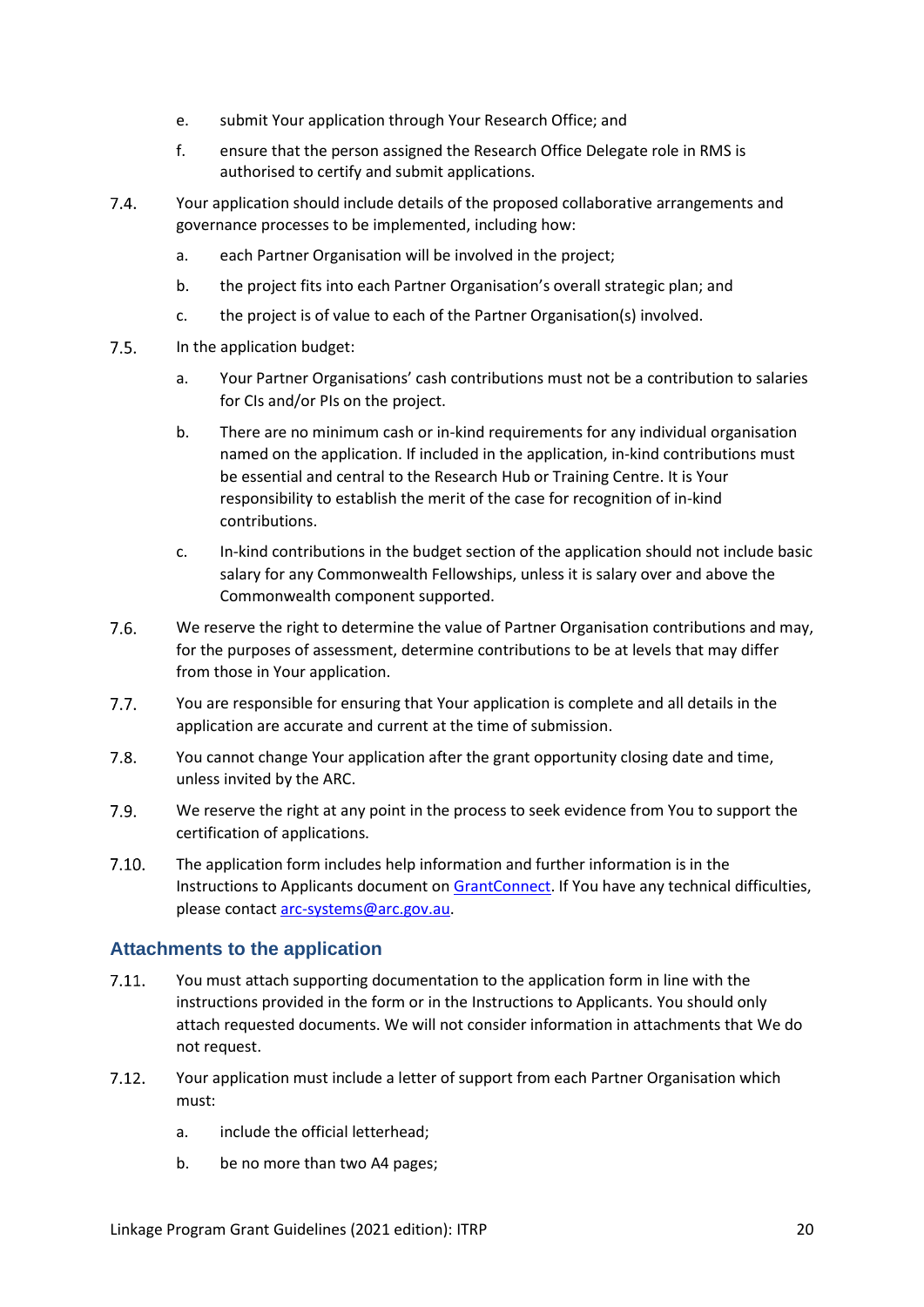e. submit Your application through Your Research Office; and

f. ensure that the person assigned the Research Office Delegate role in RMS is authorised to certify and submit applications.

7.4. Your application should include details of the proposed collaborative arrangements and governance processes to be implemented, including how:

a. each Partner Organisation will be involved in the project;

b. the project fits into each Partner Organisation's overall strategic plan; and

c. the project is of value to each of the Partner Organisation(s) involved.

7.5. In the application budget:

a. Your Partner Organisations' cash contributions must not be a contribution to salaries for CIs and/or PIs on the project.

b. There are no minimum cash or in-kind requirements for any individual organisation named on the application. If included in the application, in-kind contributions must be essential and central to the Research Hub or Training Centre. It is Your responsibility to establish the merit of the case for recognition of in-kind contributions.

c. In-kind contributions in the budget section of the application should not include basic salary for any Commonwealth Fellowships, unless it is salary over and above the Commonwealth component supported.

7.6. We reserve the right to determine the value of Partner Organisation contributions and may, for the purposes of assessment, determine contributions to be at levels that may differ from those in Your application.

7.7. You are responsible for ensuring that Your application is complete and all details in the application are accurate and current at the time of submission.

7.8. You cannot change Your application after the grant opportunity closing date and time, unless invited by the ARC.

7.9. We reserve the right at any point in the process to seek evidence from You to support the certification of applications.

7.10. The application form includes help information and further information is in the Instructions to Applicants document on [GrantConnect](). If You have any technical difficulties, please contact [arc-systems@arc.gov.au]().

### Attachments to the application

7.11. You must attach supporting documentation to the application form in line with the instructions provided in the form or in the Instructions to Applicants. You should only attach requested documents. We will not consider information in attachments that We do not request.

7.12. Your application must include a letter of support from each Partner Organisation which must:

a. include the official letterhead;

b. be no more than two A4 pages;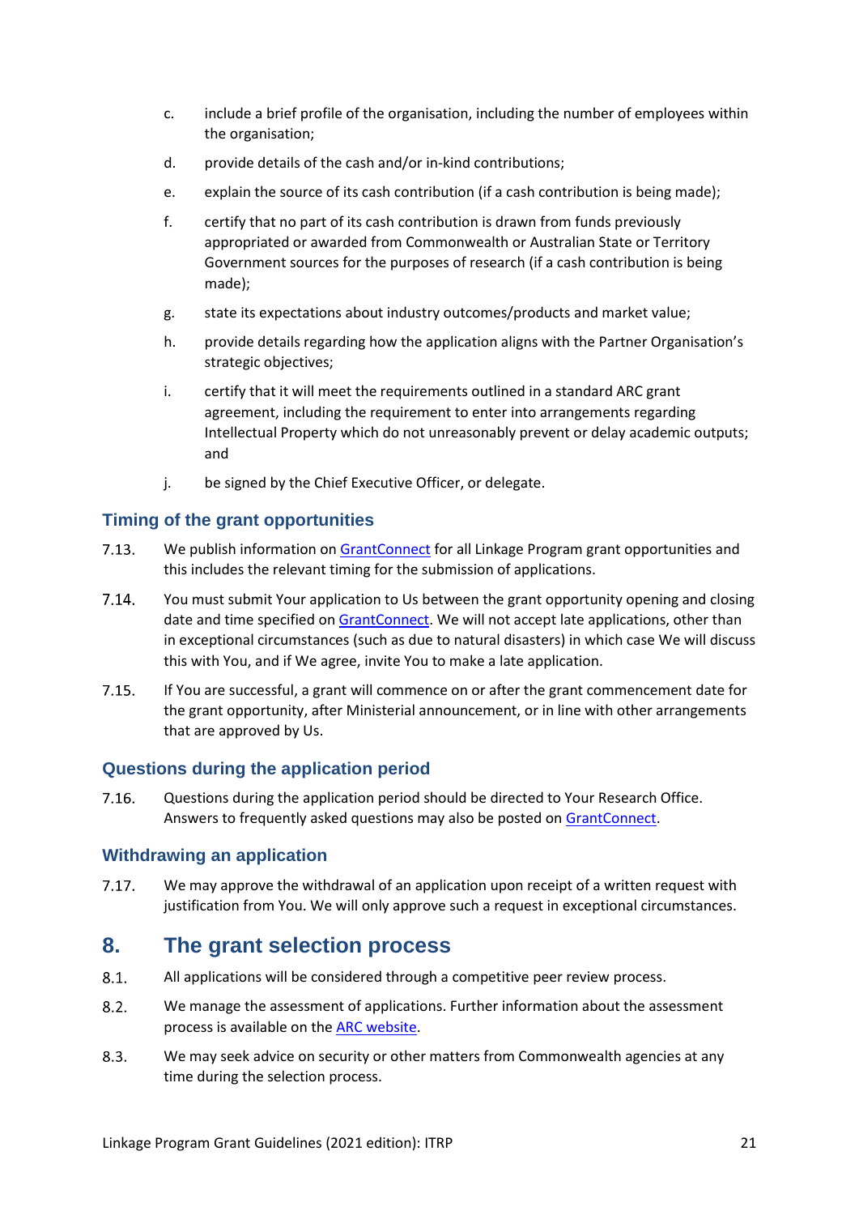c. include a brief profile of the organisation, including the number of employees within the organisation;

d. provide details of the cash and/or in-kind contributions;

e. explain the source of its cash contribution (if a cash contribution is being made);

f. certify that no part of its cash contribution is drawn from funds previously appropriated or awarded from Commonwealth or Australian State or Territory Government sources for the purposes of research (if a cash contribution is being made);

g. state its expectations about industry outcomes/products and market value;

h. provide details regarding how the application aligns with the Partner Organisation's strategic objectives;

i. certify that it will meet the requirements outlined in a standard ARC grant agreement, including the requirement to enter into arrangements regarding Intellectual Property which do not unreasonably prevent or delay academic outputs; and

j. be signed by the Chief Executive Officer, or delegate.

### Timing of the grant opportunities

7.13. We publish information on [GrantConnect](GrantConnect) for all Linkage Program grant opportunities and this includes the relevant timing for the submission of applications.

7.14. You must submit Your application to Us between the grant opportunity opening and closing date and time specified on [GrantConnect](GrantConnect). We will not accept late applications, other than in exceptional circumstances (such as due to natural disasters) in which case We will discuss this with You, and if We agree, invite You to make a late application.

7.15. If You are successful, a grant will commence on or after the grant commencement date for the grant opportunity, after Ministerial announcement, or in line with other arrangements that are approved by Us.

### Questions during the application period

7.16. Questions during the application period should be directed to Your Research Office. Answers to frequently asked questions may also be posted on [GrantConnect](GrantConnect).

### Withdrawing an application

7.17. We may approve the withdrawal of an application upon receipt of a written request with justification from You. We will only approve such a request in exceptional circumstances.

## 8. The grant selection process

8.1. All applications will be considered through a competitive peer review process.

8.2. We manage the assessment of applications. Further information about the assessment process is available on the [ARC website](ARC website).

8.3. We may seek advice on security or other matters from Commonwealth agencies at any time during the selection process.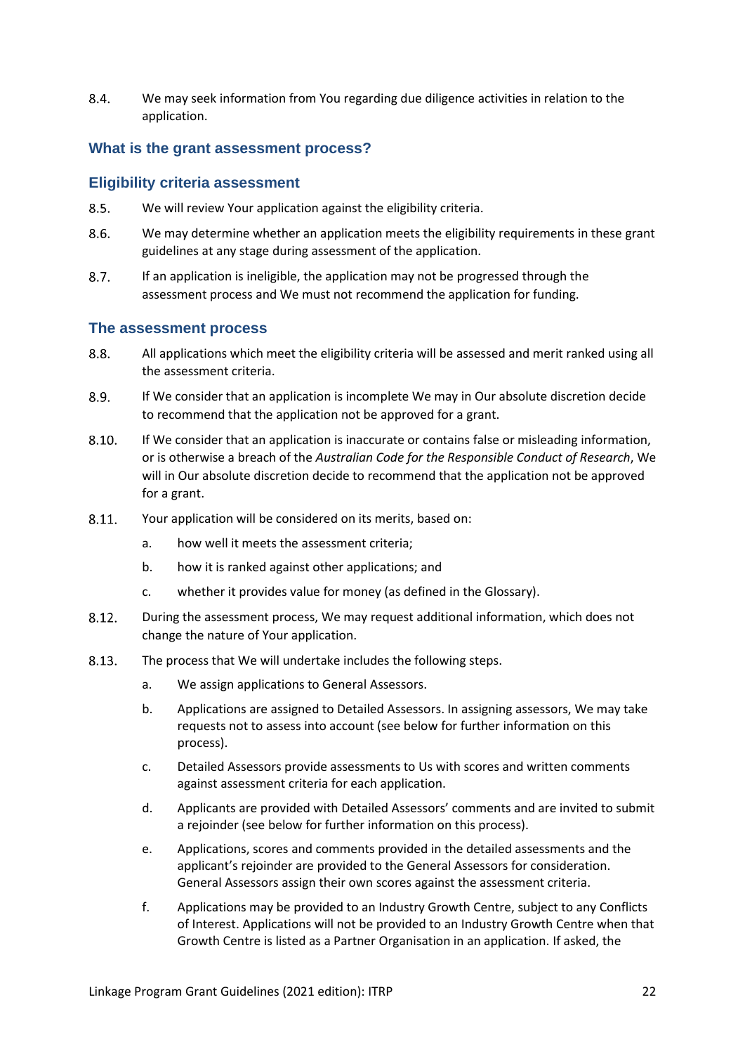8.4. We may seek information from You regarding due diligence activities in relation to the application.

## What is the grant assessment process?

### Eligibility criteria assessment

8.5. We will review Your application against the eligibility criteria.

8.6. We may determine whether an application meets the eligibility requirements in these grant guidelines at any stage during assessment of the application.

8.7. If an application is ineligible, the application may not be progressed through the assessment process and We must not recommend the application for funding.

### The assessment process

8.8. All applications which meet the eligibility criteria will be assessed and merit ranked using all the assessment criteria.

8.9. If We consider that an application is incomplete We may in Our absolute discretion decide to recommend that the application not be approved for a grant.

8.10. If We consider that an application is inaccurate or contains false or misleading information, or is otherwise a breach of the *Australian Code for the Responsible Conduct of Research*, We will in Our absolute discretion decide to recommend that the application not be approved for a grant.

8.11. Your application will be considered on its merits, based on:

a. how well it meets the assessment criteria;

b. how it is ranked against other applications; and

c. whether it provides value for money (as defined in the Glossary).

8.12. During the assessment process, We may request additional information, which does not change the nature of Your application.

8.13. The process that We will undertake includes the following steps.

a. We assign applications to General Assessors.

b. Applications are assigned to Detailed Assessors. In assigning assessors, We may take requests not to assess into account (see below for further information on this process).

c. Detailed Assessors provide assessments to Us with scores and written comments against assessment criteria for each application.

d. Applicants are provided with Detailed Assessors' comments and are invited to submit a rejoinder (see below for further information on this process).

e. Applications, scores and comments provided in the detailed assessments and the applicant's rejoinder are provided to the General Assessors for consideration. General Assessors assign their own scores against the assessment criteria.

f. Applications may be provided to an Industry Growth Centre, subject to any Conflicts of Interest. Applications will not be provided to an Industry Growth Centre when that Growth Centre is listed as a Partner Organisation in an application. If asked, the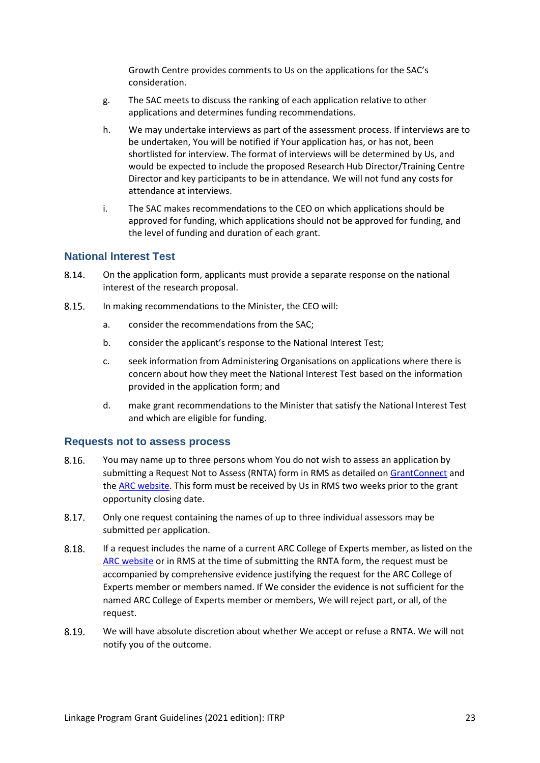Growth Centre provides comments to Us on the applications for the SAC's consideration.

g. The SAC meets to discuss the ranking of each application relative to other applications and determines funding recommendations.

h. We may undertake interviews as part of the assessment process. If interviews are to be undertaken, You will be notified if Your application has, or has not, been shortlisted for interview. The format of interviews will be determined by Us, and would be expected to include the proposed Research Hub Director/Training Centre Director and key participants to be in attendance. We will not fund any costs for attendance at interviews.

i. The SAC makes recommendations to the CEO on which applications should be approved for funding, which applications should not be approved for funding, and the level of funding and duration of each grant.

## National Interest Test

8.14. On the application form, applicants must provide a separate response on the national interest of the research proposal.

8.15. In making recommendations to the Minister, the CEO will:

a. consider the recommendations from the SAC;

b. consider the applicant's response to the National Interest Test;

c. seek information from Administering Organisations on applications where there is concern about how they meet the National Interest Test based on the information provided in the application form; and

d. make grant recommendations to the Minister that satisfy the National Interest Test and which are eligible for funding.

## Requests not to assess process

8.16. You may name up to three persons whom You do not wish to assess an application by submitting a Request Not to Assess (RNTA) form in RMS as detailed on GrantConnect and the ARC website. This form must be received by Us in RMS two weeks prior to the grant opportunity closing date.

8.17. Only one request containing the names of up to three individual assessors may be submitted per application.

8.18. If a request includes the name of a current ARC College of Experts member, as listed on the ARC website or in RMS at the time of submitting the RNTA form, the request must be accompanied by comprehensive evidence justifying the request for the ARC College of Experts member or members named. If We consider the evidence is not sufficient for the named ARC College of Experts member or members, We will reject part, or all, of the request.

8.19. We will have absolute discretion about whether We accept or refuse a RNTA. We will not notify you of the outcome.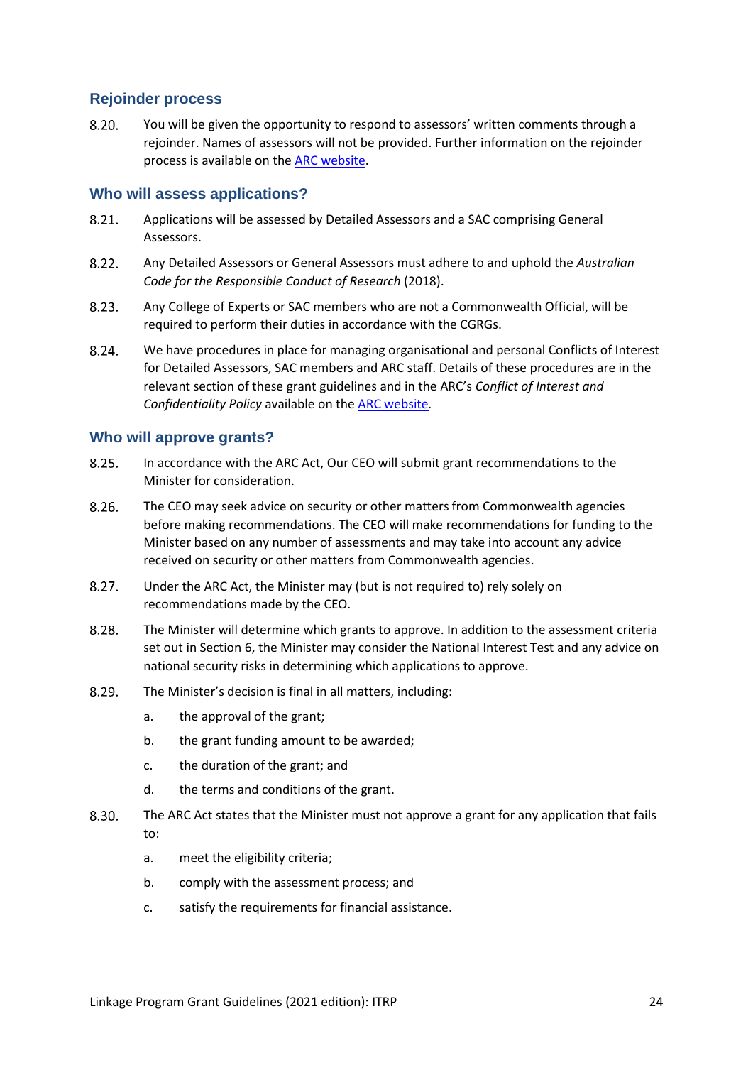### Rejoinder process

8.20. You will be given the opportunity to respond to assessors' written comments through a rejoinder. Names of assessors will not be provided. Further information on the rejoinder process is available on the [ARC website](ARC website).

### Who will assess applications?

8.21. Applications will be assessed by Detailed Assessors and a SAC comprising General Assessors.

8.22. Any Detailed Assessors or General Assessors must adhere to and uphold the *Australian Code for the Responsible Conduct of Research* (2018).

8.23. Any College of Experts or SAC members who are not a Commonwealth Official, will be required to perform their duties in accordance with the CGRGs.

8.24. We have procedures in place for managing organisational and personal Conflicts of Interest for Detailed Assessors, SAC members and ARC staff. Details of these procedures are in the relevant section of these grant guidelines and in the ARC's *Conflict of Interest and Confidentiality Policy* available on the [ARC website](ARC website).

### Who will approve grants?

8.25. In accordance with the ARC Act, Our CEO will submit grant recommendations to the Minister for consideration.

8.26. The CEO may seek advice on security or other matters from Commonwealth agencies before making recommendations. The CEO will make recommendations for funding to the Minister based on any number of assessments and may take into account any advice received on security or other matters from Commonwealth agencies.

8.27. Under the ARC Act, the Minister may (but is not required to) rely solely on recommendations made by the CEO.

8.28. The Minister will determine which grants to approve. In addition to the assessment criteria set out in Section 6, the Minister may consider the National Interest Test and any advice on national security risks in determining which applications to approve.

8.29. The Minister's decision is final in all matters, including:

a. the approval of the grant;

b. the grant funding amount to be awarded;

c. the duration of the grant; and

d. the terms and conditions of the grant.

8.30. The ARC Act states that the Minister must not approve a grant for any application that fails to:

a. meet the eligibility criteria;

b. comply with the assessment process; and

c. satisfy the requirements for financial assistance.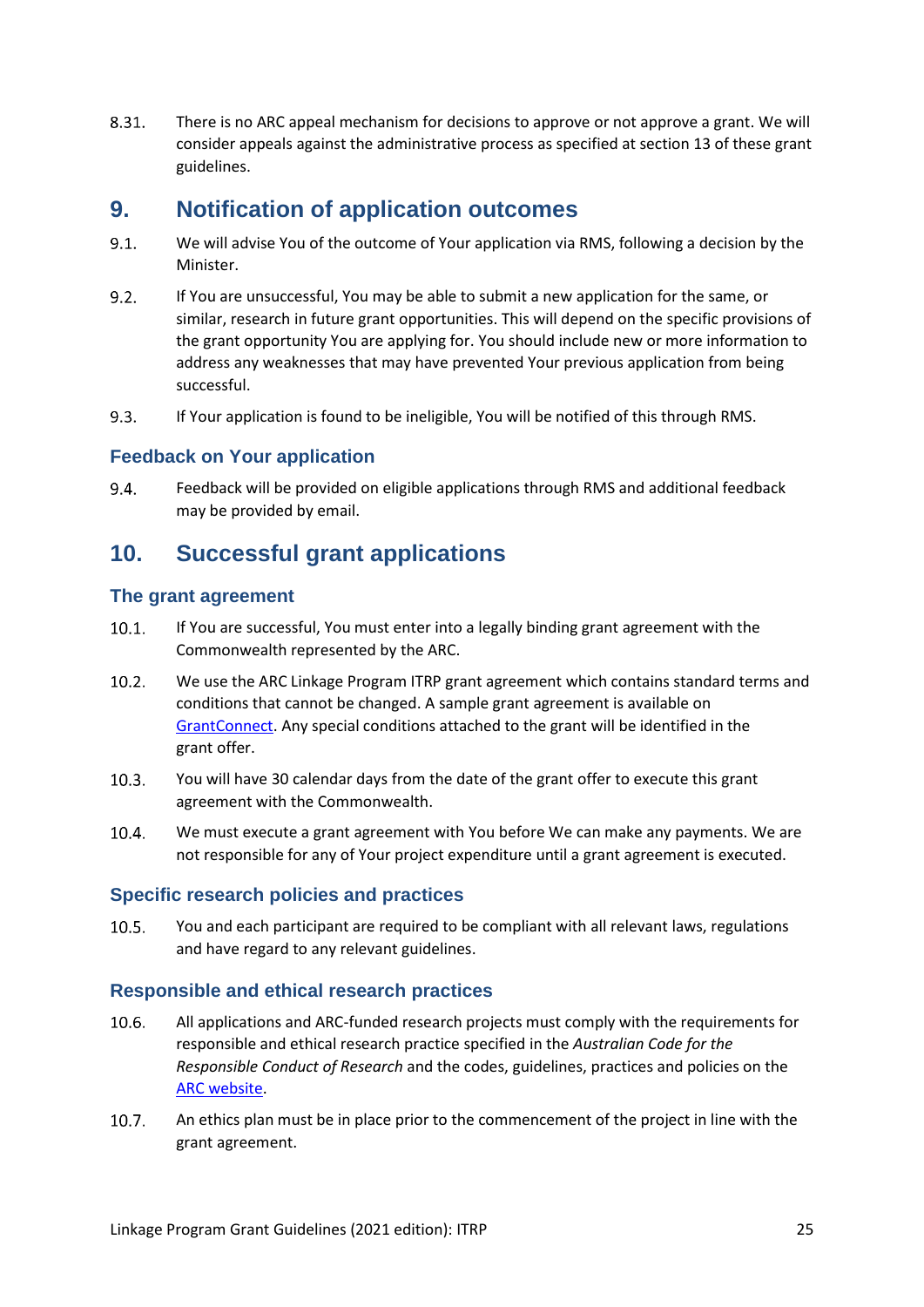8.31. There is no ARC appeal mechanism for decisions to approve or not approve a grant. We will consider appeals against the administrative process as specified at section 13 of these grant guidelines.

# 9. Notification of application outcomes

9.1. We will advise You of the outcome of Your application via RMS, following a decision by the Minister.

9.2. If You are unsuccessful, You may be able to submit a new application for the same, or similar, research in future grant opportunities. This will depend on the specific provisions of the grant opportunity You are applying for. You should include new or more information to address any weaknesses that may have prevented Your previous application from being successful.

9.3. If Your application is found to be ineligible, You will be notified of this through RMS.

## Feedback on Your application

9.4. Feedback will be provided on eligible applications through RMS and additional feedback may be provided by email.

# 10. Successful grant applications

## The grant agreement

10.1. If You are successful, You must enter into a legally binding grant agreement with the Commonwealth represented by the ARC.

10.2. We use the ARC Linkage Program ITRP grant agreement which contains standard terms and conditions that cannot be changed. A sample grant agreement is available on [GrantConnect](). Any special conditions attached to the grant will be identified in the grant offer.

10.3. You will have 30 calendar days from the date of the grant offer to execute this grant agreement with the Commonwealth.

10.4. We must execute a grant agreement with You before We can make any payments. We are not responsible for any of Your project expenditure until a grant agreement is executed.

## Specific research policies and practices

10.5. You and each participant are required to be compliant with all relevant laws, regulations and have regard to any relevant guidelines.

## Responsible and ethical research practices

10.6. All applications and ARC-funded research projects must comply with the requirements for responsible and ethical research practice specified in the *Australian Code for the Responsible Conduct of Research* and the codes, guidelines, practices and policies on the [ARC website]().

10.7. An ethics plan must be in place prior to the commencement of the project in line with the grant agreement.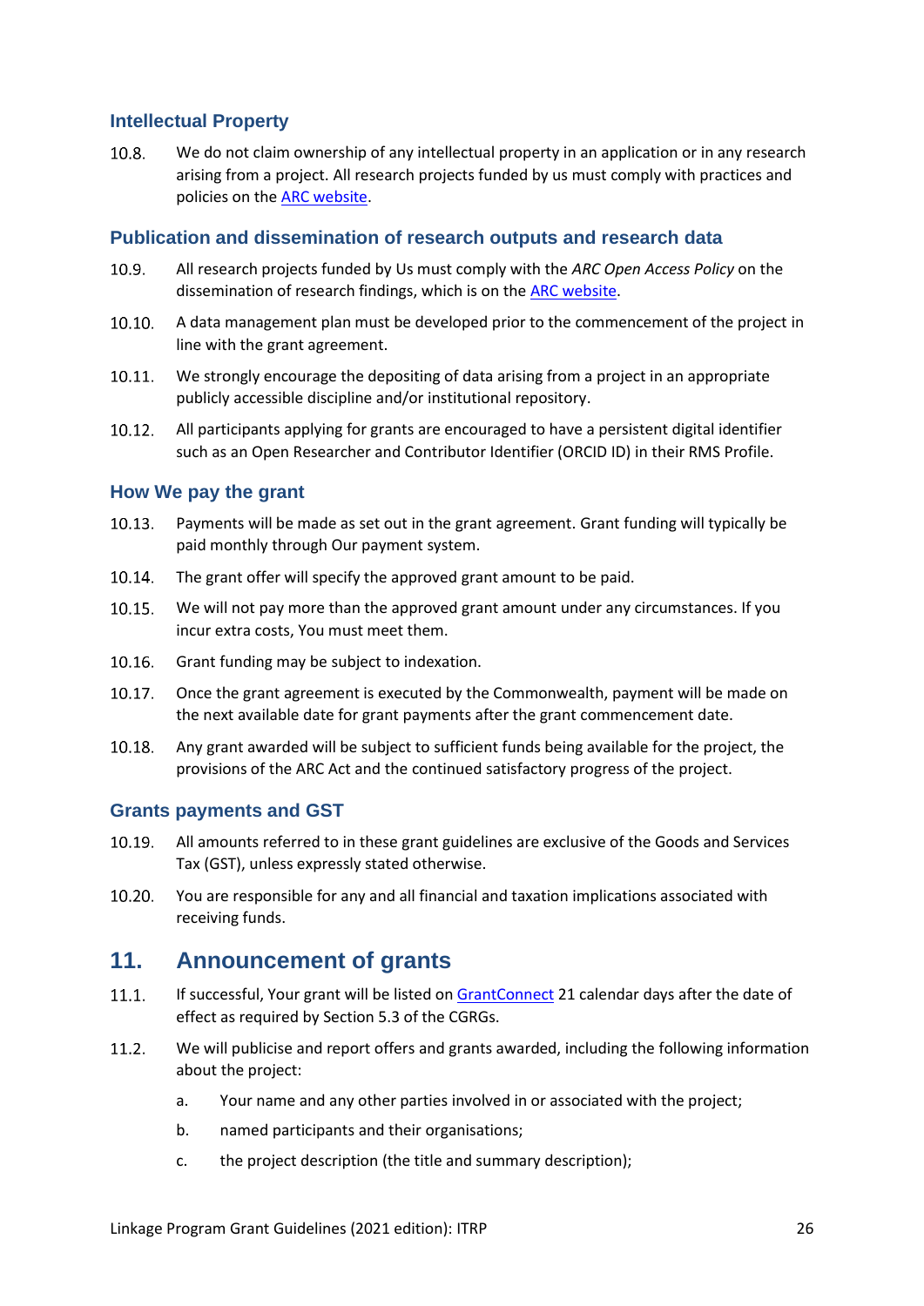### Intellectual Property

10.8. We do not claim ownership of any intellectual property in an application or in any research arising from a project. All research projects funded by us must comply with practices and policies on the [ARC website](#).

### Publication and dissemination of research outputs and research data

10.9. All research projects funded by Us must comply with the *ARC Open Access Policy* on the dissemination of research findings, which is on the [ARC website](#).

10.10. A data management plan must be developed prior to the commencement of the project in line with the grant agreement.

10.11. We strongly encourage the depositing of data arising from a project in an appropriate publicly accessible discipline and/or institutional repository.

10.12. All participants applying for grants are encouraged to have a persistent digital identifier such as an Open Researcher and Contributor Identifier (ORCID ID) in their RMS Profile.

### How We pay the grant

10.13. Payments will be made as set out in the grant agreement. Grant funding will typically be paid monthly through Our payment system.

10.14. The grant offer will specify the approved grant amount to be paid.

10.15. We will not pay more than the approved grant amount under any circumstances. If you incur extra costs, You must meet them.

10.16. Grant funding may be subject to indexation.

10.17. Once the grant agreement is executed by the Commonwealth, payment will be made on the next available date for grant payments after the grant commencement date.

10.18. Any grant awarded will be subject to sufficient funds being available for the project, the provisions of the ARC Act and the continued satisfactory progress of the project.

### Grants payments and GST

10.19. All amounts referred to in these grant guidelines are exclusive of the Goods and Services Tax (GST), unless expressly stated otherwise.

10.20. You are responsible for any and all financial and taxation implications associated with receiving funds.

## 11. Announcement of grants

11.1. If successful, Your grant will be listed on [GrantConnect](#) 21 calendar days after the date of effect as required by Section 5.3 of the CGRGs.

11.2. We will publicise and report offers and grants awarded, including the following information about the project:

a. Your name and any other parties involved in or associated with the project;

b. named participants and their organisations;

c. the project description (the title and summary description);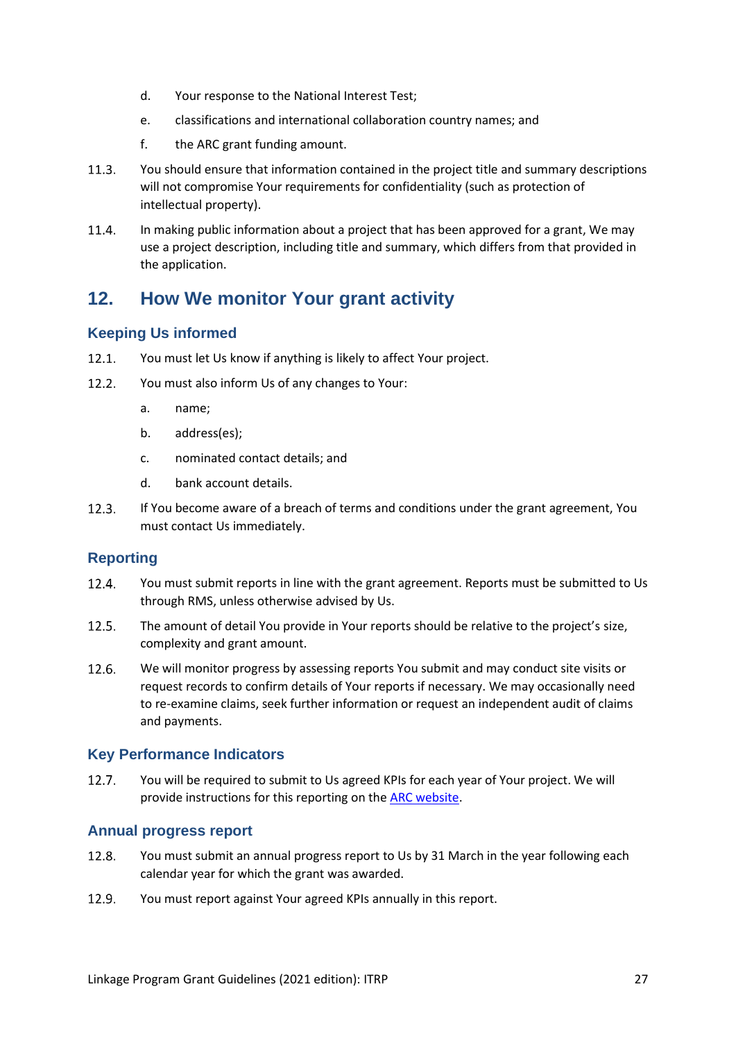d. Your response to the National Interest Test;

e. classifications and international collaboration country names; and

f. the ARC grant funding amount.

11.3. You should ensure that information contained in the project title and summary descriptions will not compromise Your requirements for confidentiality (such as protection of intellectual property).

11.4. In making public information about a project that has been approved for a grant, We may use a project description, including title and summary, which differs from that provided in the application.

## 12. How We monitor Your grant activity

### Keeping Us informed

12.1. You must let Us know if anything is likely to affect Your project.

12.2. You must also inform Us of any changes to Your:

a. name;

b. address(es);

c. nominated contact details; and

d. bank account details.

12.3. If You become aware of a breach of terms and conditions under the grant agreement, You must contact Us immediately.

### Reporting

12.4. You must submit reports in line with the grant agreement. Reports must be submitted to Us through RMS, unless otherwise advised by Us.

12.5. The amount of detail You provide in Your reports should be relative to the project's size, complexity and grant amount.

12.6. We will monitor progress by assessing reports You submit and may conduct site visits or request records to confirm details of Your reports if necessary. We may occasionally need to re-examine claims, seek further information or request an independent audit of claims and payments.

### Key Performance Indicators

12.7. You will be required to submit to Us agreed KPIs for each year of Your project. We will provide instructions for this reporting on the ARC website.

### Annual progress report

12.8. You must submit an annual progress report to Us by 31 March in the year following each calendar year for which the grant was awarded.

12.9. You must report against Your agreed KPIs annually in this report.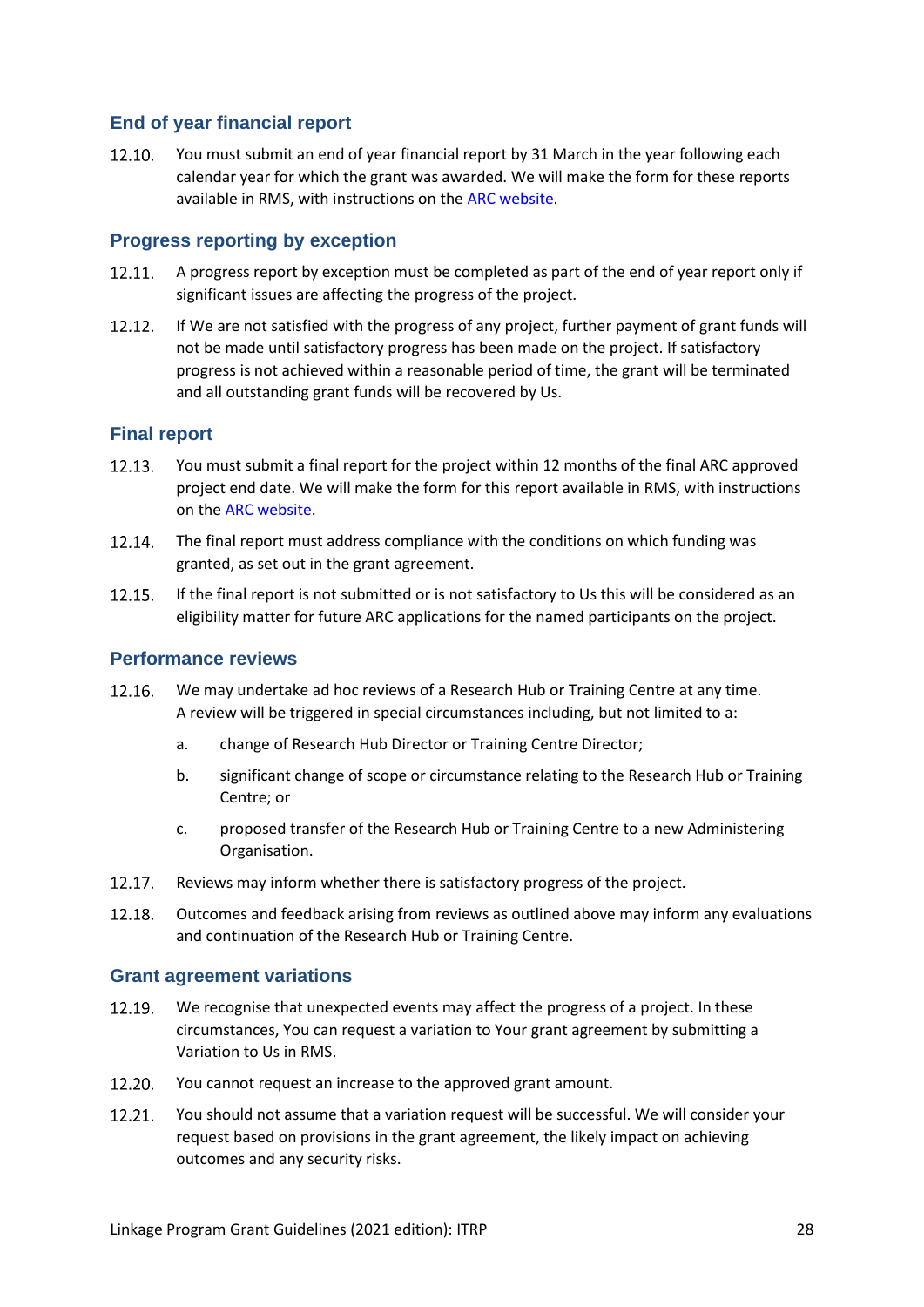### End of year financial report

12.10. You must submit an end of year financial report by 31 March in the year following each calendar year for which the grant was awarded. We will make the form for these reports available in RMS, with instructions on the [ARC website](ARC website).

### Progress reporting by exception

12.11. A progress report by exception must be completed as part of the end of year report only if significant issues are affecting the progress of the project.

12.12. If We are not satisfied with the progress of any project, further payment of grant funds will not be made until satisfactory progress has been made on the project. If satisfactory progress is not achieved within a reasonable period of time, the grant will be terminated and all outstanding grant funds will be recovered by Us.

### Final report

12.13. You must submit a final report for the project within 12 months of the final ARC approved project end date. We will make the form for this report available in RMS, with instructions on the [ARC website](ARC website).

12.14. The final report must address compliance with the conditions on which funding was granted, as set out in the grant agreement.

12.15. If the final report is not submitted or is not satisfactory to Us this will be considered as an eligibility matter for future ARC applications for the named participants on the project.

### Performance reviews

12.16. We may undertake ad hoc reviews of a Research Hub or Training Centre at any time. A review will be triggered in special circumstances including, but not limited to a:

a. change of Research Hub Director or Training Centre Director;

b. significant change of scope or circumstance relating to the Research Hub or Training Centre; or

c. proposed transfer of the Research Hub or Training Centre to a new Administering Organisation.

12.17. Reviews may inform whether there is satisfactory progress of the project.

12.18. Outcomes and feedback arising from reviews as outlined above may inform any evaluations and continuation of the Research Hub or Training Centre.

### Grant agreement variations

12.19. We recognise that unexpected events may affect the progress of a project. In these circumstances, You can request a variation to Your grant agreement by submitting a Variation to Us in RMS.

12.20. You cannot request an increase to the approved grant amount.

12.21. You should not assume that a variation request will be successful. We will consider your request based on provisions in the grant agreement, the likely impact on achieving outcomes and any security risks.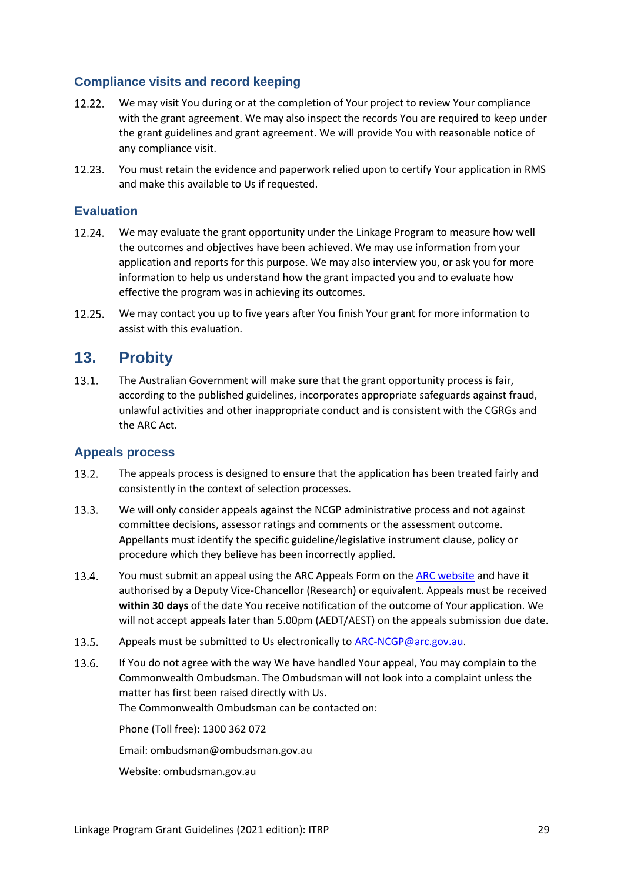### Compliance visits and record keeping

12.22. We may visit You during or at the completion of Your project to review Your compliance with the grant agreement. We may also inspect the records You are required to keep under the grant guidelines and grant agreement. We will provide You with reasonable notice of any compliance visit.

12.23. You must retain the evidence and paperwork relied upon to certify Your application in RMS and make this available to Us if requested.

### Evaluation

12.24. We may evaluate the grant opportunity under the Linkage Program to measure how well the outcomes and objectives have been achieved. We may use information from your application and reports for this purpose. We may also interview you, or ask you for more information to help us understand how the grant impacted you and to evaluate how effective the program was in achieving its outcomes.

12.25. We may contact you up to five years after You finish Your grant for more information to assist with this evaluation.

## 13. Probity

13.1. The Australian Government will make sure that the grant opportunity process is fair, according to the published guidelines, incorporates appropriate safeguards against fraud, unlawful activities and other inappropriate conduct and is consistent with the CGRGs and the ARC Act.

### Appeals process

13.2. The appeals process is designed to ensure that the application has been treated fairly and consistently in the context of selection processes.

13.3. We will only consider appeals against the NCGP administrative process and not against committee decisions, assessor ratings and comments or the assessment outcome. Appellants must identify the specific guideline/legislative instrument clause, policy or procedure which they believe has been incorrectly applied.

13.4. You must submit an appeal using the ARC Appeals Form on the [ARC website](ARC website) and have it authorised by a Deputy Vice-Chancellor (Research) or equivalent. Appeals must be received **within 30 days** of the date You receive notification of the outcome of Your application. We will not accept appeals later than 5.00pm (AEDT/AEST) on the appeals submission due date.

13.5. Appeals must be submitted to Us electronically to ARC-NCGP@arc.gov.au.

13.6. If You do not agree with the way We have handled Your appeal, You may complain to the Commonwealth Ombudsman. The Ombudsman will not look into a complaint unless the matter has first been raised directly with Us.
The Commonwealth Ombudsman can be contacted on:

Phone (Toll free): 1300 362 072

Email: ombudsman@ombudsman.gov.au

Website: ombudsman.gov.au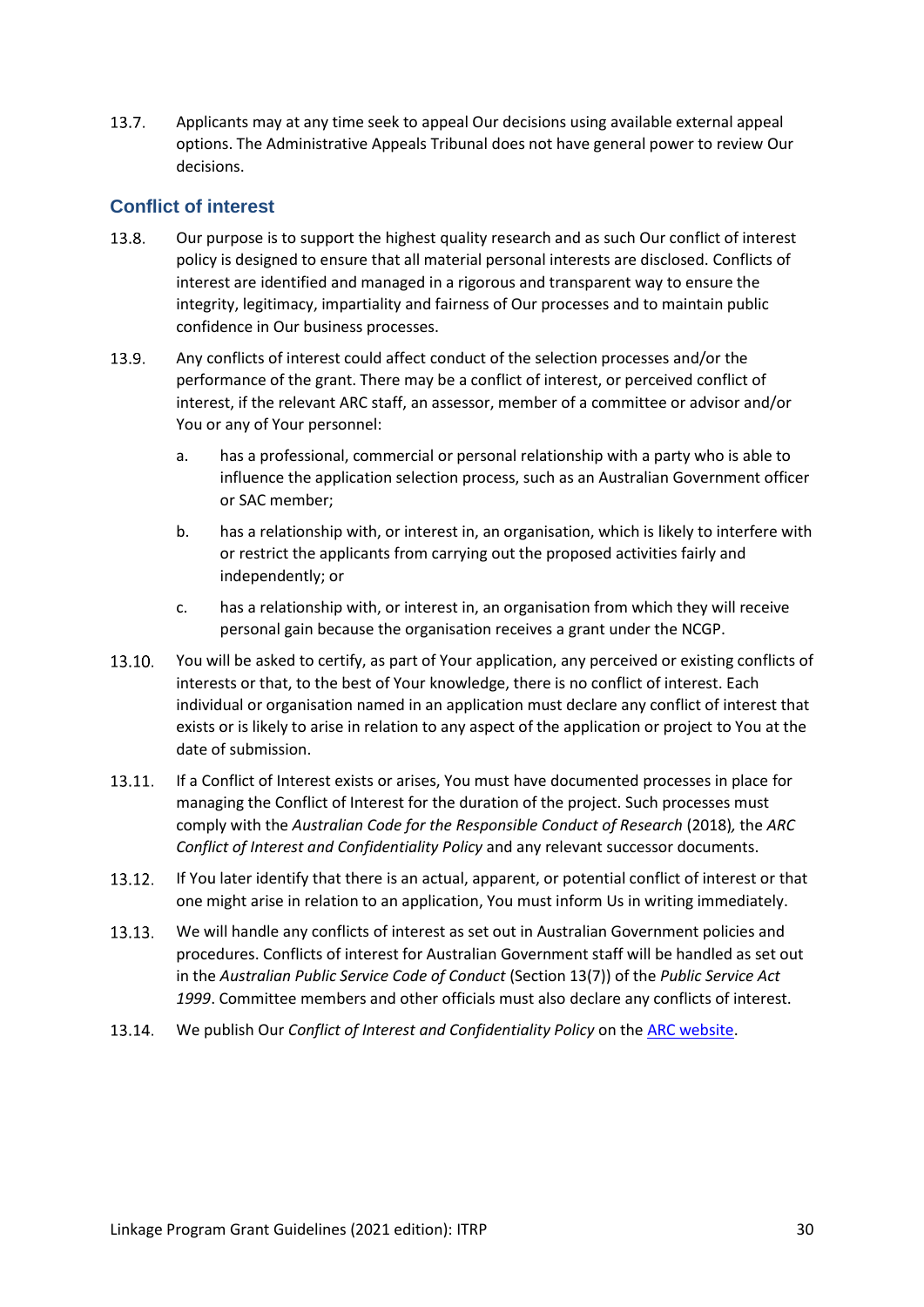13.7. Applicants may at any time seek to appeal Our decisions using available external appeal options. The Administrative Appeals Tribunal does not have general power to review Our decisions.

## Conflict of interest

13.8. Our purpose is to support the highest quality research and as such Our conflict of interest policy is designed to ensure that all material personal interests are disclosed. Conflicts of interest are identified and managed in a rigorous and transparent way to ensure the integrity, legitimacy, impartiality and fairness of Our processes and to maintain public confidence in Our business processes.

13.9. Any conflicts of interest could affect conduct of the selection processes and/or the performance of the grant. There may be a conflict of interest, or perceived conflict of interest, if the relevant ARC staff, an assessor, member of a committee or advisor and/or You or any of Your personnel:

a. has a professional, commercial or personal relationship with a party who is able to influence the application selection process, such as an Australian Government officer or SAC member;

b. has a relationship with, or interest in, an organisation, which is likely to interfere with or restrict the applicants from carrying out the proposed activities fairly and independently; or

c. has a relationship with, or interest in, an organisation from which they will receive personal gain because the organisation receives a grant under the NCGP.

13.10. You will be asked to certify, as part of Your application, any perceived or existing conflicts of interests or that, to the best of Your knowledge, there is no conflict of interest. Each individual or organisation named in an application must declare any conflict of interest that exists or is likely to arise in relation to any aspect of the application or project to You at the date of submission.

13.11. If a Conflict of Interest exists or arises, You must have documented processes in place for managing the Conflict of Interest for the duration of the project. Such processes must comply with the *Australian Code for the Responsible Conduct of Research* (2018), the *ARC Conflict of Interest and Confidentiality Policy* and any relevant successor documents.

13.12. If You later identify that there is an actual, apparent, or potential conflict of interest or that one might arise in relation to an application, You must inform Us in writing immediately.

13.13. We will handle any conflicts of interest as set out in Australian Government policies and procedures. Conflicts of interest for Australian Government staff will be handled as set out in the *Australian Public Service Code of Conduct* (Section 13(7)) of the *Public Service Act 1999*. Committee members and other officials must also declare any conflicts of interest.

13.14. We publish Our *Conflict of Interest and Confidentiality Policy* on the ARC website.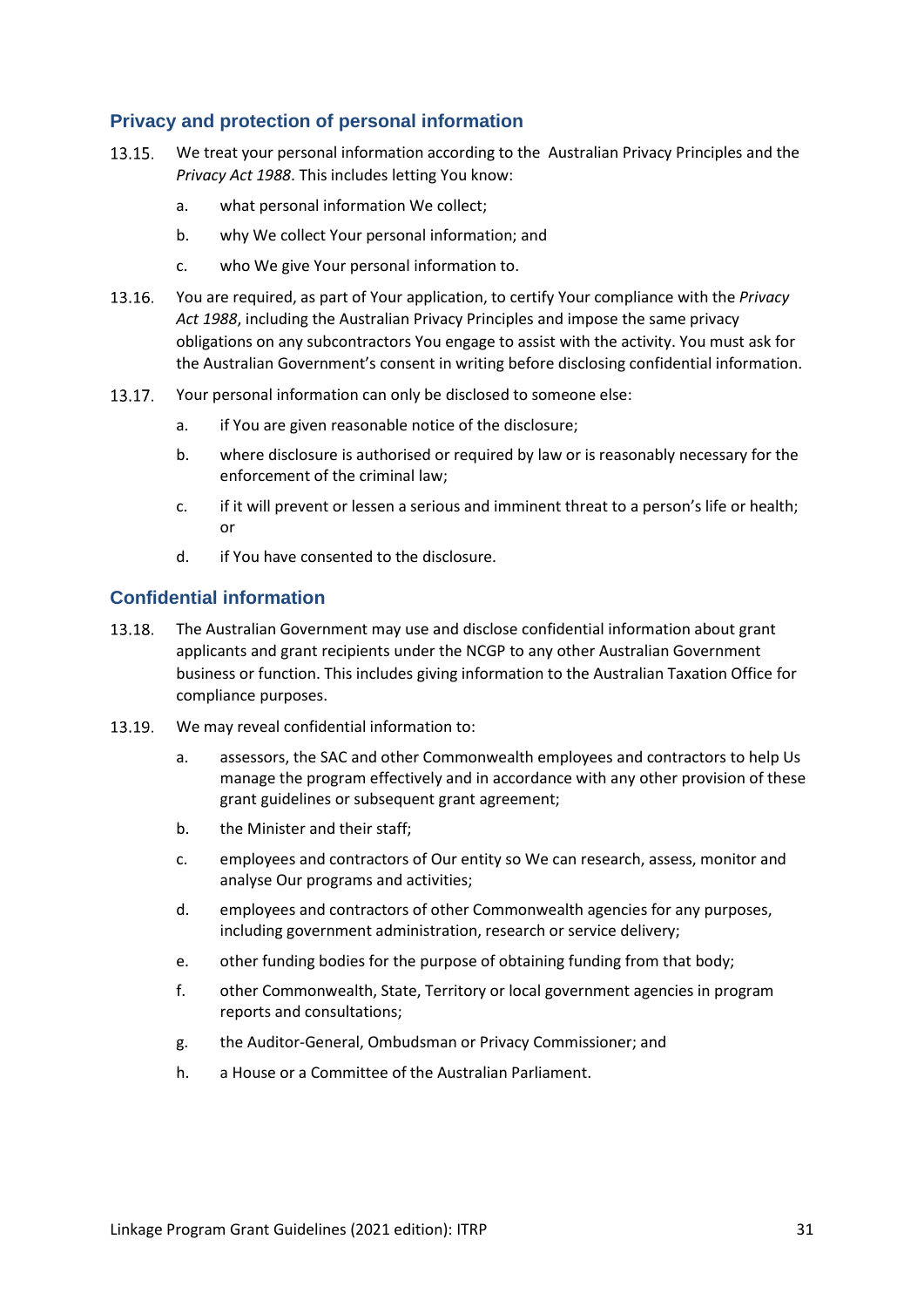## Privacy and protection of personal information

13.15. We treat your personal information according to the Australian Privacy Principles and the *Privacy Act 1988*. This includes letting You know:

   a. what personal information We collect;

   b. why We collect Your personal information; and

   c. who We give Your personal information to.

13.16. You are required, as part of Your application, to certify Your compliance with the *Privacy Act 1988*, including the Australian Privacy Principles and impose the same privacy obligations on any subcontractors You engage to assist with the activity. You must ask for the Australian Government's consent in writing before disclosing confidential information.

13.17. Your personal information can only be disclosed to someone else:

   a. if You are given reasonable notice of the disclosure;

   b. where disclosure is authorised or required by law or is reasonably necessary for the enforcement of the criminal law;

   c. if it will prevent or lessen a serious and imminent threat to a person's life or health; or

   d. if You have consented to the disclosure.

## Confidential information

13.18. The Australian Government may use and disclose confidential information about grant applicants and grant recipients under the NCGP to any other Australian Government business or function. This includes giving information to the Australian Taxation Office for compliance purposes.

13.19. We may reveal confidential information to:

   a. assessors, the SAC and other Commonwealth employees and contractors to help Us manage the program effectively and in accordance with any other provision of these grant guidelines or subsequent grant agreement;

   b. the Minister and their staff;

   c. employees and contractors of Our entity so We can research, assess, monitor and analyse Our programs and activities;

   d. employees and contractors of other Commonwealth agencies for any purposes, including government administration, research or service delivery;

   e. other funding bodies for the purpose of obtaining funding from that body;

   f. other Commonwealth, State, Territory or local government agencies in program reports and consultations;

   g. the Auditor-General, Ombudsman or Privacy Commissioner; and

   h. a House or a Committee of the Australian Parliament.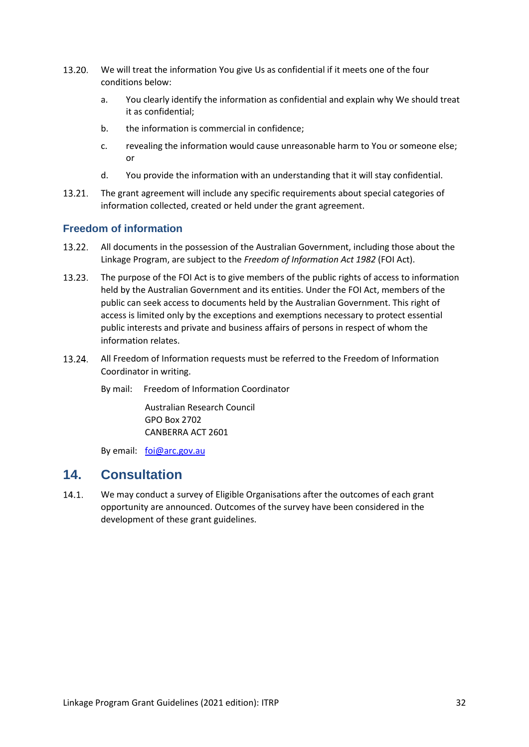13.20. We will treat the information You give Us as confidential if it meets one of the four conditions below:

a. You clearly identify the information as confidential and explain why We should treat it as confidential;

b. the information is commercial in confidence;

c. revealing the information would cause unreasonable harm to You or someone else; or

d. You provide the information with an understanding that it will stay confidential.

13.21. The grant agreement will include any specific requirements about special categories of information collected, created or held under the grant agreement.

### Freedom of information

13.22. All documents in the possession of the Australian Government, including those about the Linkage Program, are subject to the *Freedom of Information Act 1982* (FOI Act).

13.23. The purpose of the FOI Act is to give members of the public rights of access to information held by the Australian Government and its entities. Under the FOI Act, members of the public can seek access to documents held by the Australian Government. This right of access is limited only by the exceptions and exemptions necessary to protect essential public interests and private and business affairs of persons in respect of whom the information relates.

13.24. All Freedom of Information requests must be referred to the Freedom of Information Coordinator in writing.

By mail: Freedom of Information Coordinator
Australian Research Council
GPO Box 2702
CANBERRA ACT 2601

By email: foi@arc.gov.au

## 14. Consultation

14.1. We may conduct a survey of Eligible Organisations after the outcomes of each grant opportunity are announced. Outcomes of the survey have been considered in the development of these grant guidelines.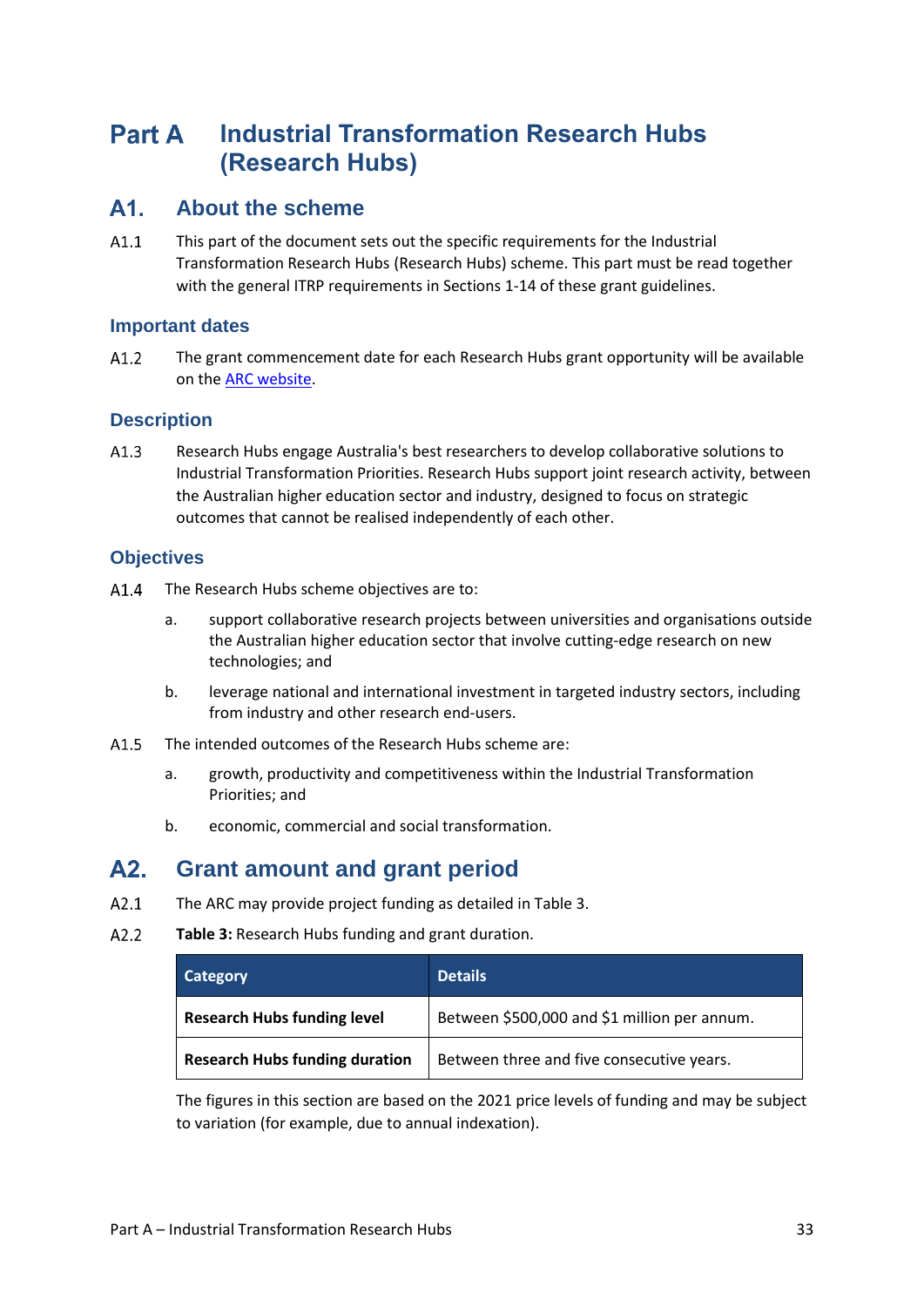# Part A Industrial Transformation Research Hubs (Research Hubs)

## A1. About the scheme

A1.1 This part of the document sets out the specific requirements for the Industrial Transformation Research Hubs (Research Hubs) scheme. This part must be read together with the general ITRP requirements in Sections 1-14 of these grant guidelines.

### Important dates

A1.2 The grant commencement date for each Research Hubs grant opportunity will be available on the ARC website.

### Description

A1.3 Research Hubs engage Australia's best researchers to develop collaborative solutions to Industrial Transformation Priorities. Research Hubs support joint research activity, between the Australian higher education sector and industry, designed to focus on strategic outcomes that cannot be realised independently of each other.

### Objectives

A1.4 The Research Hubs scheme objectives are to:

a. support collaborative research projects between universities and organisations outside the Australian higher education sector that involve cutting-edge research on new technologies; and

b. leverage national and international investment in targeted industry sectors, including from industry and other research end-users.

A1.5 The intended outcomes of the Research Hubs scheme are:

a. growth, productivity and competitiveness within the Industrial Transformation Priorities; and

b. economic, commercial and social transformation.

## A2. Grant amount and grant period

A2.1 The ARC may provide project funding as detailed in Table 3.

A2.2 **Table 3:** Research Hubs funding and grant duration.

| Category | Details |
|---|---|
| **Research Hubs funding level** | Between $500,000 and $1 million per annum. |
| **Research Hubs funding duration** | Between three and five consecutive years. |

The figures in this section are based on the 2021 price levels of funding and may be subject to variation (for example, due to annual indexation).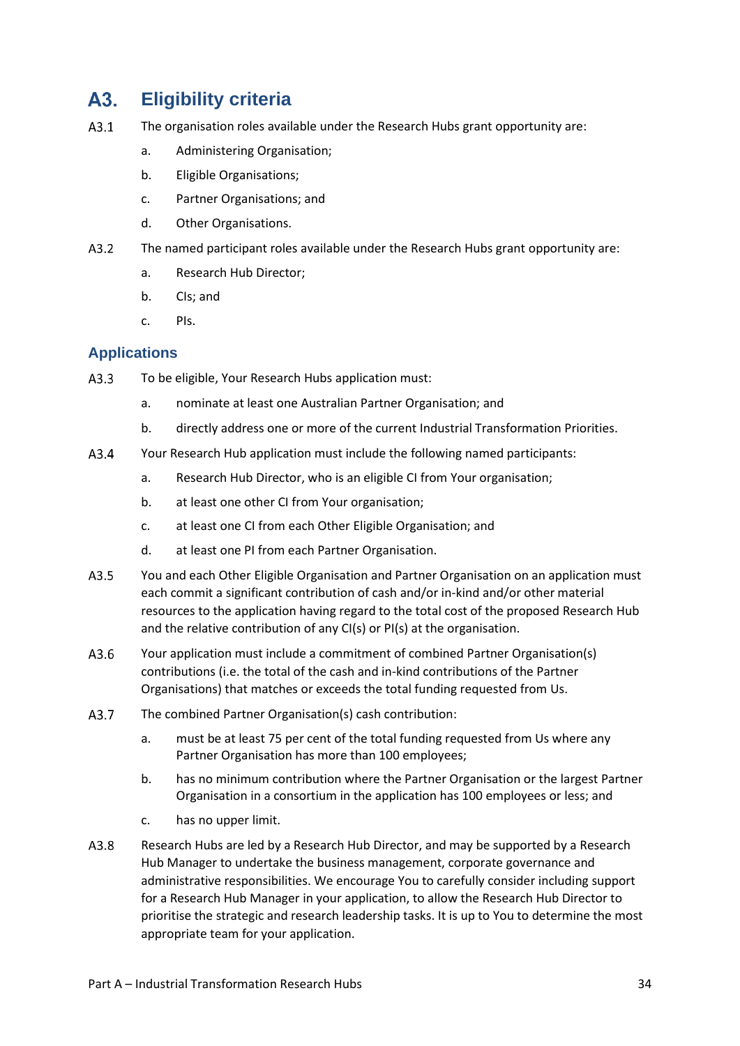## A3. Eligibility criteria

A3.1 The organisation roles available under the Research Hubs grant opportunity are:

a. Administering Organisation;

b. Eligible Organisations;

c. Partner Organisations; and

d. Other Organisations.

A3.2 The named participant roles available under the Research Hubs grant opportunity are:

a. Research Hub Director;

b. CIs; and

c. PIs.

### Applications

A3.3 To be eligible, Your Research Hubs application must:

a. nominate at least one Australian Partner Organisation; and

b. directly address one or more of the current Industrial Transformation Priorities.

A3.4 Your Research Hub application must include the following named participants:

a. Research Hub Director, who is an eligible CI from Your organisation;

b. at least one other CI from Your organisation;

c. at least one CI from each Other Eligible Organisation; and

d. at least one PI from each Partner Organisation.

A3.5 You and each Other Eligible Organisation and Partner Organisation on an application must each commit a significant contribution of cash and/or in-kind and/or other material resources to the application having regard to the total cost of the proposed Research Hub and the relative contribution of any CI(s) or PI(s) at the organisation.

A3.6 Your application must include a commitment of combined Partner Organisation(s) contributions (i.e. the total of the cash and in-kind contributions of the Partner Organisations) that matches or exceeds the total funding requested from Us.

A3.7 The combined Partner Organisation(s) cash contribution:

a. must be at least 75 per cent of the total funding requested from Us where any Partner Organisation has more than 100 employees;

b. has no minimum contribution where the Partner Organisation or the largest Partner Organisation in a consortium in the application has 100 employees or less; and

c. has no upper limit.

A3.8 Research Hubs are led by a Research Hub Director, and may be supported by a Research Hub Manager to undertake the business management, corporate governance and administrative responsibilities. We encourage You to carefully consider including support for a Research Hub Manager in your application, to allow the Research Hub Director to prioritise the strategic and research leadership tasks. It is up to You to determine the most appropriate team for your application.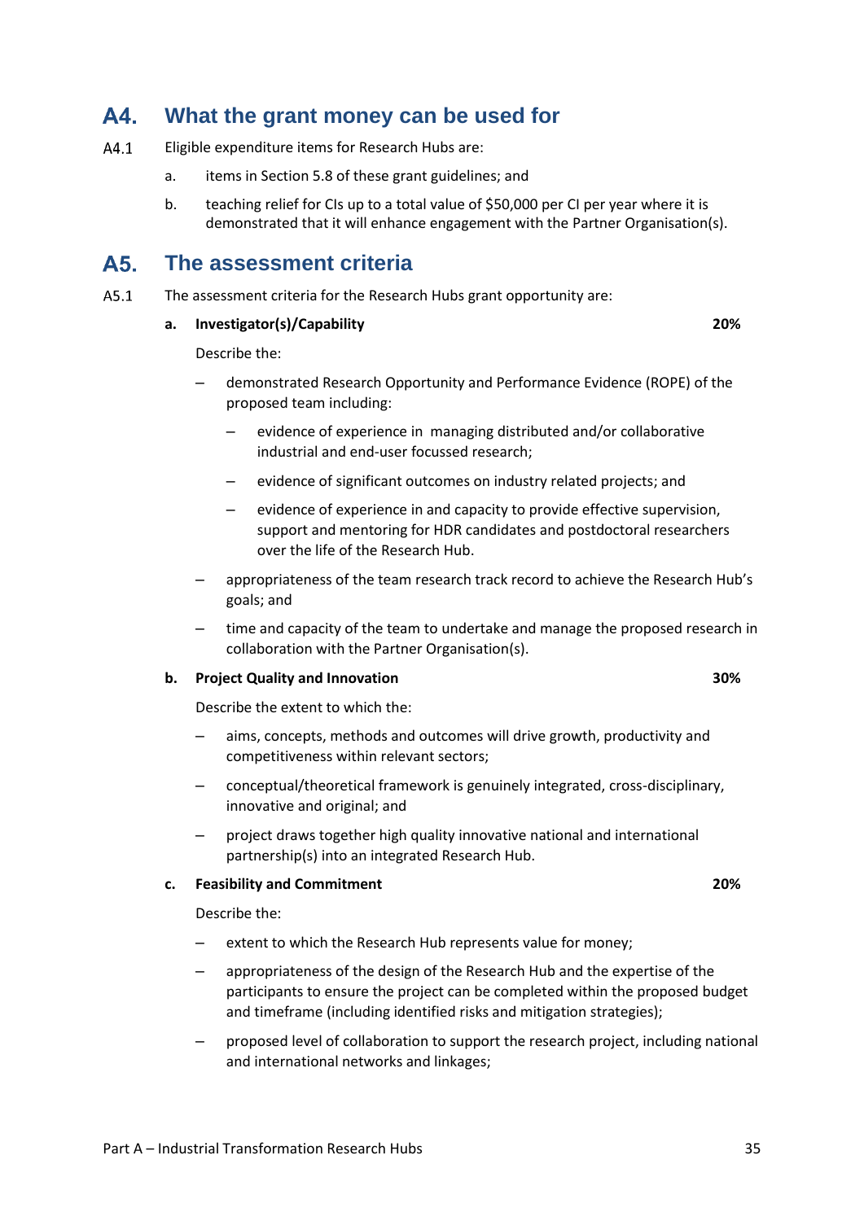## A4. What the grant money can be used for

A4.1 Eligible expenditure items for Research Hubs are:

a. items in Section 5.8 of these grant guidelines; and

b. teaching relief for CIs up to a total value of $50,000 per CI per year where it is demonstrated that it will enhance engagement with the Partner Organisation(s).

## A5. The assessment criteria

A5.1 The assessment criteria for the Research Hubs grant opportunity are:

**a. Investigator(s)/Capability — 20%**

Describe the:

- demonstrated Research Opportunity and Performance Evidence (ROPE) of the proposed team including:
  - evidence of experience in managing distributed and/or collaborative industrial and end-user focussed research;
  - evidence of significant outcomes on industry related projects; and
  - evidence of experience in and capacity to provide effective supervision, support and mentoring for HDR candidates and postdoctoral researchers over the life of the Research Hub.
- appropriateness of the team research track record to achieve the Research Hub's goals; and
- time and capacity of the team to undertake and manage the proposed research in collaboration with the Partner Organisation(s).

**b. Project Quality and Innovation — 30%**

Describe the extent to which the:

- aims, concepts, methods and outcomes will drive growth, productivity and competitiveness within relevant sectors;
- conceptual/theoretical framework is genuinely integrated, cross-disciplinary, innovative and original; and
- project draws together high quality innovative national and international partnership(s) into an integrated Research Hub.

**c. Feasibility and Commitment — 20%**

Describe the:

- extent to which the Research Hub represents value for money;
- appropriateness of the design of the Research Hub and the expertise of the participants to ensure the project can be completed within the proposed budget and timeframe (including identified risks and mitigation strategies);
- proposed level of collaboration to support the research project, including national and international networks and linkages;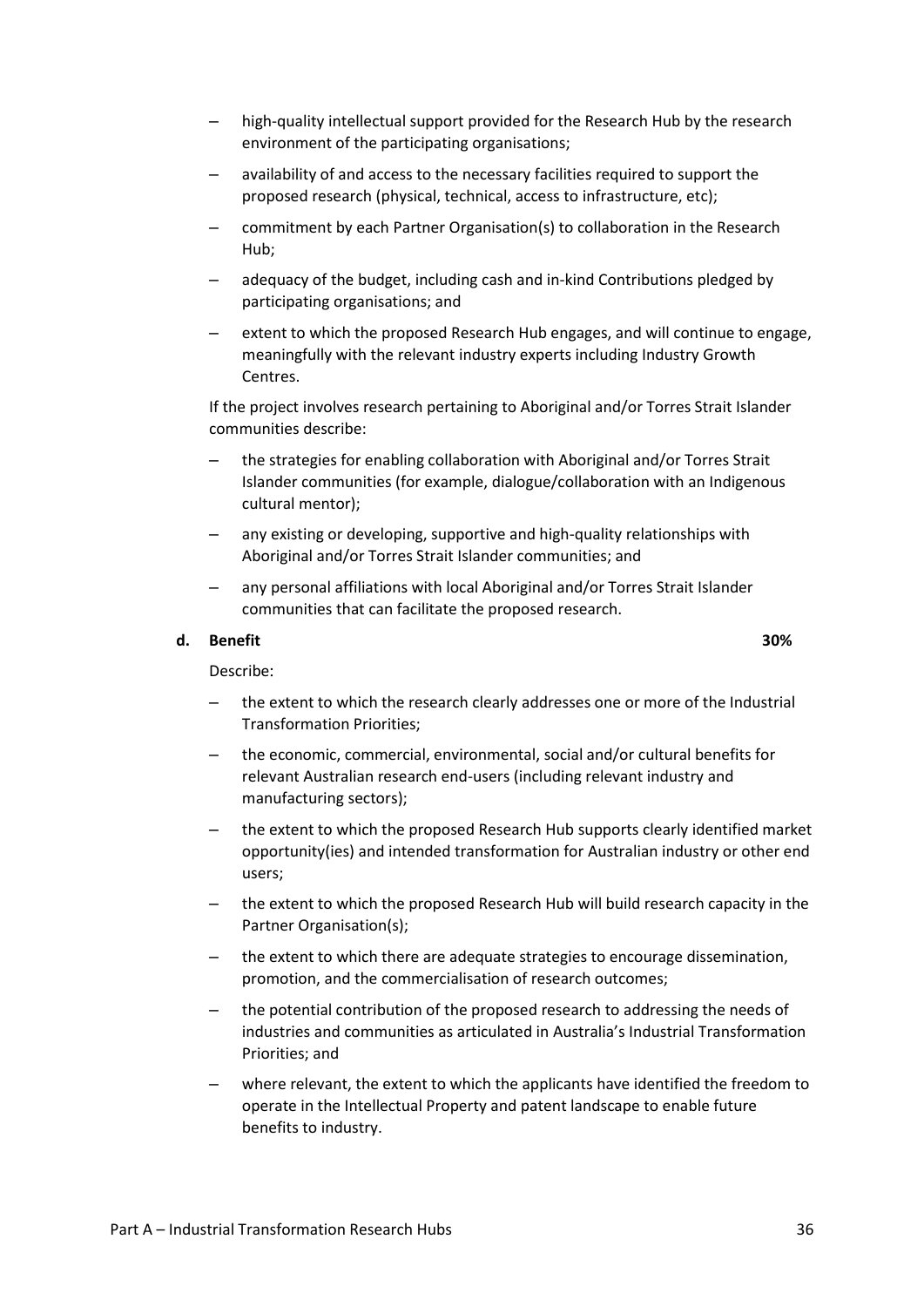- high-quality intellectual support provided for the Research Hub by the research environment of the participating organisations;
- availability of and access to the necessary facilities required to support the proposed research (physical, technical, access to infrastructure, etc);
- commitment by each Partner Organisation(s) to collaboration in the Research Hub;
- adequacy of the budget, including cash and in-kind Contributions pledged by participating organisations; and
- extent to which the proposed Research Hub engages, and will continue to engage, meaningfully with the relevant industry experts including Industry Growth Centres.

If the project involves research pertaining to Aboriginal and/or Torres Strait Islander communities describe:

- the strategies for enabling collaboration with Aboriginal and/or Torres Strait Islander communities (for example, dialogue/collaboration with an Indigenous cultural mentor);
- any existing or developing, supportive and high-quality relationships with Aboriginal and/or Torres Strait Islander communities; and
- any personal affiliations with local Aboriginal and/or Torres Strait Islander communities that can facilitate the proposed research.

**d. Benefit** **30%**

Describe:

- the extent to which the research clearly addresses one or more of the Industrial Transformation Priorities;
- the economic, commercial, environmental, social and/or cultural benefits for relevant Australian research end-users (including relevant industry and manufacturing sectors);
- the extent to which the proposed Research Hub supports clearly identified market opportunity(ies) and intended transformation for Australian industry or other end users;
- the extent to which the proposed Research Hub will build research capacity in the Partner Organisation(s);
- the extent to which there are adequate strategies to encourage dissemination, promotion, and the commercialisation of research outcomes;
- the potential contribution of the proposed research to addressing the needs of industries and communities as articulated in Australia's Industrial Transformation Priorities; and
- where relevant, the extent to which the applicants have identified the freedom to operate in the Intellectual Property and patent landscape to enable future benefits to industry.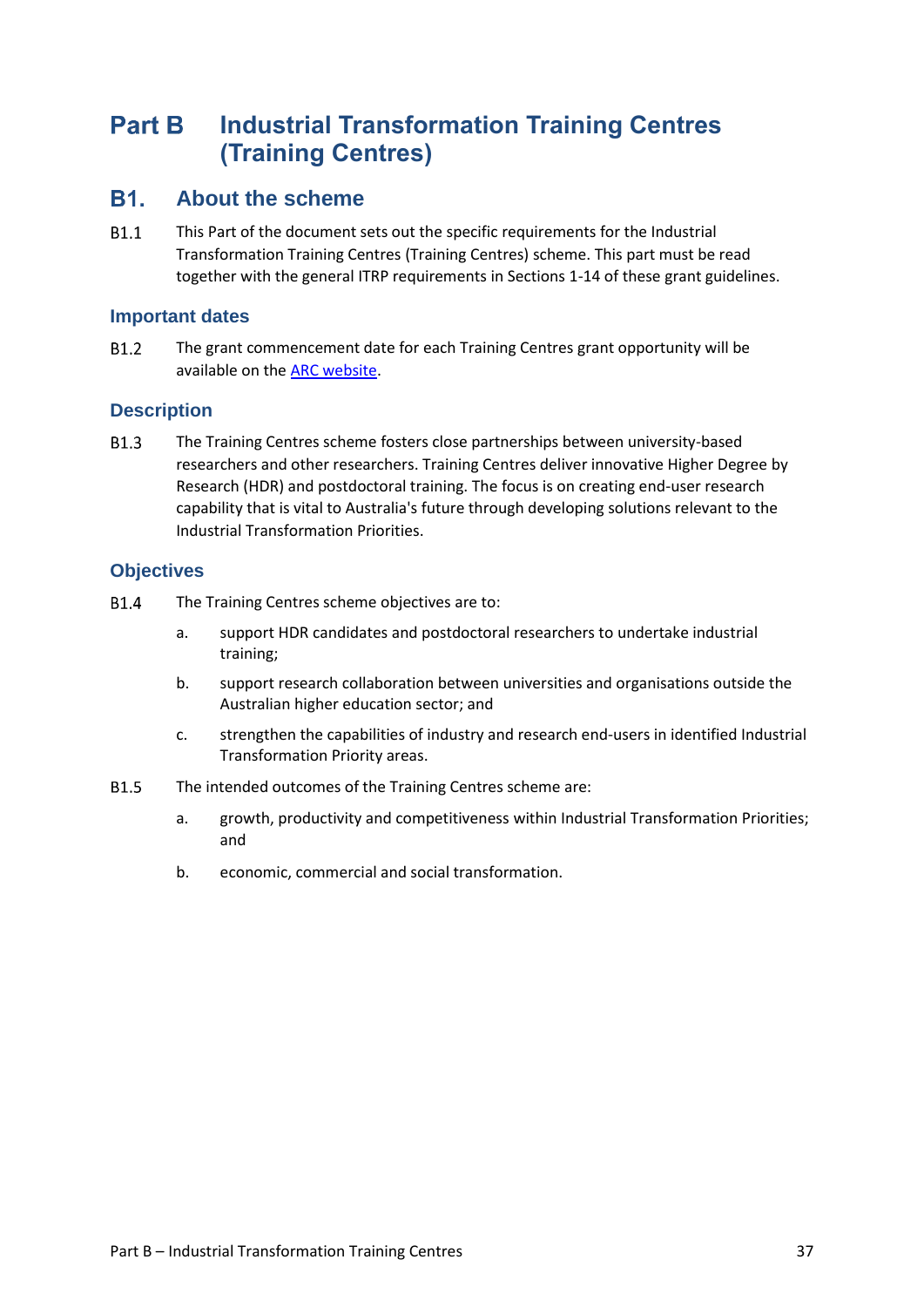# Part B Industrial Transformation Training Centres (Training Centres)

## B1. About the scheme

B1.1 This Part of the document sets out the specific requirements for the Industrial Transformation Training Centres (Training Centres) scheme. This part must be read together with the general ITRP requirements in Sections 1-14 of these grant guidelines.

### Important dates

B1.2 The grant commencement date for each Training Centres grant opportunity will be available on the [ARC website](ARC website).

### Description

B1.3 The Training Centres scheme fosters close partnerships between university-based researchers and other researchers. Training Centres deliver innovative Higher Degree by Research (HDR) and postdoctoral training. The focus is on creating end-user research capability that is vital to Australia's future through developing solutions relevant to the Industrial Transformation Priorities.

### Objectives

B1.4 The Training Centres scheme objectives are to:

a. support HDR candidates and postdoctoral researchers to undertake industrial training;

b. support research collaboration between universities and organisations outside the Australian higher education sector; and

c. strengthen the capabilities of industry and research end-users in identified Industrial Transformation Priority areas.

B1.5 The intended outcomes of the Training Centres scheme are:

a. growth, productivity and competitiveness within Industrial Transformation Priorities; and

b. economic, commercial and social transformation.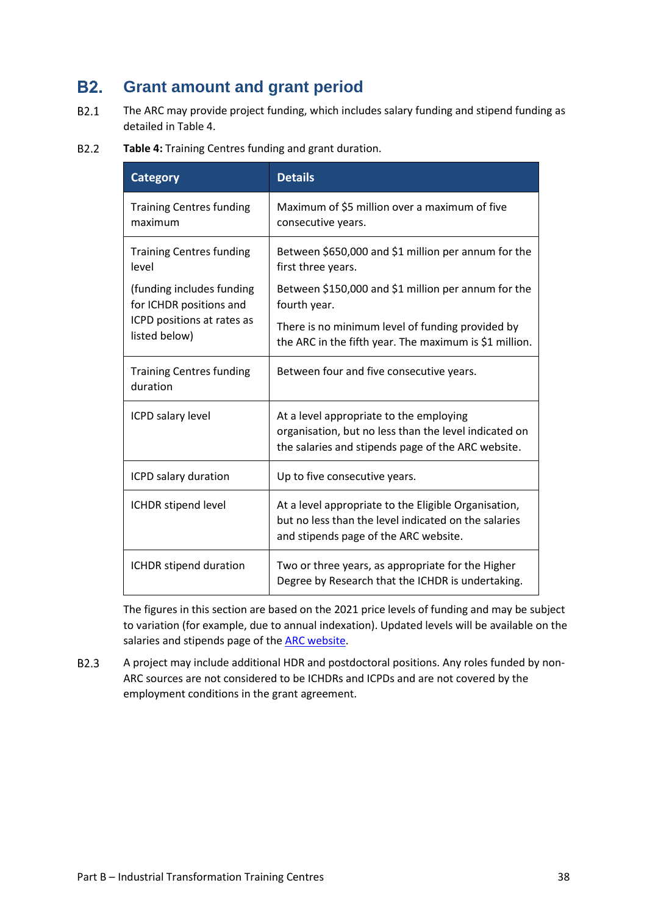## B2. Grant amount and grant period

B2.1 The ARC may provide project funding, which includes salary funding and stipend funding as detailed in Table 4.

B2.2 **Table 4:** Training Centres funding and grant duration.

| Category | Details |
|---|---|
| Training Centres funding maximum | Maximum of $5 million over a maximum of five consecutive years. |
| Training Centres funding level<br><br>(funding includes funding for ICHDR positions and ICPD positions at rates as listed below) | Between $650,000 and $1 million per annum for the first three years.<br><br>Between $150,000 and $1 million per annum for the fourth year.<br><br>There is no minimum level of funding provided by the ARC in the fifth year. The maximum is $1 million. |
| Training Centres funding duration | Between four and five consecutive years. |
| ICPD salary level | At a level appropriate to the employing organisation, but no less than the level indicated on the salaries and stipends page of the ARC website. |
| ICPD salary duration | Up to five consecutive years. |
| ICHDR stipend level | At a level appropriate to the Eligible Organisation, but no less than the level indicated on the salaries and stipends page of the ARC website. |
| ICHDR stipend duration | Two or three years, as appropriate for the Higher Degree by Research that the ICHDR is undertaking. |

The figures in this section are based on the 2021 price levels of funding and may be subject to variation (for example, due to annual indexation). Updated levels will be available on the salaries and stipends page of the ARC website.

B2.3 A project may include additional HDR and postdoctoral positions. Any roles funded by non-ARC sources are not considered to be ICHDRs and ICPDs and are not covered by the employment conditions in the grant agreement.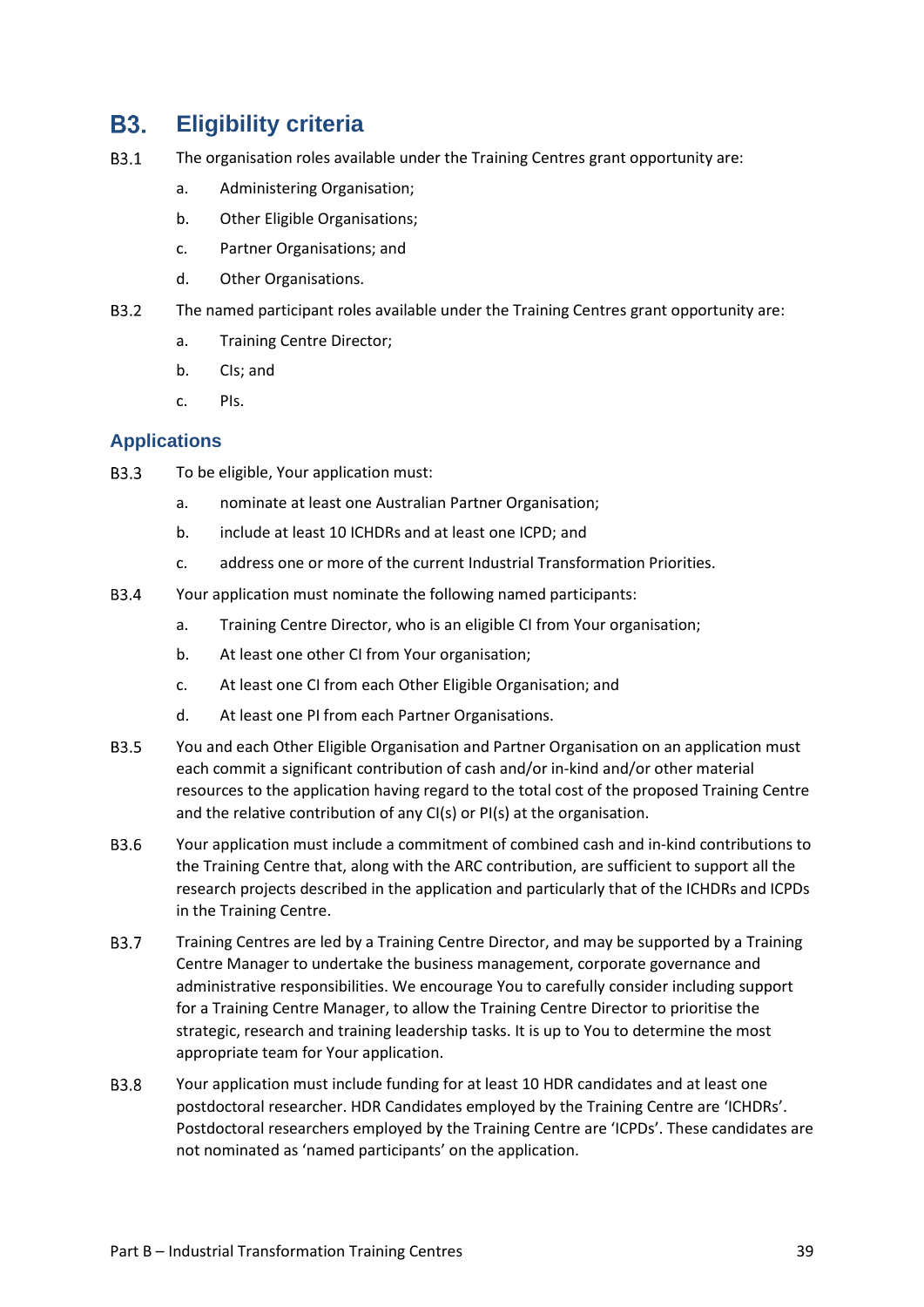## B3. Eligibility criteria

B3.1 The organisation roles available under the Training Centres grant opportunity are:

a. Administering Organisation;

b. Other Eligible Organisations;

c. Partner Organisations; and

d. Other Organisations.

B3.2 The named participant roles available under the Training Centres grant opportunity are:

a. Training Centre Director;

b. CIs; and

c. PIs.

### Applications

B3.3 To be eligible, Your application must:

a. nominate at least one Australian Partner Organisation;

b. include at least 10 ICHDRs and at least one ICPD; and

c. address one or more of the current Industrial Transformation Priorities.

B3.4 Your application must nominate the following named participants:

a. Training Centre Director, who is an eligible CI from Your organisation;

b. At least one other CI from Your organisation;

c. At least one CI from each Other Eligible Organisation; and

d. At least one PI from each Partner Organisations.

B3.5 You and each Other Eligible Organisation and Partner Organisation on an application must each commit a significant contribution of cash and/or in-kind and/or other material resources to the application having regard to the total cost of the proposed Training Centre and the relative contribution of any CI(s) or PI(s) at the organisation.

B3.6 Your application must include a commitment of combined cash and in-kind contributions to the Training Centre that, along with the ARC contribution, are sufficient to support all the research projects described in the application and particularly that of the ICHDRs and ICPDs in the Training Centre.

B3.7 Training Centres are led by a Training Centre Director, and may be supported by a Training Centre Manager to undertake the business management, corporate governance and administrative responsibilities. We encourage You to carefully consider including support for a Training Centre Manager, to allow the Training Centre Director to prioritise the strategic, research and training leadership tasks. It is up to You to determine the most appropriate team for Your application.

B3.8 Your application must include funding for at least 10 HDR candidates and at least one postdoctoral researcher. HDR Candidates employed by the Training Centre are 'ICHDRs'. Postdoctoral researchers employed by the Training Centre are 'ICPDs'. These candidates are not nominated as 'named participants' on the application.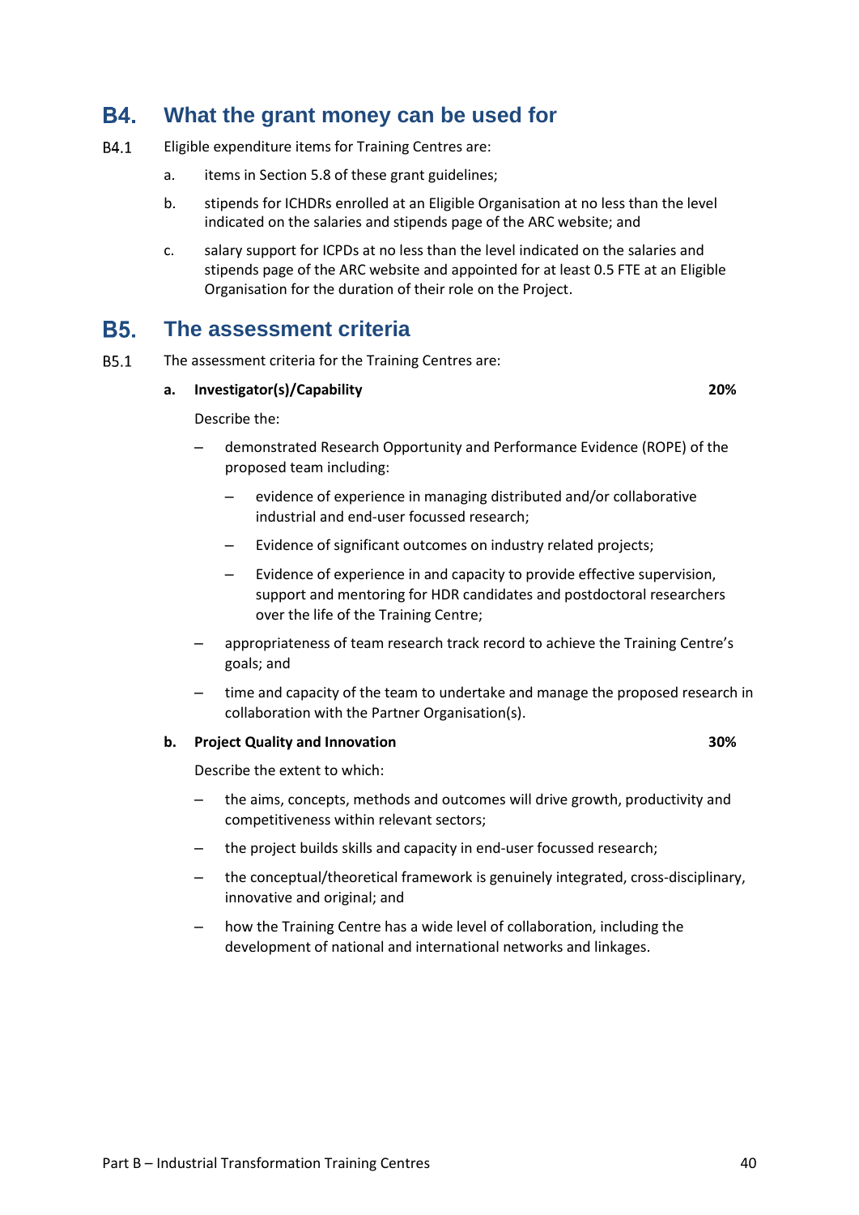## B4. What the grant money can be used for

B4.1 Eligible expenditure items for Training Centres are:

a. items in Section 5.8 of these grant guidelines;

b. stipends for ICHDRs enrolled at an Eligible Organisation at no less than the level indicated on the salaries and stipends page of the ARC website; and

c. salary support for ICPDs at no less than the level indicated on the salaries and stipends page of the ARC website and appointed for at least 0.5 FTE at an Eligible Organisation for the duration of their role on the Project.

## B5. The assessment criteria

B5.1 The assessment criteria for the Training Centres are:

**a. Investigator(s)/Capability** **20%**

Describe the:

- demonstrated Research Opportunity and Performance Evidence (ROPE) of the proposed team including:
  - evidence of experience in managing distributed and/or collaborative industrial and end-user focussed research;
  - Evidence of significant outcomes on industry related projects;
  - Evidence of experience in and capacity to provide effective supervision, support and mentoring for HDR candidates and postdoctoral researchers over the life of the Training Centre;
- appropriateness of team research track record to achieve the Training Centre's goals; and
- time and capacity of the team to undertake and manage the proposed research in collaboration with the Partner Organisation(s).

**b. Project Quality and Innovation** **30%**

Describe the extent to which:

- the aims, concepts, methods and outcomes will drive growth, productivity and competitiveness within relevant sectors;
- the project builds skills and capacity in end-user focussed research;
- the conceptual/theoretical framework is genuinely integrated, cross-disciplinary, innovative and original; and
- how the Training Centre has a wide level of collaboration, including the development of national and international networks and linkages.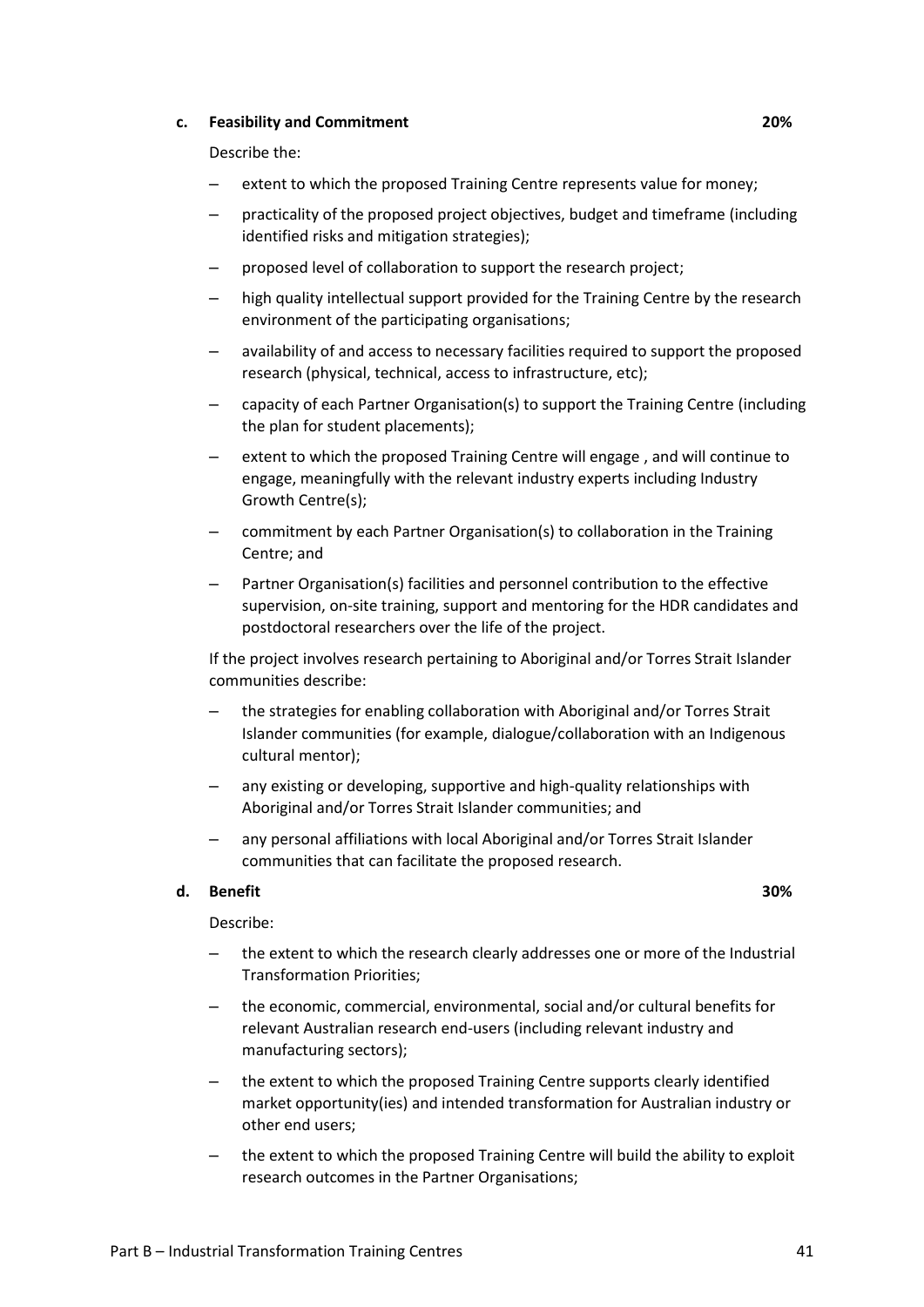**c. Feasibility and Commitment** **20%**

Describe the:

- extent to which the proposed Training Centre represents value for money;
- practicality of the proposed project objectives, budget and timeframe (including identified risks and mitigation strategies);
- proposed level of collaboration to support the research project;
- high quality intellectual support provided for the Training Centre by the research environment of the participating organisations;
- availability of and access to necessary facilities required to support the proposed research (physical, technical, access to infrastructure, etc);
- capacity of each Partner Organisation(s) to support the Training Centre (including the plan for student placements);
- extent to which the proposed Training Centre will engage , and will continue to engage, meaningfully with the relevant industry experts including Industry Growth Centre(s);
- commitment by each Partner Organisation(s) to collaboration in the Training Centre; and
- Partner Organisation(s) facilities and personnel contribution to the effective supervision, on-site training, support and mentoring for the HDR candidates and postdoctoral researchers over the life of the project.

If the project involves research pertaining to Aboriginal and/or Torres Strait Islander communities describe:

- the strategies for enabling collaboration with Aboriginal and/or Torres Strait Islander communities (for example, dialogue/collaboration with an Indigenous cultural mentor);
- any existing or developing, supportive and high-quality relationships with Aboriginal and/or Torres Strait Islander communities; and
- any personal affiliations with local Aboriginal and/or Torres Strait Islander communities that can facilitate the proposed research.

**d. Benefit** **30%**

Describe:

- the extent to which the research clearly addresses one or more of the Industrial Transformation Priorities;
- the economic, commercial, environmental, social and/or cultural benefits for relevant Australian research end-users (including relevant industry and manufacturing sectors);
- the extent to which the proposed Training Centre supports clearly identified market opportunity(ies) and intended transformation for Australian industry or other end users;
- the extent to which the proposed Training Centre will build the ability to exploit research outcomes in the Partner Organisations;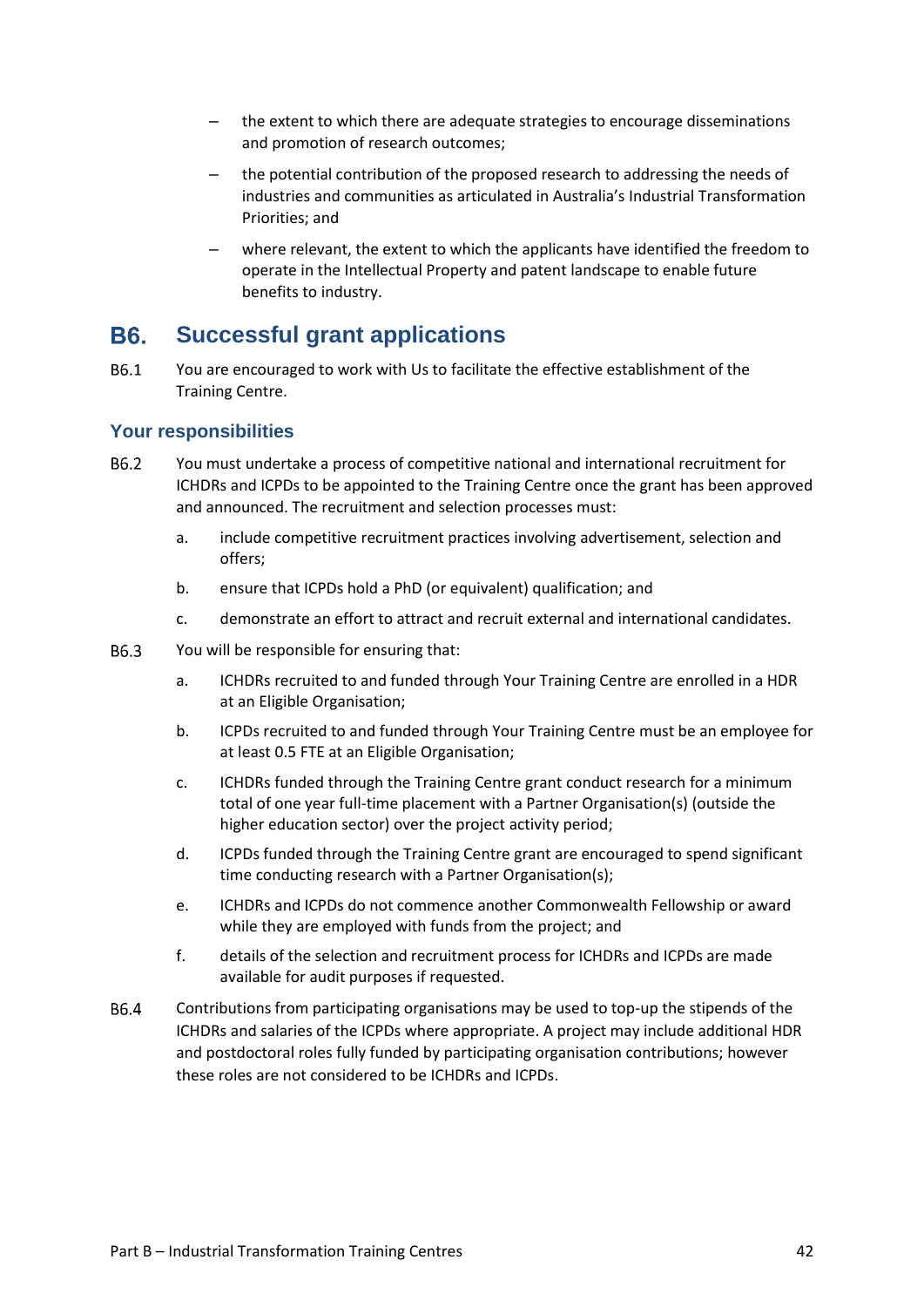- the extent to which there are adequate strategies to encourage disseminations and promotion of research outcomes;
- the potential contribution of the proposed research to addressing the needs of industries and communities as articulated in Australia's Industrial Transformation Priorities; and
- where relevant, the extent to which the applicants have identified the freedom to operate in the Intellectual Property and patent landscape to enable future benefits to industry.

## B6. Successful grant applications

B6.1 You are encouraged to work with Us to facilitate the effective establishment of the Training Centre.

### Your responsibilities

B6.2 You must undertake a process of competitive national and international recruitment for ICHDRs and ICPDs to be appointed to the Training Centre once the grant has been approved and announced. The recruitment and selection processes must:

a. include competitive recruitment practices involving advertisement, selection and offers;

b. ensure that ICPDs hold a PhD (or equivalent) qualification; and

c. demonstrate an effort to attract and recruit external and international candidates.

B6.3 You will be responsible for ensuring that:

a. ICHDRs recruited to and funded through Your Training Centre are enrolled in a HDR at an Eligible Organisation;

b. ICPDs recruited to and funded through Your Training Centre must be an employee for at least 0.5 FTE at an Eligible Organisation;

c. ICHDRs funded through the Training Centre grant conduct research for a minimum total of one year full-time placement with a Partner Organisation(s) (outside the higher education sector) over the project activity period;

d. ICPDs funded through the Training Centre grant are encouraged to spend significant time conducting research with a Partner Organisation(s);

e. ICHDRs and ICPDs do not commence another Commonwealth Fellowship or award while they are employed with funds from the project; and

f. details of the selection and recruitment process for ICHDRs and ICPDs are made available for audit purposes if requested.

B6.4 Contributions from participating organisations may be used to top-up the stipends of the ICHDRs and salaries of the ICPDs where appropriate. A project may include additional HDR and postdoctoral roles fully funded by participating organisation contributions; however these roles are not considered to be ICHDRs and ICPDs.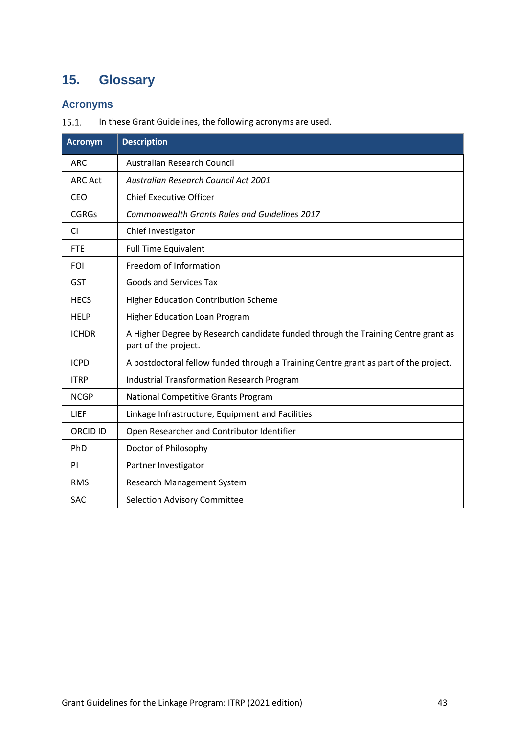# 15. Glossary

## Acronyms

15.1. In these Grant Guidelines, the following acronyms are used.

| Acronym | Description |
|---|---|
| ARC | Australian Research Council |
| ARC Act | *Australian Research Council Act 2001* |
| CEO | Chief Executive Officer |
| CGRGs | *Commonwealth Grants Rules and Guidelines 2017* |
| CI | Chief Investigator |
| FTE | Full Time Equivalent |
| FOI | Freedom of Information |
| GST | Goods and Services Tax |
| HECS | Higher Education Contribution Scheme |
| HELP | Higher Education Loan Program |
| ICHDR | A Higher Degree by Research candidate funded through the Training Centre grant as part of the project. |
| ICPD | A postdoctoral fellow funded through a Training Centre grant as part of the project. |
| ITRP | Industrial Transformation Research Program |
| NCGP | National Competitive Grants Program |
| LIEF | Linkage Infrastructure, Equipment and Facilities |
| ORCID ID | Open Researcher and Contributor Identifier |
| PhD | Doctor of Philosophy |
| PI | Partner Investigator |
| RMS | Research Management System |
| SAC | Selection Advisory Committee |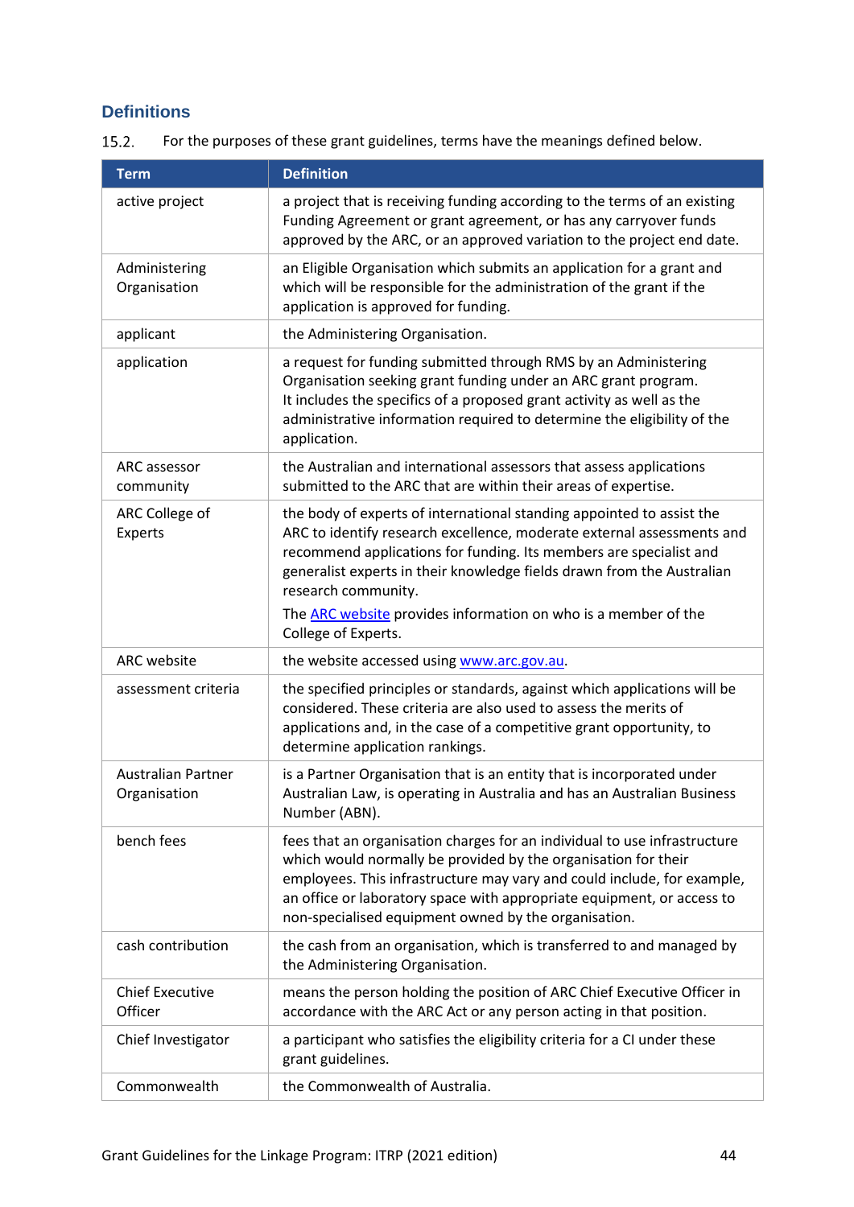## Definitions

15.2. For the purposes of these grant guidelines, terms have the meanings defined below.

| Term | Definition |
|---|---|
| active project | a project that is receiving funding according to the terms of an existing Funding Agreement or grant agreement, or has any carryover funds approved by the ARC, or an approved variation to the project end date. |
| Administering Organisation | an Eligible Organisation which submits an application for a grant and which will be responsible for the administration of the grant if the application is approved for funding. |
| applicant | the Administering Organisation. |
| application | a request for funding submitted through RMS by an Administering Organisation seeking grant funding under an ARC grant program. It includes the specifics of a proposed grant activity as well as the administrative information required to determine the eligibility of the application. |
| ARC assessor community | the Australian and international assessors that assess applications submitted to the ARC that are within their areas of expertise. |
| ARC College of Experts | the body of experts of international standing appointed to assist the ARC to identify research excellence, moderate external assessments and recommend applications for funding. Its members are specialist and generalist experts in their knowledge fields drawn from the Australian research community. The ARC website provides information on who is a member of the College of Experts. |
| ARC website | the website accessed using www.arc.gov.au. |
| assessment criteria | the specified principles or standards, against which applications will be considered. These criteria are also used to assess the merits of applications and, in the case of a competitive grant opportunity, to determine application rankings. |
| Australian Partner Organisation | is a Partner Organisation that is an entity that is incorporated under Australian Law, is operating in Australia and has an Australian Business Number (ABN). |
| bench fees | fees that an organisation charges for an individual to use infrastructure which would normally be provided by the organisation for their employees. This infrastructure may vary and could include, for example, an office or laboratory space with appropriate equipment, or access to non-specialised equipment owned by the organisation. |
| cash contribution | the cash from an organisation, which is transferred to and managed by the Administering Organisation. |
| Chief Executive Officer | means the person holding the position of ARC Chief Executive Officer in accordance with the ARC Act or any person acting in that position. |
| Chief Investigator | a participant who satisfies the eligibility criteria for a CI under these grant guidelines. |
| Commonwealth | the Commonwealth of Australia. |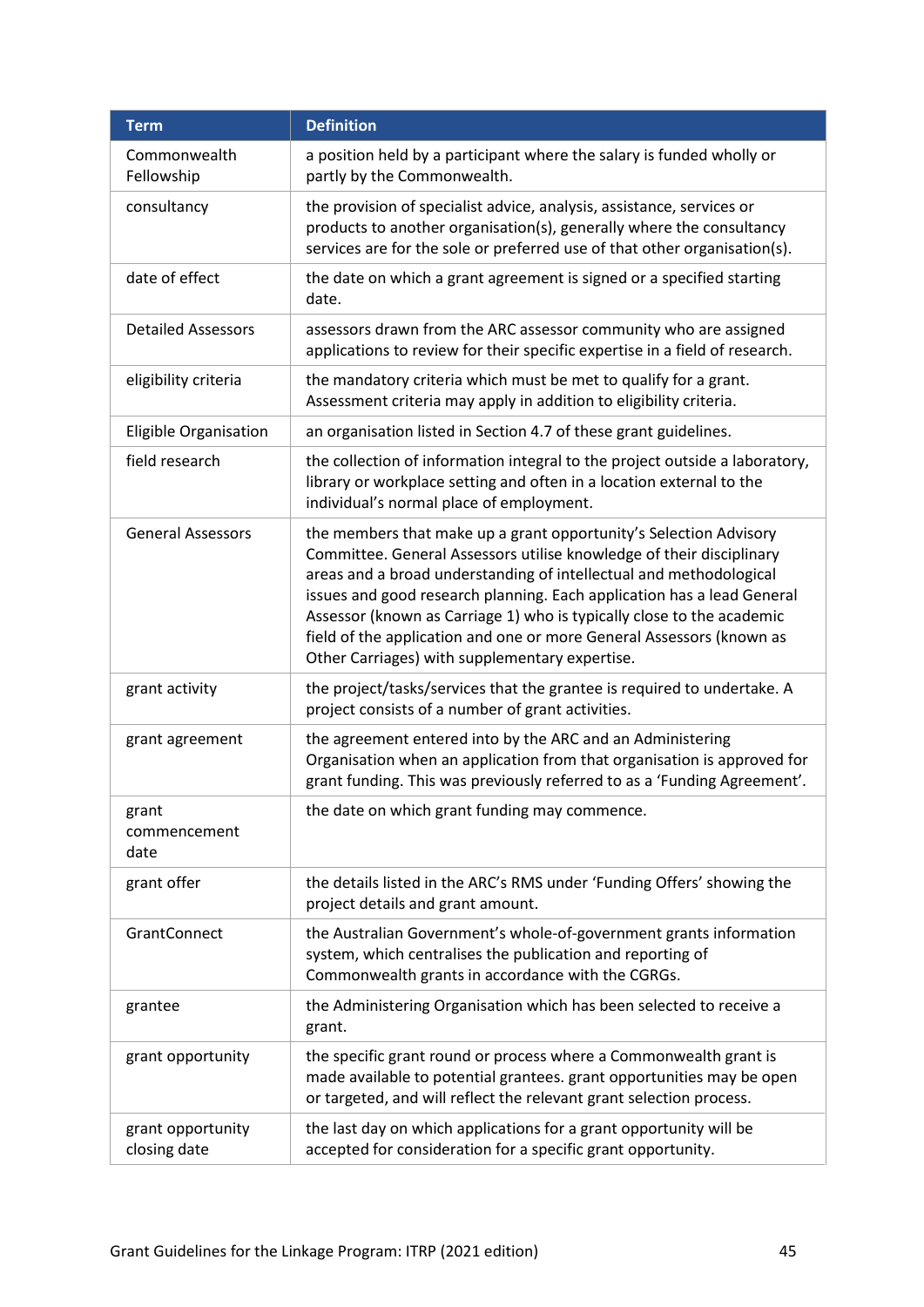| Term | Definition |
| --- | --- |
| Commonwealth Fellowship | a position held by a participant where the salary is funded wholly or partly by the Commonwealth. |
| consultancy | the provision of specialist advice, analysis, assistance, services or products to another organisation(s), generally where the consultancy services are for the sole or preferred use of that other organisation(s). |
| date of effect | the date on which a grant agreement is signed or a specified starting date. |
| Detailed Assessors | assessors drawn from the ARC assessor community who are assigned applications to review for their specific expertise in a field of research. |
| eligibility criteria | the mandatory criteria which must be met to qualify for a grant. Assessment criteria may apply in addition to eligibility criteria. |
| Eligible Organisation | an organisation listed in Section 4.7 of these grant guidelines. |
| field research | the collection of information integral to the project outside a laboratory, library or workplace setting and often in a location external to the individual's normal place of employment. |
| General Assessors | the members that make up a grant opportunity's Selection Advisory Committee. General Assessors utilise knowledge of their disciplinary areas and a broad understanding of intellectual and methodological issues and good research planning. Each application has a lead General Assessor (known as Carriage 1) who is typically close to the academic field of the application and one or more General Assessors (known as Other Carriages) with supplementary expertise. |
| grant activity | the project/tasks/services that the grantee is required to undertake. A project consists of a number of grant activities. |
| grant agreement | the agreement entered into by the ARC and an Administering Organisation when an application from that organisation is approved for grant funding. This was previously referred to as a 'Funding Agreement'. |
| grant commencement date | the date on which grant funding may commence. |
| grant offer | the details listed in the ARC's RMS under 'Funding Offers' showing the project details and grant amount. |
| GrantConnect | the Australian Government's whole-of-government grants information system, which centralises the publication and reporting of Commonwealth grants in accordance with the CGRGs. |
| grantee | the Administering Organisation which has been selected to receive a grant. |
| grant opportunity | the specific grant round or process where a Commonwealth grant is made available to potential grantees. grant opportunities may be open or targeted, and will reflect the relevant grant selection process. |
| grant opportunity closing date | the last day on which applications for a grant opportunity will be accepted for consideration for a specific grant opportunity. |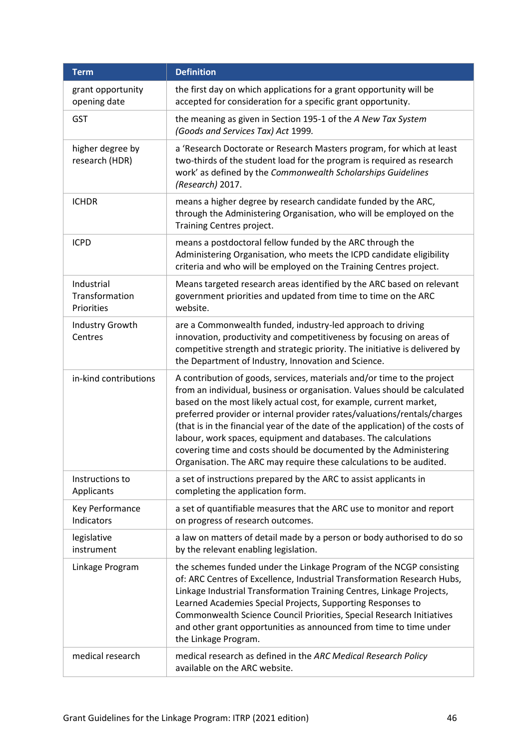| Term | Definition |
|---|---|
| grant opportunity opening date | the first day on which applications for a grant opportunity will be accepted for consideration for a specific grant opportunity. |
| GST | the meaning as given in Section 195-1 of the *A New Tax System (Goods and Services Tax) Act* 1999. |
| higher degree by research (HDR) | a 'Research Doctorate or Research Masters program, for which at least two-thirds of the student load for the program is required as research work' as defined by the *Commonwealth Scholarships Guidelines (Research)* 2017. |
| ICHDR | means a higher degree by research candidate funded by the ARC, through the Administering Organisation, who will be employed on the Training Centres project. |
| ICPD | means a postdoctoral fellow funded by the ARC through the Administering Organisation, who meets the ICPD candidate eligibility criteria and who will be employed on the Training Centres project. |
| Industrial Transformation Priorities | Means targeted research areas identified by the ARC based on relevant government priorities and updated from time to time on the ARC website. |
| Industry Growth Centres | are a Commonwealth funded, industry-led approach to driving innovation, productivity and competitiveness by focusing on areas of competitive strength and strategic priority. The initiative is delivered by the Department of Industry, Innovation and Science. |
| in-kind contributions | A contribution of goods, services, materials and/or time to the project from an individual, business or organisation. Values should be calculated based on the most likely actual cost, for example, current market, preferred provider or internal provider rates/valuations/rentals/charges (that is in the financial year of the date of the application) of the costs of labour, work spaces, equipment and databases. The calculations covering time and costs should be documented by the Administering Organisation. The ARC may require these calculations to be audited. |
| Instructions to Applicants | a set of instructions prepared by the ARC to assist applicants in completing the application form. |
| Key Performance Indicators | a set of quantifiable measures that the ARC use to monitor and report on progress of research outcomes. |
| legislative instrument | a law on matters of detail made by a person or body authorised to do so by the relevant enabling legislation. |
| Linkage Program | the schemes funded under the Linkage Program of the NCGP consisting of: ARC Centres of Excellence, Industrial Transformation Research Hubs, Linkage Industrial Transformation Training Centres, Linkage Projects, Learned Academies Special Projects, Supporting Responses to Commonwealth Science Council Priorities, Special Research Initiatives and other grant opportunities as announced from time to time under the Linkage Program. |
| medical research | medical research as defined in the *ARC Medical Research Policy* available on the ARC website. |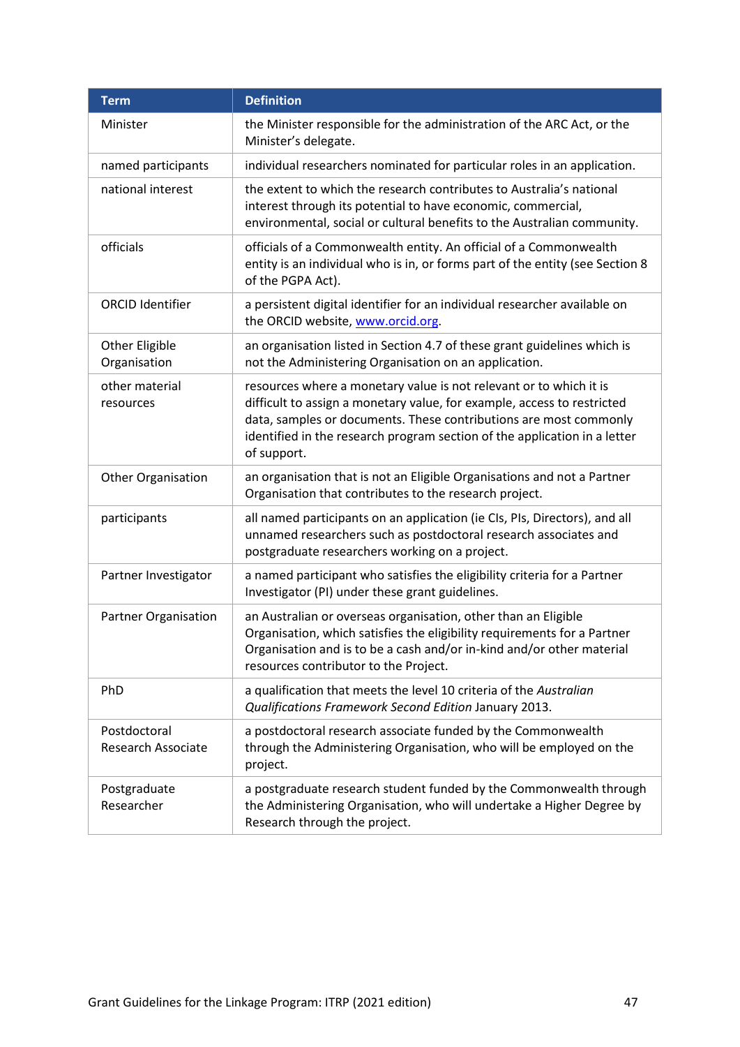| Term | Definition |
| --- | --- |
| Minister | the Minister responsible for the administration of the ARC Act, or the Minister's delegate. |
| named participants | individual researchers nominated for particular roles in an application. |
| national interest | the extent to which the research contributes to Australia's national interest through its potential to have economic, commercial, environmental, social or cultural benefits to the Australian community. |
| officials | officials of a Commonwealth entity. An official of a Commonwealth entity is an individual who is in, or forms part of the entity (see Section 8 of the PGPA Act). |
| ORCID Identifier | a persistent digital identifier for an individual researcher available on the ORCID website, [www.orcid.org](http://www.orcid.org). |
| Other Eligible Organisation | an organisation listed in Section 4.7 of these grant guidelines which is not the Administering Organisation on an application. |
| other material resources | resources where a monetary value is not relevant or to which it is difficult to assign a monetary value, for example, access to restricted data, samples or documents. These contributions are most commonly identified in the research program section of the application in a letter of support. |
| Other Organisation | an organisation that is not an Eligible Organisations and not a Partner Organisation that contributes to the research project. |
| participants | all named participants on an application (ie CIs, PIs, Directors), and all unnamed researchers such as postdoctoral research associates and postgraduate researchers working on a project. |
| Partner Investigator | a named participant who satisfies the eligibility criteria for a Partner Investigator (PI) under these grant guidelines. |
| Partner Organisation | an Australian or overseas organisation, other than an Eligible Organisation, which satisfies the eligibility requirements for a Partner Organisation and is to be a cash and/or in-kind and/or other material resources contributor to the Project. |
| PhD | a qualification that meets the level 10 criteria of the *Australian Qualifications Framework Second Edition* January 2013. |
| Postdoctoral Research Associate | a postdoctoral research associate funded by the Commonwealth through the Administering Organisation, who will be employed on the project. |
| Postgraduate Researcher | a postgraduate research student funded by the Commonwealth through the Administering Organisation, who will undertake a Higher Degree by Research through the project. |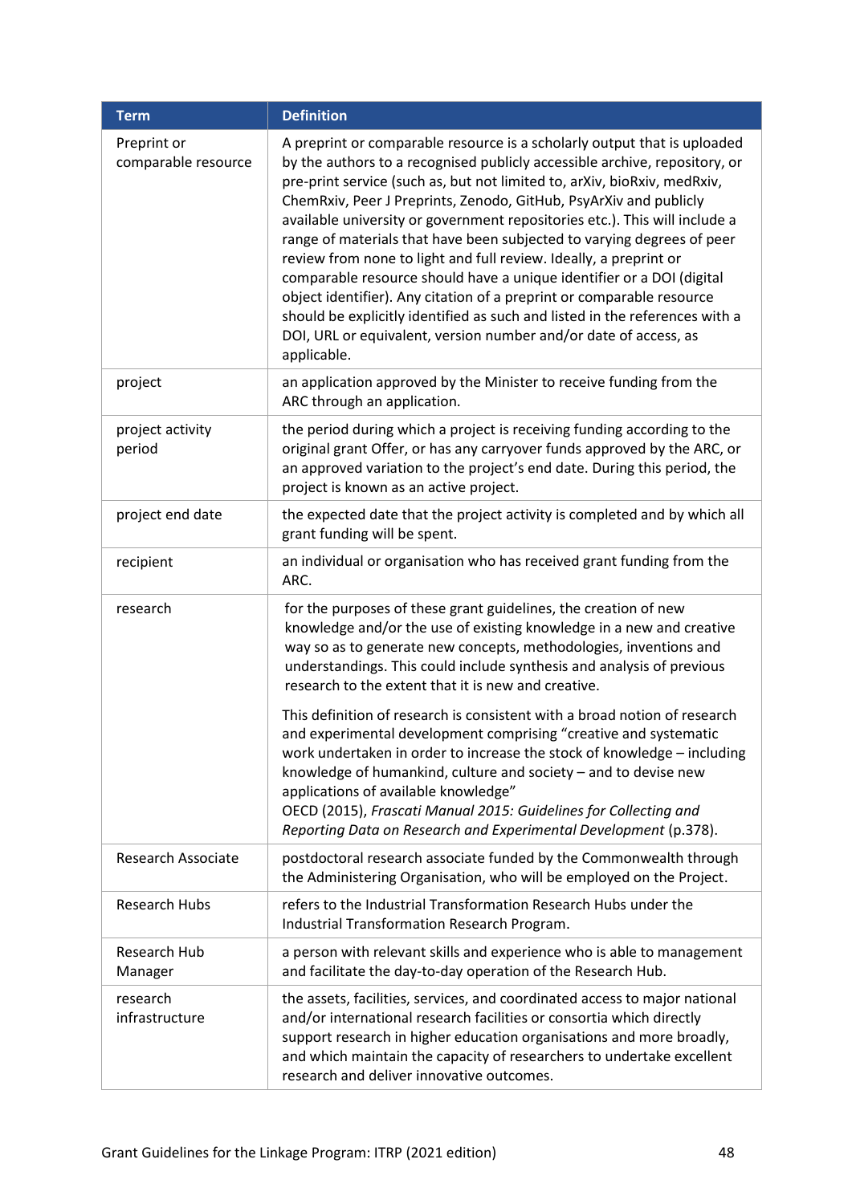| Term | Definition |
|---|---|
| Preprint or comparable resource | A preprint or comparable resource is a scholarly output that is uploaded by the authors to a recognised publicly accessible archive, repository, or pre-print service (such as, but not limited to, arXiv, bioRxiv, medRxiv, ChemRxiv, Peer J Preprints, Zenodo, GitHub, PsyArXiv and publicly available university or government repositories etc.). This will include a range of materials that have been subjected to varying degrees of peer review from none to light and full review. Ideally, a preprint or comparable resource should have a unique identifier or a DOI (digital object identifier). Any citation of a preprint or comparable resource should be explicitly identified as such and listed in the references with a DOI, URL or equivalent, version number and/or date of access, as applicable. |
| project | an application approved by the Minister to receive funding from the ARC through an application. |
| project activity period | the period during which a project is receiving funding according to the original grant Offer, or has any carryover funds approved by the ARC, or an approved variation to the project's end date. During this period, the project is known as an active project. |
| project end date | the expected date that the project activity is completed and by which all grant funding will be spent. |
| recipient | an individual or organisation who has received grant funding from the ARC. |
| research | for the purposes of these grant guidelines, the creation of new knowledge and/or the use of existing knowledge in a new and creative way so as to generate new concepts, methodologies, inventions and understandings. This could include synthesis and analysis of previous research to the extent that it is new and creative.<br><br>This definition of research is consistent with a broad notion of research and experimental development comprising "creative and systematic work undertaken in order to increase the stock of knowledge – including knowledge of humankind, culture and society – and to devise new applications of available knowledge"<br>OECD (2015), *Frascati Manual 2015: Guidelines for Collecting and Reporting Data on Research and Experimental Development* (p.378). |
| Research Associate | postdoctoral research associate funded by the Commonwealth through the Administering Organisation, who will be employed on the Project. |
| Research Hubs | refers to the Industrial Transformation Research Hubs under the Industrial Transformation Research Program. |
| Research Hub Manager | a person with relevant skills and experience who is able to management and facilitate the day-to-day operation of the Research Hub. |
| research infrastructure | the assets, facilities, services, and coordinated access to major national and/or international research facilities or consortia which directly support research in higher education organisations and more broadly, and which maintain the capacity of researchers to undertake excellent research and deliver innovative outcomes. |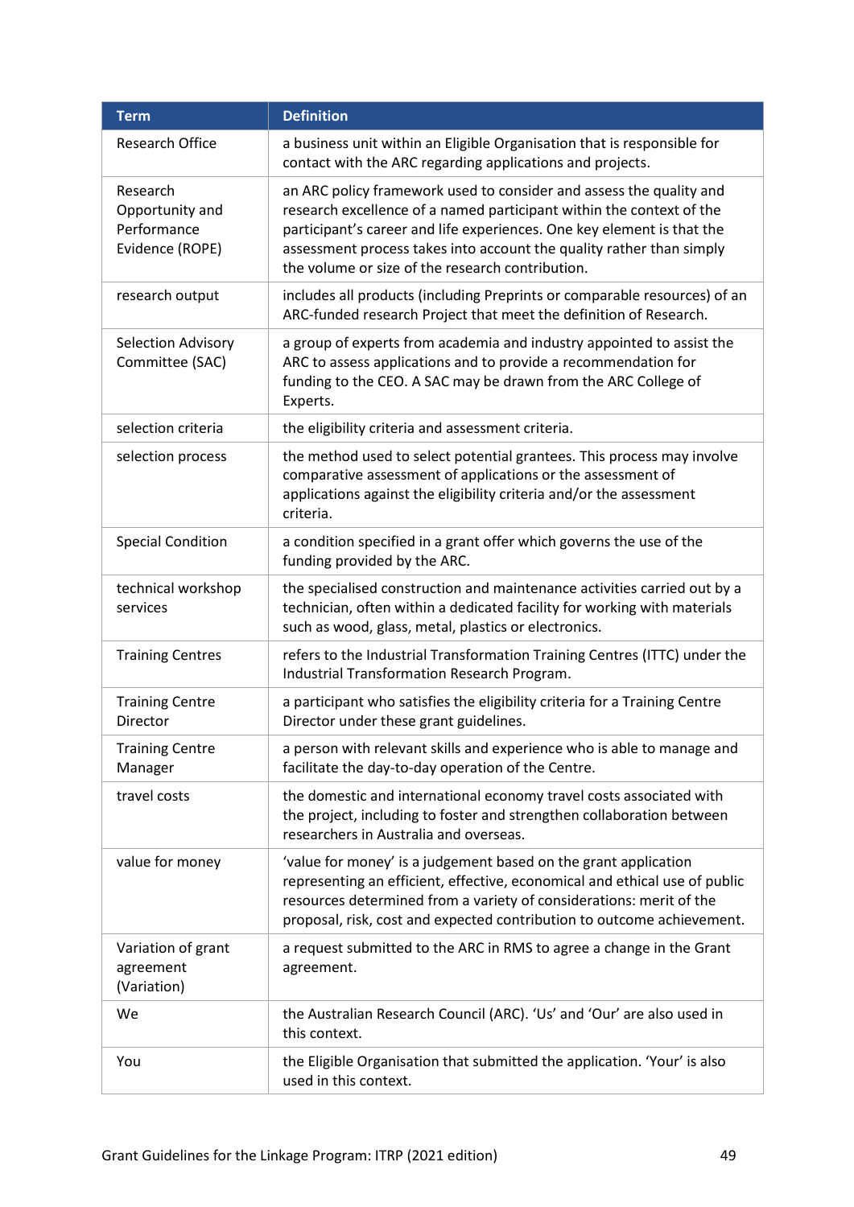| Term | Definition |
|---|---|
| Research Office | a business unit within an Eligible Organisation that is responsible for contact with the ARC regarding applications and projects. |
| Research Opportunity and Performance Evidence (ROPE) | an ARC policy framework used to consider and assess the quality and research excellence of a named participant within the context of the participant's career and life experiences. One key element is that the assessment process takes into account the quality rather than simply the volume or size of the research contribution. |
| research output | includes all products (including Preprints or comparable resources) of an ARC-funded research Project that meet the definition of Research. |
| Selection Advisory Committee (SAC) | a group of experts from academia and industry appointed to assist the ARC to assess applications and to provide a recommendation for funding to the CEO. A SAC may be drawn from the ARC College of Experts. |
| selection criteria | the eligibility criteria and assessment criteria. |
| selection process | the method used to select potential grantees. This process may involve comparative assessment of applications or the assessment of applications against the eligibility criteria and/or the assessment criteria. |
| Special Condition | a condition specified in a grant offer which governs the use of the funding provided by the ARC. |
| technical workshop services | the specialised construction and maintenance activities carried out by a technician, often within a dedicated facility for working with materials such as wood, glass, metal, plastics or electronics. |
| Training Centres | refers to the Industrial Transformation Training Centres (ITTC) under the Industrial Transformation Research Program. |
| Training Centre Director | a participant who satisfies the eligibility criteria for a Training Centre Director under these grant guidelines. |
| Training Centre Manager | a person with relevant skills and experience who is able to manage and facilitate the day-to-day operation of the Centre. |
| travel costs | the domestic and international economy travel costs associated with the project, including to foster and strengthen collaboration between researchers in Australia and overseas. |
| value for money | 'value for money' is a judgement based on the grant application representing an efficient, effective, economical and ethical use of public resources determined from a variety of considerations: merit of the proposal, risk, cost and expected contribution to outcome achievement. |
| Variation of grant agreement (Variation) | a request submitted to the ARC in RMS to agree a change in the Grant agreement. |
| We | the Australian Research Council (ARC). 'Us' and 'Our' are also used in this context. |
| You | the Eligible Organisation that submitted the application. 'Your' is also used in this context. |